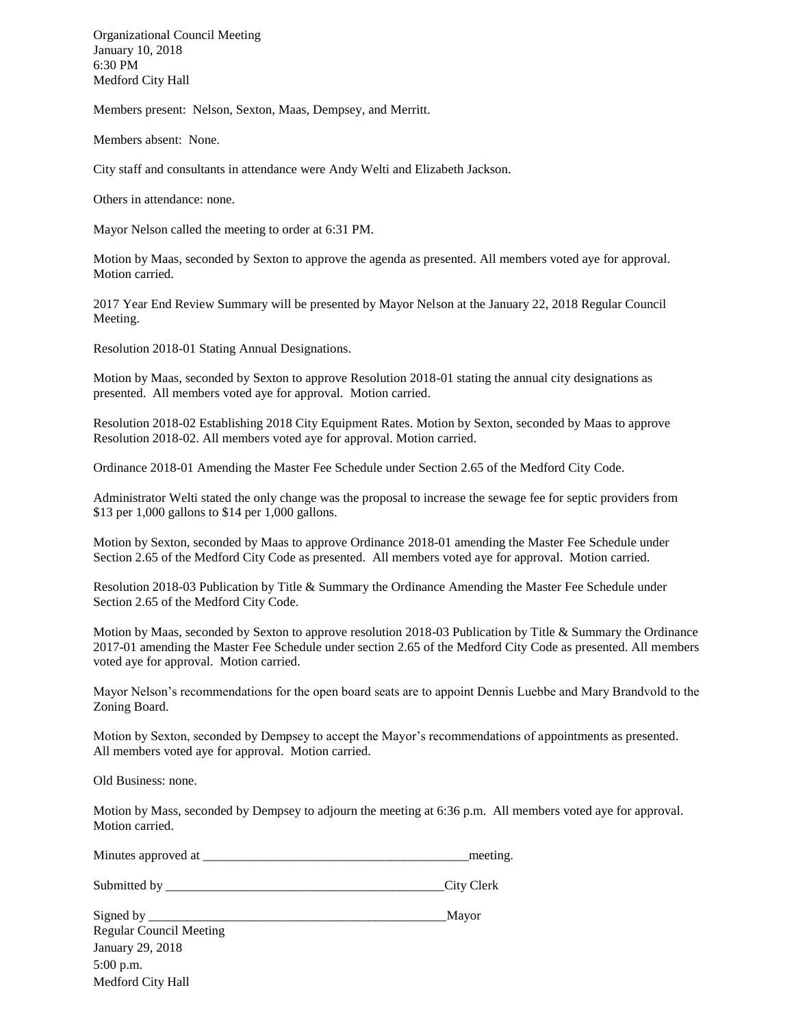Organizational Council Meeting
January 10, 2018
6:30 PM
Medford City Hall

Members present: Nelson, Sexton, Maas, Dempsey, and Merritt.

Members absent: None.

City staff and consultants in attendance were Andy Welti and Elizabeth Jackson.

Others in attendance: none.

Mayor Nelson called the meeting to order at 6:31 PM.

Motion by Maas, seconded by Sexton to approve the agenda as presented. All members voted aye for approval. Motion carried.

2017 Year End Review Summary will be presented by Mayor Nelson at the January 22, 2018 Regular Council Meeting.

Resolution 2018-01 Stating Annual Designations.

Motion by Maas, seconded by Sexton to approve Resolution 2018-01 stating the annual city designations as presented. All members voted aye for approval. Motion carried.

Resolution 2018-02 Establishing 2018 City Equipment Rates. Motion by Sexton, seconded by Maas to approve Resolution 2018-02. All members voted aye for approval. Motion carried.

Ordinance 2018-01 Amending the Master Fee Schedule under Section 2.65 of the Medford City Code.

Administrator Welti stated the only change was the proposal to increase the sewage fee for septic providers from $13 per 1,000 gallons to $14 per 1,000 gallons.

Motion by Sexton, seconded by Maas to approve Ordinance 2018-01 amending the Master Fee Schedule under Section 2.65 of the Medford City Code as presented. All members voted aye for approval. Motion carried.

Resolution 2018-03 Publication by Title & Summary the Ordinance Amending the Master Fee Schedule under Section 2.65 of the Medford City Code.

Motion by Maas, seconded by Sexton to approve resolution 2018-03 Publication by Title & Summary the Ordinance 2017-01 amending the Master Fee Schedule under section 2.65 of the Medford City Code as presented. All members voted aye for approval. Motion carried.

Mayor Nelson's recommendations for the open board seats are to appoint Dennis Luebbe and Mary Brandvold to the Zoning Board.

Motion by Sexton, seconded by Dempsey to accept the Mayor's recommendations of appointments as presented. All members voted aye for approval. Motion carried.

Old Business: none.

Motion by Mass, seconded by Dempsey to adjourn the meeting at 6:36 p.m. All members voted aye for approval. Motion carried.

Minutes approved at \_\_\_\_\_\_\_\_\_\_\_\_\_\_\_\_\_\_\_\_\_\_\_\_\_\_\_\_\_\_\_\_\_\_\_\_\_\_\_\_\_meeting.

Submitted by \_\_\_\_\_\_\_\_\_\_\_\_\_\_\_\_\_\_\_\_\_\_\_\_\_\_\_\_\_\_\_\_\_\_\_\_\_\_\_\_\_\_\_City Clerk

Signed by \_\_\_\_\_\_\_\_\_\_\_\_\_\_\_\_\_\_\_\_\_\_\_\_\_\_\_\_\_\_\_\_\_\_\_\_\_\_\_\_\_\_\_\_\_\_\_Mayor

Regular Council Meeting
January 29, 2018
5:00 p.m.
Medford City Hall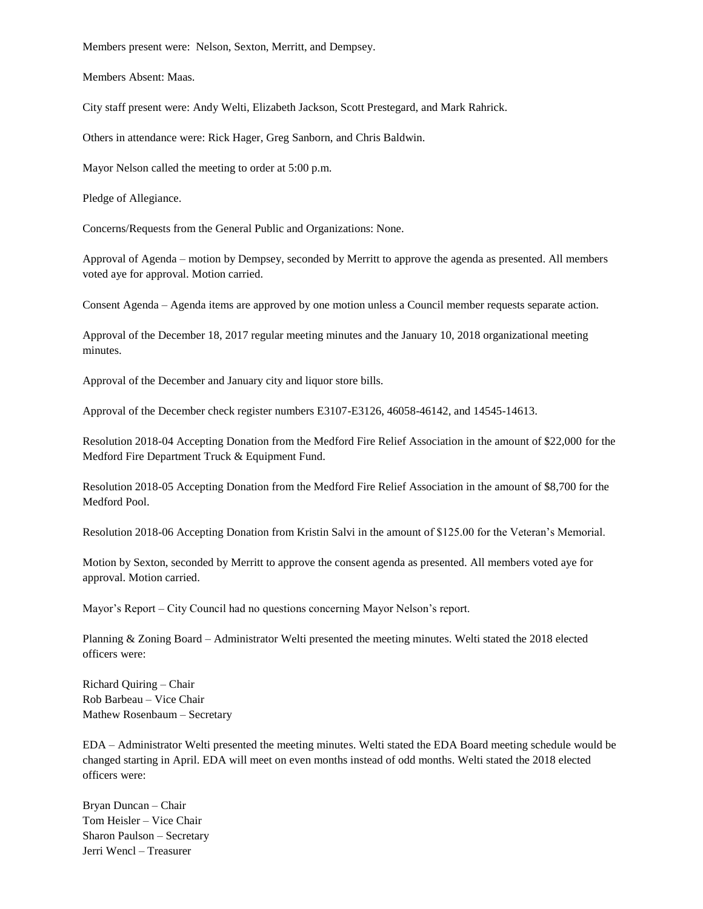Members present were: Nelson, Sexton, Merritt, and Dempsey.

Members Absent: Maas.

City staff present were: Andy Welti, Elizabeth Jackson, Scott Prestegard, and Mark Rahrick.

Others in attendance were: Rick Hager, Greg Sanborn, and Chris Baldwin.

Mayor Nelson called the meeting to order at 5:00 p.m.

Pledge of Allegiance.

Concerns/Requests from the General Public and Organizations: None.

Approval of Agenda – motion by Dempsey, seconded by Merritt to approve the agenda as presented. All members voted aye for approval. Motion carried.

Consent Agenda – Agenda items are approved by one motion unless a Council member requests separate action.

Approval of the December 18, 2017 regular meeting minutes and the January 10, 2018 organizational meeting minutes.

Approval of the December and January city and liquor store bills.

Approval of the December check register numbers E3107-E3126, 46058-46142, and 14545-14613.

Resolution 2018-04 Accepting Donation from the Medford Fire Relief Association in the amount of $22,000 for the Medford Fire Department Truck & Equipment Fund.

Resolution 2018-05 Accepting Donation from the Medford Fire Relief Association in the amount of $8,700 for the Medford Pool.

Resolution 2018-06 Accepting Donation from Kristin Salvi in the amount of $125.00 for the Veteran's Memorial.

Motion by Sexton, seconded by Merritt to approve the consent agenda as presented. All members voted aye for approval. Motion carried.

Mayor's Report – City Council had no questions concerning Mayor Nelson's report.

Planning & Zoning Board – Administrator Welti presented the meeting minutes. Welti stated the 2018 elected officers were:

Richard Quiring – Chair  
Rob Barbeau – Vice Chair  
Mathew Rosenbaum – Secretary

EDA – Administrator Welti presented the meeting minutes. Welti stated the EDA Board meeting schedule would be changed starting in April. EDA will meet on even months instead of odd months. Welti stated the 2018 elected officers were:

Bryan Duncan – Chair  
Tom Heisler – Vice Chair  
Sharon Paulson – Secretary  
Jerri Wencl – Treasurer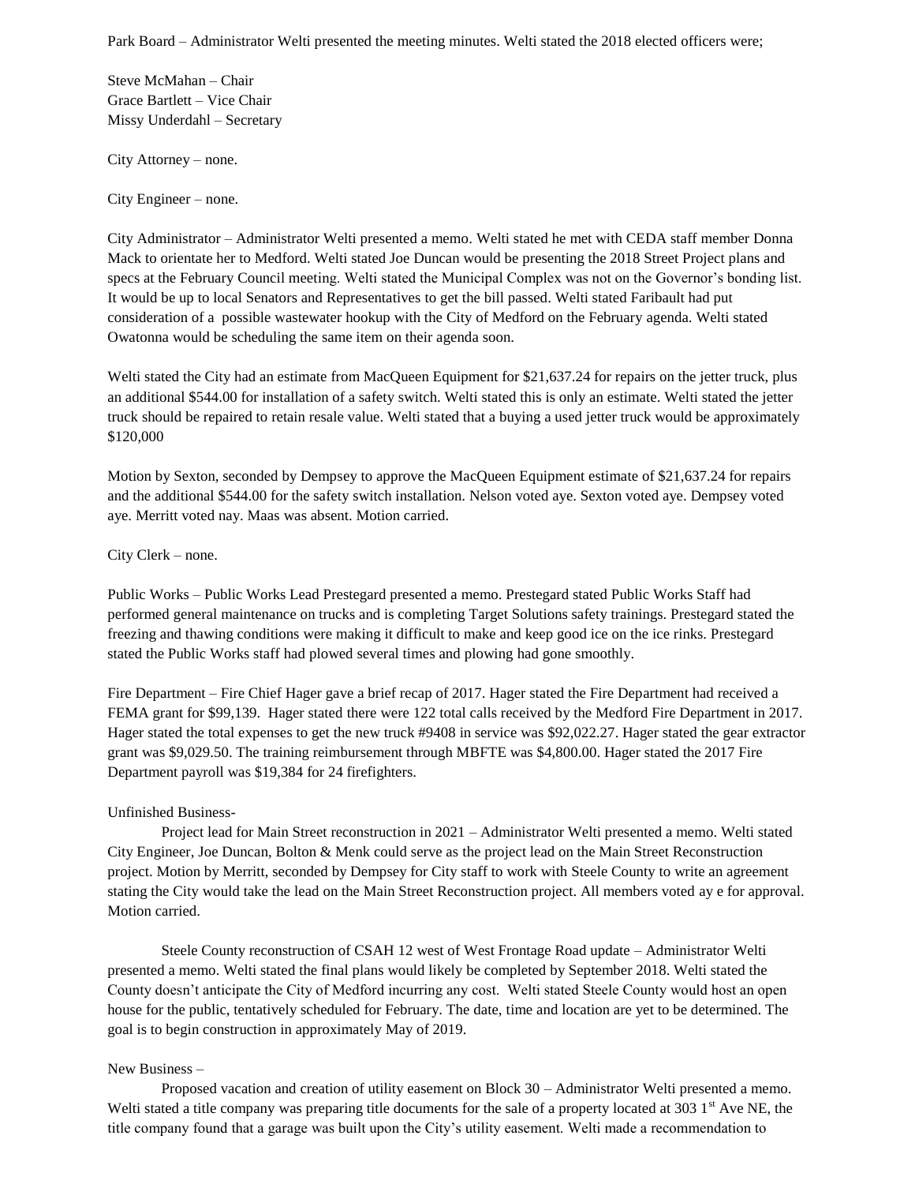Park Board – Administrator Welti presented the meeting minutes. Welti stated the 2018 elected officers were;

Steve McMahan – Chair
Grace Bartlett – Vice Chair
Missy Underdahl – Secretary

City Attorney – none.

City Engineer – none.

City Administrator – Administrator Welti presented a memo. Welti stated he met with CEDA staff member Donna Mack to orientate her to Medford. Welti stated Joe Duncan would be presenting the 2018 Street Project plans and specs at the February Council meeting. Welti stated the Municipal Complex was not on the Governor's bonding list. It would be up to local Senators and Representatives to get the bill passed. Welti stated Faribault had put consideration of a possible wastewater hookup with the City of Medford on the February agenda. Welti stated Owatonna would be scheduling the same item on their agenda soon.

Welti stated the City had an estimate from MacQueen Equipment for $21,637.24 for repairs on the jetter truck, plus an additional $544.00 for installation of a safety switch. Welti stated this is only an estimate. Welti stated the jetter truck should be repaired to retain resale value. Welti stated that a buying a used jetter truck would be approximately $120,000

Motion by Sexton, seconded by Dempsey to approve the MacQueen Equipment estimate of $21,637.24 for repairs and the additional $544.00 for the safety switch installation. Nelson voted aye. Sexton voted aye. Dempsey voted aye. Merritt voted nay. Maas was absent. Motion carried.

City Clerk – none.

Public Works – Public Works Lead Prestegard presented a memo. Prestegard stated Public Works Staff had performed general maintenance on trucks and is completing Target Solutions safety trainings. Prestegard stated the freezing and thawing conditions were making it difficult to make and keep good ice on the ice rinks. Prestegard stated the Public Works staff had plowed several times and plowing had gone smoothly.

Fire Department – Fire Chief Hager gave a brief recap of 2017. Hager stated the Fire Department had received a FEMA grant for $99,139. Hager stated there were 122 total calls received by the Medford Fire Department in 2017. Hager stated the total expenses to get the new truck #9408 in service was $92,022.27. Hager stated the gear extractor grant was $9,029.50. The training reimbursement through MBFTE was $4,800.00. Hager stated the 2017 Fire Department payroll was $19,384 for 24 firefighters.

Unfinished Business-

Project lead for Main Street reconstruction in 2021 – Administrator Welti presented a memo. Welti stated City Engineer, Joe Duncan, Bolton & Menk could serve as the project lead on the Main Street Reconstruction project. Motion by Merritt, seconded by Dempsey for City staff to work with Steele County to write an agreement stating the City would take the lead on the Main Street Reconstruction project. All members voted ay e for approval. Motion carried.

Steele County reconstruction of CSAH 12 west of West Frontage Road update – Administrator Welti presented a memo. Welti stated the final plans would likely be completed by September 2018. Welti stated the County doesn't anticipate the City of Medford incurring any cost. Welti stated Steele County would host an open house for the public, tentatively scheduled for February. The date, time and location are yet to be determined. The goal is to begin construction in approximately May of 2019.

New Business –

Proposed vacation and creation of utility easement on Block 30 – Administrator Welti presented a memo. Welti stated a title company was preparing title documents for the sale of a property located at 303 1st Ave NE, the title company found that a garage was built upon the City's utility easement. Welti made a recommendation to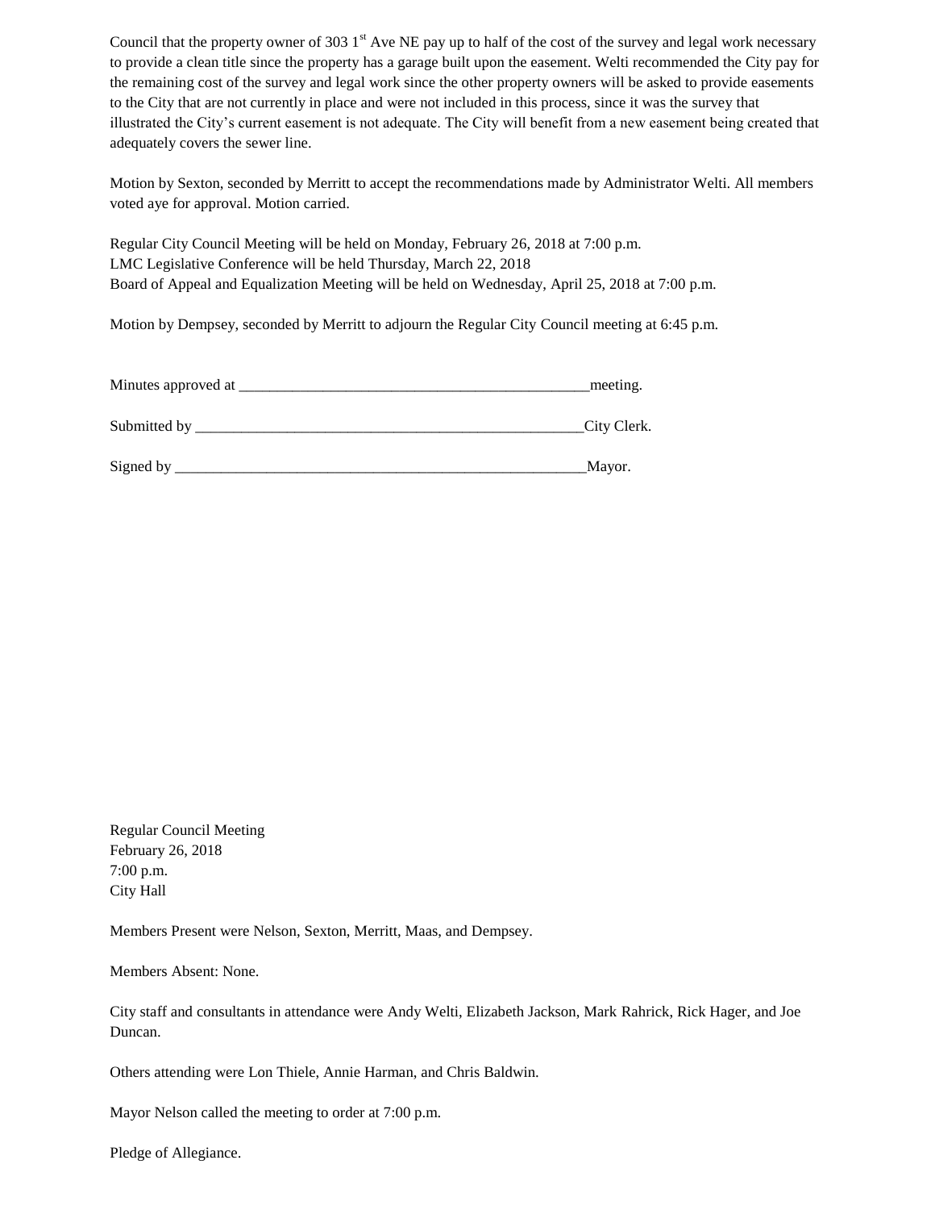Council that the property owner of 303 1st Ave NE pay up to half of the cost of the survey and legal work necessary to provide a clean title since the property has a garage built upon the easement. Welti recommended the City pay for the remaining cost of the survey and legal work since the other property owners will be asked to provide easements to the City that are not currently in place and were not included in this process, since it was the survey that illustrated the City's current easement is not adequate. The City will benefit from a new easement being created that adequately covers the sewer line.

Motion by Sexton, seconded by Merritt to accept the recommendations made by Administrator Welti. All members voted aye for approval. Motion carried.

Regular City Council Meeting will be held on Monday, February 26, 2018 at 7:00 p.m.
LMC Legislative Conference will be held Thursday, March 22, 2018
Board of Appeal and Equalization Meeting will be held on Wednesday, April 25, 2018 at 7:00 p.m.

Motion by Dempsey, seconded by Merritt to adjourn the Regular City Council meeting at 6:45 p.m.

Minutes approved at ______________________________________________meeting.

Submitted by ___________________________________________________City Clerk.

Signed by ______________________________________________________Mayor.

Regular Council Meeting
February 26, 2018
7:00 p.m.
City Hall

Members Present were Nelson, Sexton, Merritt, Maas, and Dempsey.

Members Absent: None.

City staff and consultants in attendance were Andy Welti, Elizabeth Jackson, Mark Rahrick, Rick Hager, and Joe Duncan.

Others attending were Lon Thiele, Annie Harman, and Chris Baldwin.

Mayor Nelson called the meeting to order at 7:00 p.m.

Pledge of Allegiance.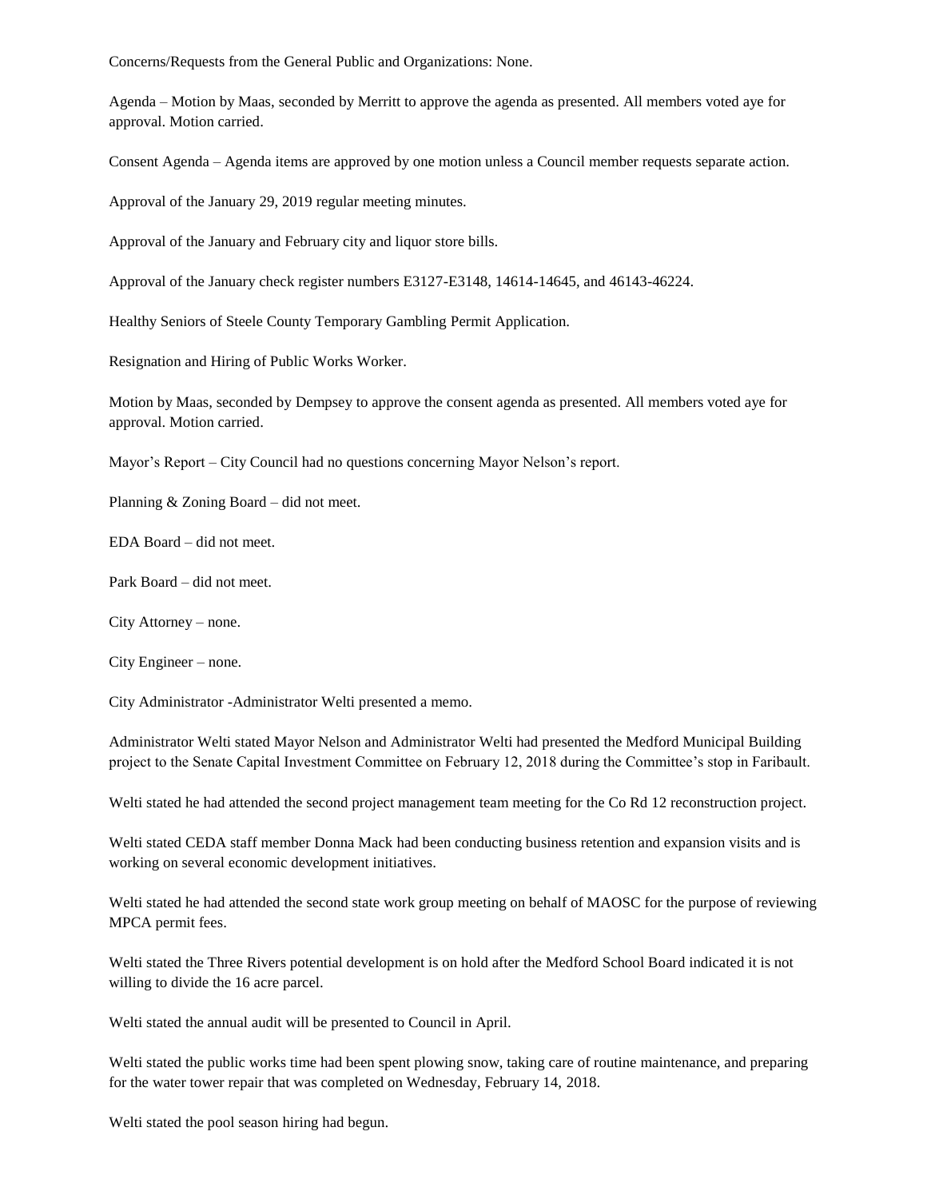Concerns/Requests from the General Public and Organizations: None.

Agenda – Motion by Maas, seconded by Merritt to approve the agenda as presented. All members voted aye for approval. Motion carried.

Consent Agenda – Agenda items are approved by one motion unless a Council member requests separate action.

Approval of the January 29, 2019 regular meeting minutes.

Approval of the January and February city and liquor store bills.

Approval of the January check register numbers E3127-E3148, 14614-14645, and 46143-46224.

Healthy Seniors of Steele County Temporary Gambling Permit Application.

Resignation and Hiring of Public Works Worker.

Motion by Maas, seconded by Dempsey to approve the consent agenda as presented. All members voted aye for approval. Motion carried.

Mayor's Report – City Council had no questions concerning Mayor Nelson's report.

Planning & Zoning Board – did not meet.

EDA Board – did not meet.

Park Board – did not meet.

City Attorney – none.

City Engineer – none.

City Administrator -Administrator Welti presented a memo.

Administrator Welti stated Mayor Nelson and Administrator Welti had presented the Medford Municipal Building project to the Senate Capital Investment Committee on February 12, 2018 during the Committee's stop in Faribault.

Welti stated he had attended the second project management team meeting for the Co Rd 12 reconstruction project.

Welti stated CEDA staff member Donna Mack had been conducting business retention and expansion visits and is working on several economic development initiatives.

Welti stated he had attended the second state work group meeting on behalf of MAOSC for the purpose of reviewing MPCA permit fees.

Welti stated the Three Rivers potential development is on hold after the Medford School Board indicated it is not willing to divide the 16 acre parcel.

Welti stated the annual audit will be presented to Council in April.

Welti stated the public works time had been spent plowing snow, taking care of routine maintenance, and preparing for the water tower repair that was completed on Wednesday, February 14, 2018.

Welti stated the pool season hiring had begun.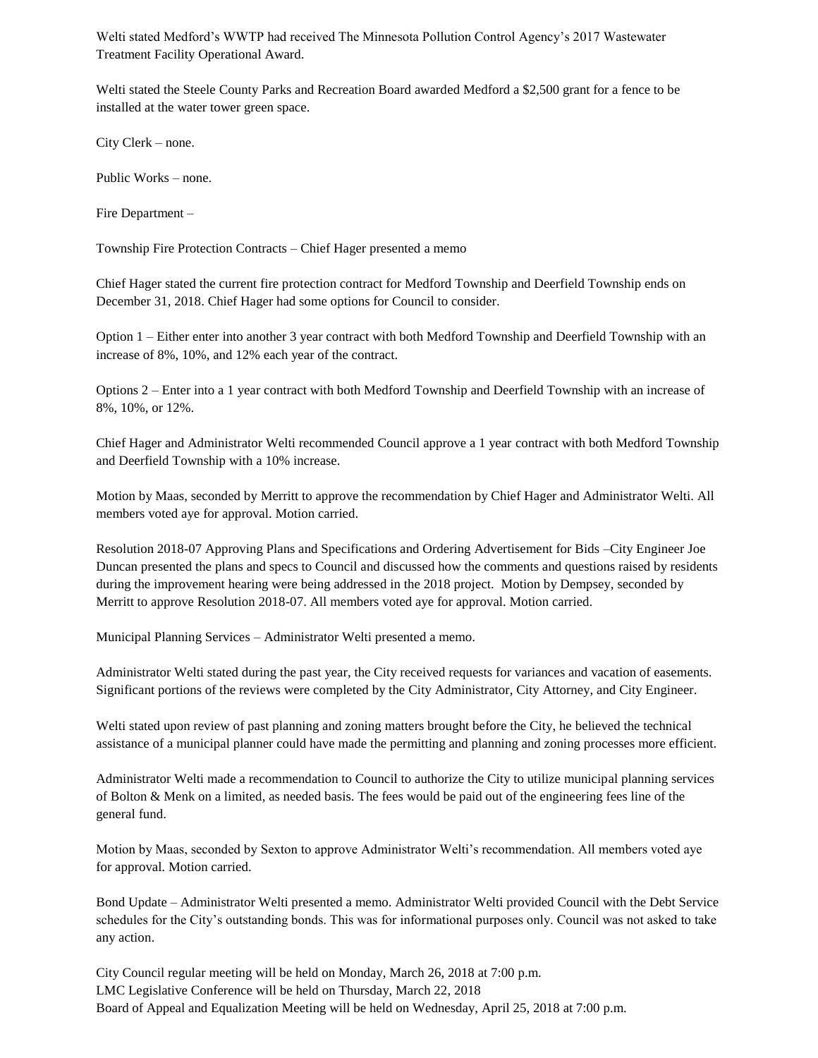Welti stated Medford's WWTP had received The Minnesota Pollution Control Agency's 2017 Wastewater Treatment Facility Operational Award.

Welti stated the Steele County Parks and Recreation Board awarded Medford a $2,500 grant for a fence to be installed at the water tower green space.

City Clerk – none.

Public Works – none.

Fire Department –

Township Fire Protection Contracts – Chief Hager presented a memo

Chief Hager stated the current fire protection contract for Medford Township and Deerfield Township ends on December 31, 2018. Chief Hager had some options for Council to consider.

Option 1 – Either enter into another 3 year contract with both Medford Township and Deerfield Township with an increase of 8%, 10%, and 12% each year of the contract.

Options 2 – Enter into a 1 year contract with both Medford Township and Deerfield Township with an increase of 8%, 10%, or 12%.

Chief Hager and Administrator Welti recommended Council approve a 1 year contract with both Medford Township and Deerfield Township with a 10% increase.

Motion by Maas, seconded by Merritt to approve the recommendation by Chief Hager and Administrator Welti. All members voted aye for approval. Motion carried.

Resolution 2018-07 Approving Plans and Specifications and Ordering Advertisement for Bids –City Engineer Joe Duncan presented the plans and specs to Council and discussed how the comments and questions raised by residents during the improvement hearing were being addressed in the 2018 project. Motion by Dempsey, seconded by Merritt to approve Resolution 2018-07. All members voted aye for approval. Motion carried.

Municipal Planning Services – Administrator Welti presented a memo.

Administrator Welti stated during the past year, the City received requests for variances and vacation of easements. Significant portions of the reviews were completed by the City Administrator, City Attorney, and City Engineer.

Welti stated upon review of past planning and zoning matters brought before the City, he believed the technical assistance of a municipal planner could have made the permitting and planning and zoning processes more efficient.

Administrator Welti made a recommendation to Council to authorize the City to utilize municipal planning services of Bolton & Menk on a limited, as needed basis. The fees would be paid out of the engineering fees line of the general fund.

Motion by Maas, seconded by Sexton to approve Administrator Welti's recommendation. All members voted aye for approval. Motion carried.

Bond Update – Administrator Welti presented a memo. Administrator Welti provided Council with the Debt Service schedules for the City's outstanding bonds. This was for informational purposes only. Council was not asked to take any action.

City Council regular meeting will be held on Monday, March 26, 2018 at 7:00 p.m.
LMC Legislative Conference will be held on Thursday, March 22, 2018
Board of Appeal and Equalization Meeting will be held on Wednesday, April 25, 2018 at 7:00 p.m.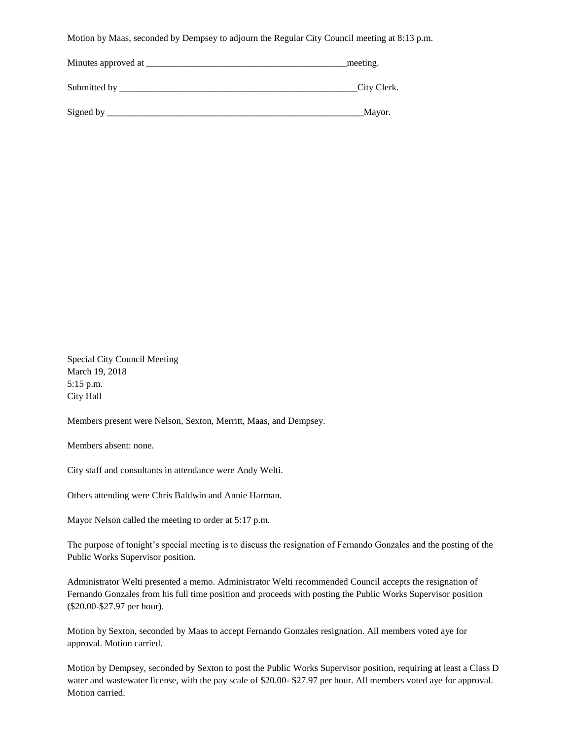Motion by Maas, seconded by Dempsey to adjourn the Regular City Council meeting at 8:13 p.m.

Minutes approved at ___________________________________________meeting.

Submitted by ____________________________________________________City Clerk.

Signed by ________________________________________________________Mayor.

Special City Council Meeting
March 19, 2018
5:15 p.m.
City Hall

Members present were Nelson, Sexton, Merritt, Maas, and Dempsey.

Members absent: none.

City staff and consultants in attendance were Andy Welti.

Others attending were Chris Baldwin and Annie Harman.

Mayor Nelson called the meeting to order at 5:17 p.m.

The purpose of tonight's special meeting is to discuss the resignation of Fernando Gonzales and the posting of the Public Works Supervisor position.

Administrator Welti presented a memo. Administrator Welti recommended Council accepts the resignation of Fernando Gonzales from his full time position and proceeds with posting the Public Works Supervisor position ($20.00-$27.97 per hour).

Motion by Sexton, seconded by Maas to accept Fernando Gonzales resignation. All members voted aye for approval. Motion carried.

Motion by Dempsey, seconded by Sexton to post the Public Works Supervisor position, requiring at least a Class D water and wastewater license, with the pay scale of $20.00- $27.97 per hour. All members voted aye for approval. Motion carried.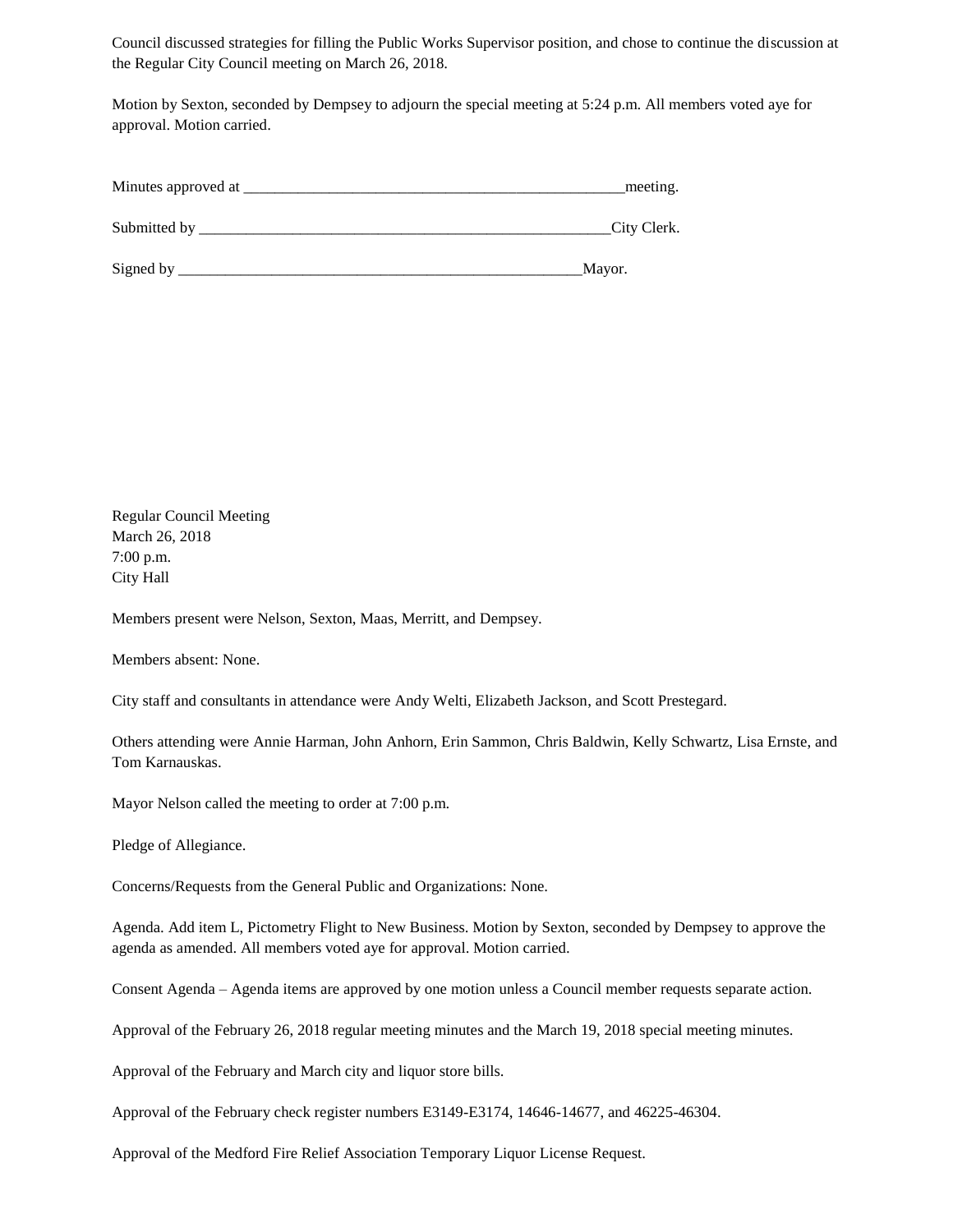Council discussed strategies for filling the Public Works Supervisor position, and chose to continue the discussion at the Regular City Council meeting on March 26, 2018.

Motion by Sexton, seconded by Dempsey to adjourn the special meeting at 5:24 p.m. All members voted aye for approval. Motion carried.

Minutes approved at ___________________________________________________meeting.

Submitted by ______________________________________________________City Clerk.

Signed by ______________________________________________________Mayor.

Regular Council Meeting
March 26, 2018
7:00 p.m.
City Hall

Members present were Nelson, Sexton, Maas, Merritt, and Dempsey.

Members absent: None.

City staff and consultants in attendance were Andy Welti, Elizabeth Jackson, and Scott Prestegard.

Others attending were Annie Harman, John Anhorn, Erin Sammon, Chris Baldwin, Kelly Schwartz, Lisa Ernste, and Tom Karnauskas.

Mayor Nelson called the meeting to order at 7:00 p.m.

Pledge of Allegiance.

Concerns/Requests from the General Public and Organizations: None.

Agenda. Add item L, Pictometry Flight to New Business. Motion by Sexton, seconded by Dempsey to approve the agenda as amended. All members voted aye for approval. Motion carried.

Consent Agenda – Agenda items are approved by one motion unless a Council member requests separate action.

Approval of the February 26, 2018 regular meeting minutes and the March 19, 2018 special meeting minutes.

Approval of the February and March city and liquor store bills.

Approval of the February check register numbers E3149-E3174, 14646-14677, and 46225-46304.

Approval of the Medford Fire Relief Association Temporary Liquor License Request.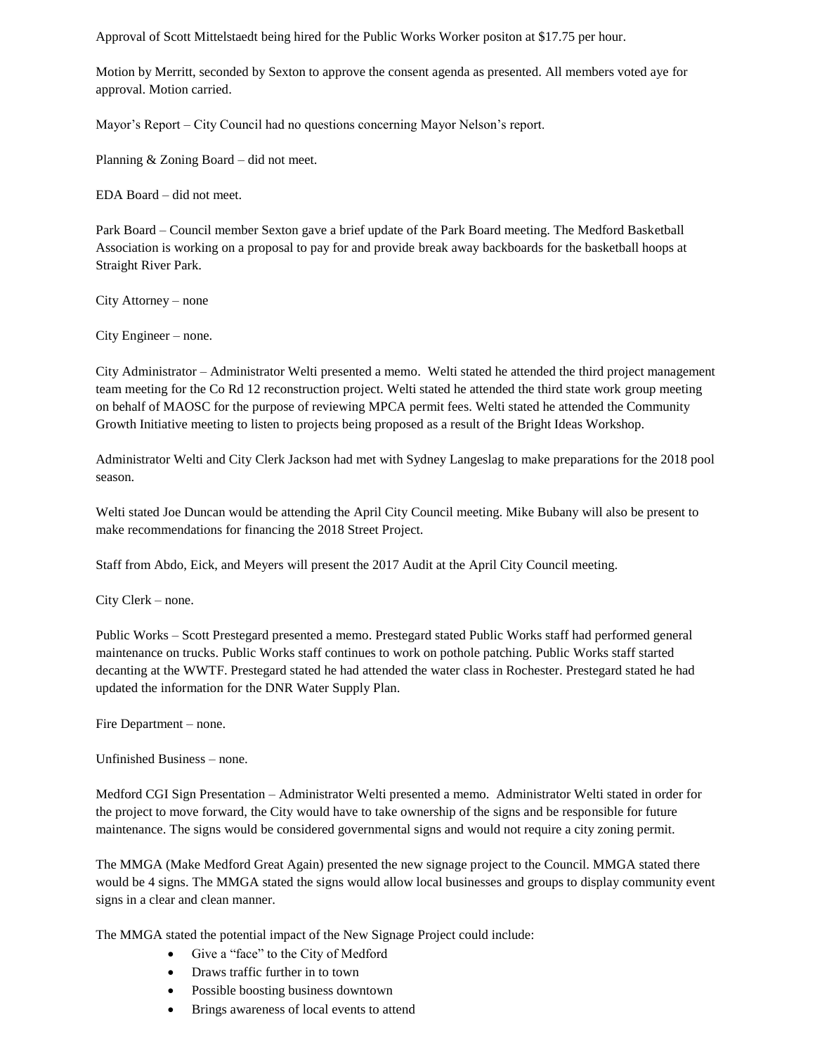Approval of Scott Mittelstaedt being hired for the Public Works Worker positon at $17.75 per hour.

Motion by Merritt, seconded by Sexton to approve the consent agenda as presented. All members voted aye for approval. Motion carried.

Mayor's Report – City Council had no questions concerning Mayor Nelson's report.

Planning & Zoning Board – did not meet.

EDA Board – did not meet.

Park Board – Council member Sexton gave a brief update of the Park Board meeting. The Medford Basketball Association is working on a proposal to pay for and provide break away backboards for the basketball hoops at Straight River Park.

City Attorney – none

City Engineer – none.

City Administrator – Administrator Welti presented a memo. Welti stated he attended the third project management team meeting for the Co Rd 12 reconstruction project. Welti stated he attended the third state work group meeting on behalf of MAOSC for the purpose of reviewing MPCA permit fees. Welti stated he attended the Community Growth Initiative meeting to listen to projects being proposed as a result of the Bright Ideas Workshop.

Administrator Welti and City Clerk Jackson had met with Sydney Langeslag to make preparations for the 2018 pool season.

Welti stated Joe Duncan would be attending the April City Council meeting. Mike Bubany will also be present to make recommendations for financing the 2018 Street Project.

Staff from Abdo, Eick, and Meyers will present the 2017 Audit at the April City Council meeting.

City Clerk – none.

Public Works – Scott Prestegard presented a memo. Prestegard stated Public Works staff had performed general maintenance on trucks. Public Works staff continues to work on pothole patching. Public Works staff started decanting at the WWTF. Prestegard stated he had attended the water class in Rochester. Prestegard stated he had updated the information for the DNR Water Supply Plan.

Fire Department – none.

Unfinished Business – none.

Medford CGI Sign Presentation – Administrator Welti presented a memo. Administrator Welti stated in order for the project to move forward, the City would have to take ownership of the signs and be responsible for future maintenance. The signs would be considered governmental signs and would not require a city zoning permit.

The MMGA (Make Medford Great Again) presented the new signage project to the Council. MMGA stated there would be 4 signs. The MMGA stated the signs would allow local businesses and groups to display community event signs in a clear and clean manner.

The MMGA stated the potential impact of the New Signage Project could include:

- Give a "face" to the City of Medford
- Draws traffic further in to town
- Possible boosting business downtown
- Brings awareness of local events to attend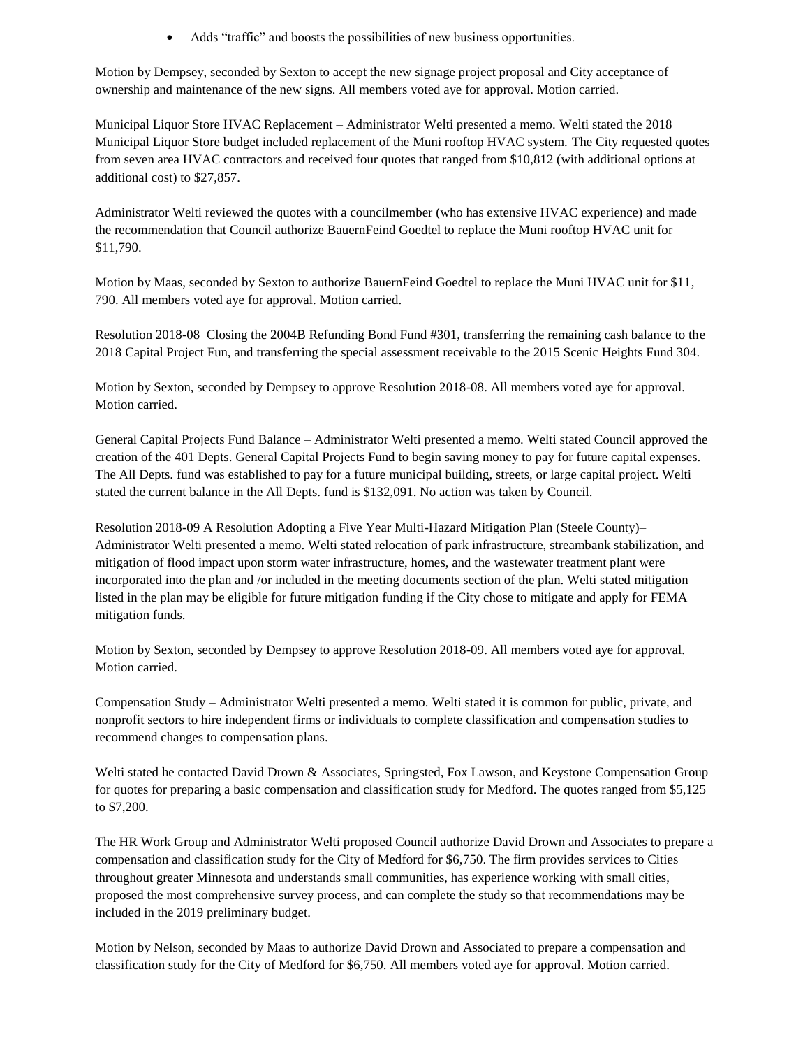- Adds "traffic" and boosts the possibilities of new business opportunities.

Motion by Dempsey, seconded by Sexton to accept the new signage project proposal and City acceptance of ownership and maintenance of the new signs. All members voted aye for approval. Motion carried.

Municipal Liquor Store HVAC Replacement – Administrator Welti presented a memo. Welti stated the 2018 Municipal Liquor Store budget included replacement of the Muni rooftop HVAC system. The City requested quotes from seven area HVAC contractors and received four quotes that ranged from $10,812 (with additional options at additional cost) to $27,857.

Administrator Welti reviewed the quotes with a councilmember (who has extensive HVAC experience) and made the recommendation that Council authorize BauernFeind Goedtel to replace the Muni rooftop HVAC unit for $11,790.

Motion by Maas, seconded by Sexton to authorize BauernFeind Goedtel to replace the Muni HVAC unit for $11, 790. All members voted aye for approval. Motion carried.

Resolution 2018-08 Closing the 2004B Refunding Bond Fund #301, transferring the remaining cash balance to the 2018 Capital Project Fun, and transferring the special assessment receivable to the 2015 Scenic Heights Fund 304.

Motion by Sexton, seconded by Dempsey to approve Resolution 2018-08. All members voted aye for approval. Motion carried.

General Capital Projects Fund Balance – Administrator Welti presented a memo. Welti stated Council approved the creation of the 401 Depts. General Capital Projects Fund to begin saving money to pay for future capital expenses. The All Depts. fund was established to pay for a future municipal building, streets, or large capital project. Welti stated the current balance in the All Depts. fund is $132,091. No action was taken by Council.

Resolution 2018-09 A Resolution Adopting a Five Year Multi-Hazard Mitigation Plan (Steele County)– Administrator Welti presented a memo. Welti stated relocation of park infrastructure, streambank stabilization, and mitigation of flood impact upon storm water infrastructure, homes, and the wastewater treatment plant were incorporated into the plan and /or included in the meeting documents section of the plan. Welti stated mitigation listed in the plan may be eligible for future mitigation funding if the City chose to mitigate and apply for FEMA mitigation funds.

Motion by Sexton, seconded by Dempsey to approve Resolution 2018-09. All members voted aye for approval. Motion carried.

Compensation Study – Administrator Welti presented a memo. Welti stated it is common for public, private, and nonprofit sectors to hire independent firms or individuals to complete classification and compensation studies to recommend changes to compensation plans.

Welti stated he contacted David Drown & Associates, Springsted, Fox Lawson, and Keystone Compensation Group for quotes for preparing a basic compensation and classification study for Medford. The quotes ranged from $5,125 to $7,200.

The HR Work Group and Administrator Welti proposed Council authorize David Drown and Associates to prepare a compensation and classification study for the City of Medford for $6,750. The firm provides services to Cities throughout greater Minnesota and understands small communities, has experience working with small cities, proposed the most comprehensive survey process, and can complete the study so that recommendations may be included in the 2019 preliminary budget.

Motion by Nelson, seconded by Maas to authorize David Drown and Associated to prepare a compensation and classification study for the City of Medford for $6,750. All members voted aye for approval. Motion carried.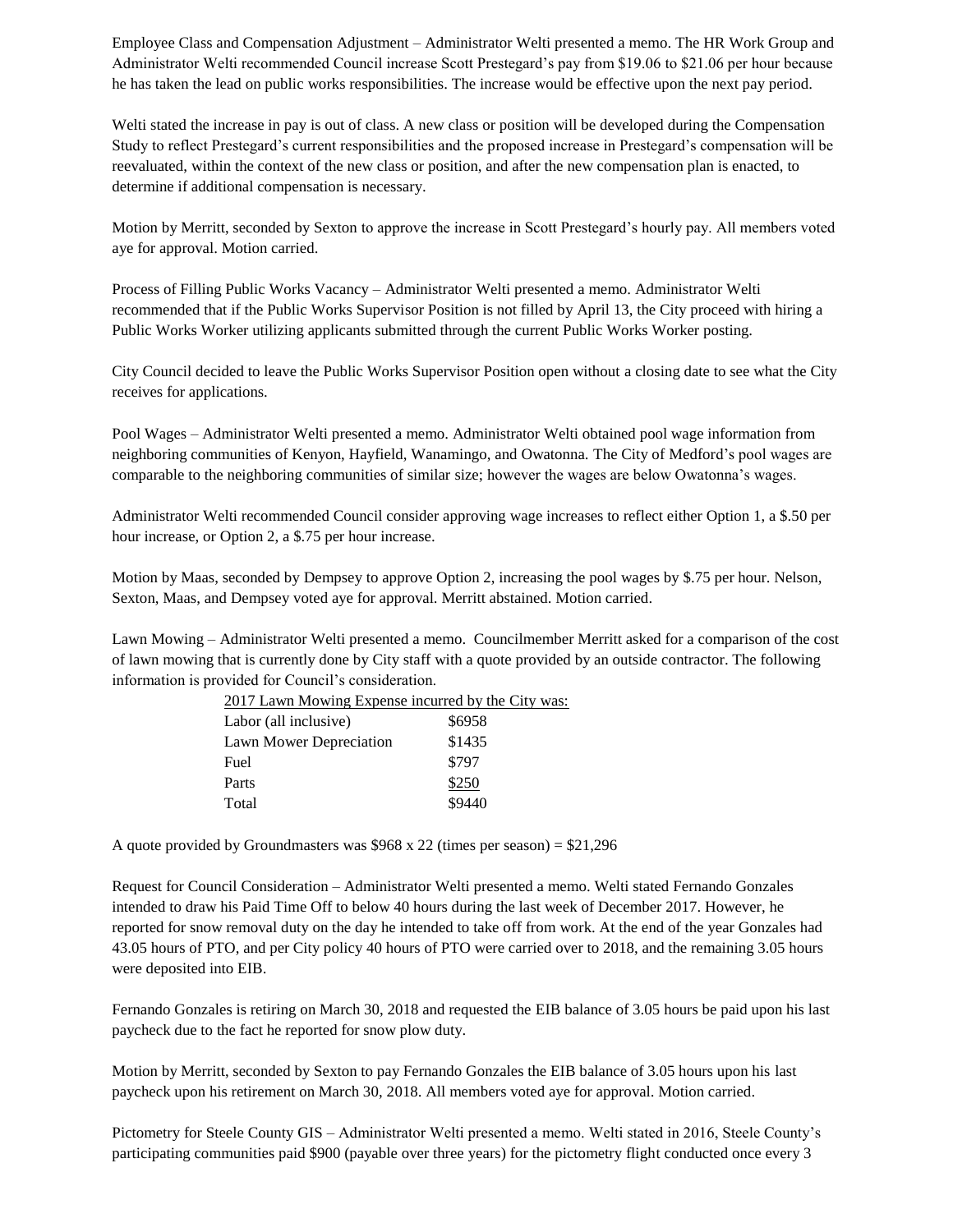Employee Class and Compensation Adjustment – Administrator Welti presented a memo. The HR Work Group and Administrator Welti recommended Council increase Scott Prestegard's pay from $19.06 to $21.06 per hour because he has taken the lead on public works responsibilities. The increase would be effective upon the next pay period.

Welti stated the increase in pay is out of class. A new class or position will be developed during the Compensation Study to reflect Prestegard's current responsibilities and the proposed increase in Prestegard's compensation will be reevaluated, within the context of the new class or position, and after the new compensation plan is enacted, to determine if additional compensation is necessary.

Motion by Merritt, seconded by Sexton to approve the increase in Scott Prestegard's hourly pay. All members voted aye for approval. Motion carried.

Process of Filling Public Works Vacancy – Administrator Welti presented a memo. Administrator Welti recommended that if the Public Works Supervisor Position is not filled by April 13, the City proceed with hiring a Public Works Worker utilizing applicants submitted through the current Public Works Worker posting.

City Council decided to leave the Public Works Supervisor Position open without a closing date to see what the City receives for applications.

Pool Wages – Administrator Welti presented a memo. Administrator Welti obtained pool wage information from neighboring communities of Kenyon, Hayfield, Wanamingo, and Owatonna. The City of Medford's pool wages are comparable to the neighboring communities of similar size; however the wages are below Owatonna's wages.

Administrator Welti recommended Council consider approving wage increases to reflect either Option 1, a $.50 per hour increase, or Option 2, a $.75 per hour increase.

Motion by Maas, seconded by Dempsey to approve Option 2, increasing the pool wages by $.75 per hour. Nelson, Sexton, Maas, and Dempsey voted aye for approval. Merritt abstained. Motion carried.

Lawn Mowing – Administrator Welti presented a memo. Councilmember Merritt asked for a comparison of the cost of lawn mowing that is currently done by City staff with a quote provided by an outside contractor. The following information is provided for Council's consideration.

| 2017 Lawn Mowing Expense incurred by the City was: | |
|---|---|
| Labor (all inclusive) | $6958 |
| Lawn Mower Depreciation | $1435 |
| Fuel | $797 |
| Parts | $250 |
| Total | $9440 |

A quote provided by Groundmasters was $968 x 22 (times per season) = $21,296

Request for Council Consideration – Administrator Welti presented a memo. Welti stated Fernando Gonzales intended to draw his Paid Time Off to below 40 hours during the last week of December 2017. However, he reported for snow removal duty on the day he intended to take off from work. At the end of the year Gonzales had 43.05 hours of PTO, and per City policy 40 hours of PTO were carried over to 2018, and the remaining 3.05 hours were deposited into EIB.

Fernando Gonzales is retiring on March 30, 2018 and requested the EIB balance of 3.05 hours be paid upon his last paycheck due to the fact he reported for snow plow duty.

Motion by Merritt, seconded by Sexton to pay Fernando Gonzales the EIB balance of 3.05 hours upon his last paycheck upon his retirement on March 30, 2018. All members voted aye for approval. Motion carried.

Pictometry for Steele County GIS – Administrator Welti presented a memo. Welti stated in 2016, Steele County's participating communities paid $900 (payable over three years) for the pictometry flight conducted once every 3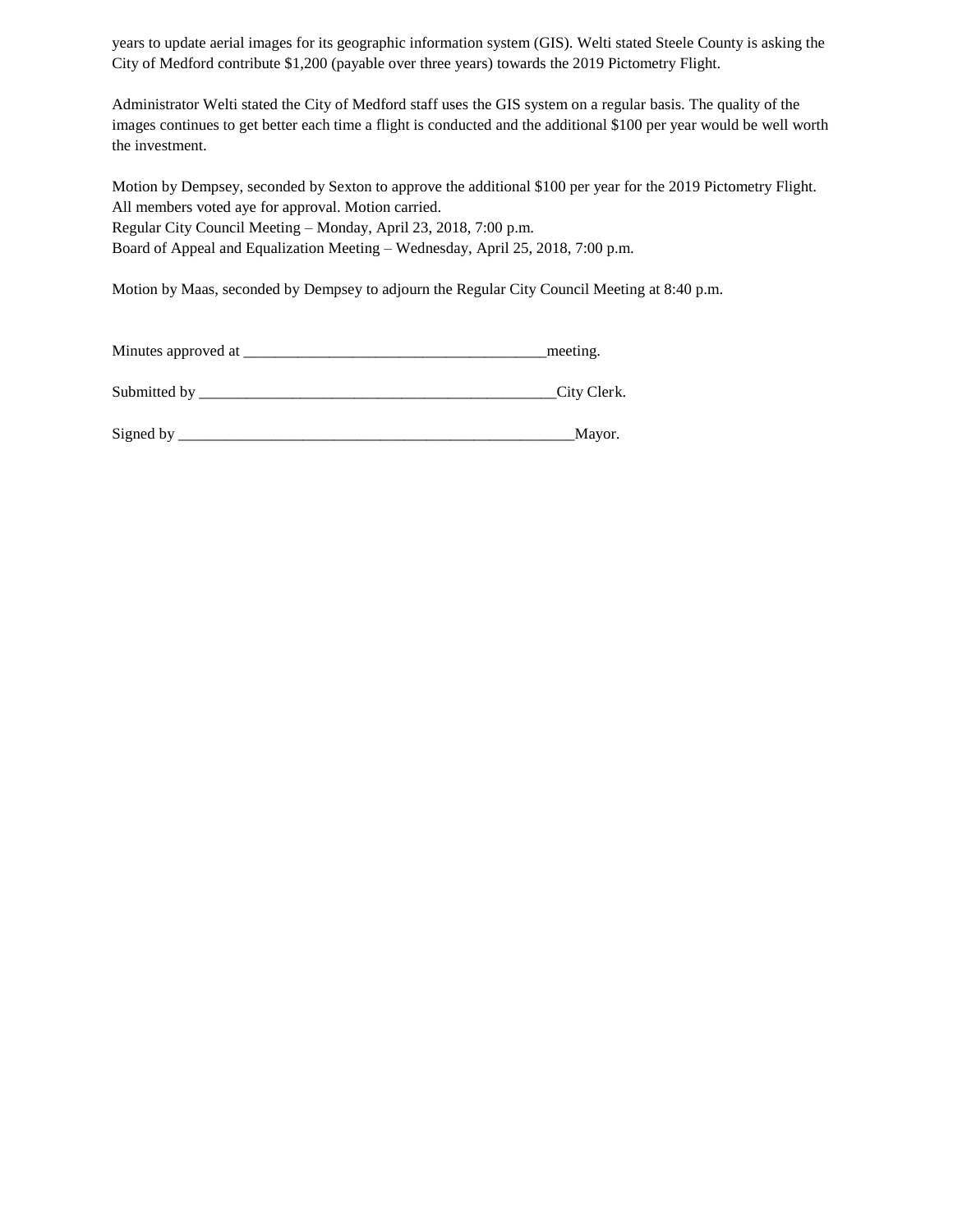years to update aerial images for its geographic information system (GIS). Welti stated Steele County is asking the City of Medford contribute $1,200 (payable over three years) towards the 2019 Pictometry Flight.

Administrator Welti stated the City of Medford staff uses the GIS system on a regular basis. The quality of the images continues to get better each time a flight is conducted and the additional $100 per year would be well worth the investment.

Motion by Dempsey, seconded by Sexton to approve the additional $100 per year for the 2019 Pictometry Flight. All members voted aye for approval. Motion carried.
Regular City Council Meeting – Monday, April 23, 2018, 7:00 p.m.
Board of Appeal and Equalization Meeting – Wednesday, April 25, 2018, 7:00 p.m.

Motion by Maas, seconded by Dempsey to adjourn the Regular City Council Meeting at 8:40 p.m.

Minutes approved at ________________________________________meeting.

Submitted by ______________________________________________City Clerk.

Signed by ____________________________________________________Mayor.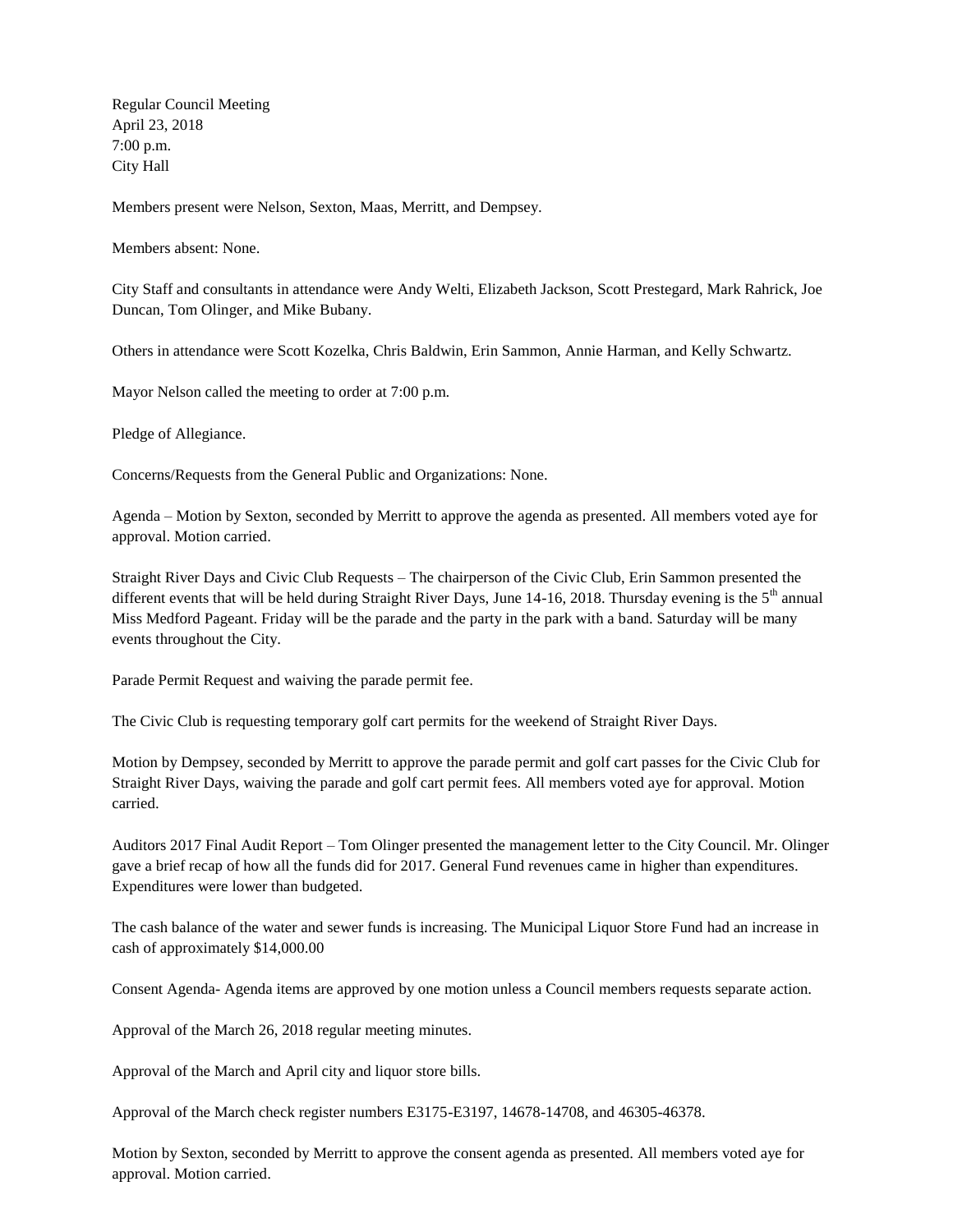Regular Council Meeting
April 23, 2018
7:00 p.m.
City Hall

Members present were Nelson, Sexton, Maas, Merritt, and Dempsey.

Members absent: None.

City Staff and consultants in attendance were Andy Welti, Elizabeth Jackson, Scott Prestegard, Mark Rahrick, Joe Duncan, Tom Olinger, and Mike Bubany.

Others in attendance were Scott Kozelka, Chris Baldwin, Erin Sammon, Annie Harman, and Kelly Schwartz.

Mayor Nelson called the meeting to order at 7:00 p.m.

Pledge of Allegiance.

Concerns/Requests from the General Public and Organizations: None.

Agenda – Motion by Sexton, seconded by Merritt to approve the agenda as presented. All members voted aye for approval. Motion carried.

Straight River Days and Civic Club Requests – The chairperson of the Civic Club, Erin Sammon presented the different events that will be held during Straight River Days, June 14-16, 2018. Thursday evening is the 5th annual Miss Medford Pageant. Friday will be the parade and the party in the park with a band. Saturday will be many events throughout the City.

Parade Permit Request and waiving the parade permit fee.

The Civic Club is requesting temporary golf cart permits for the weekend of Straight River Days.

Motion by Dempsey, seconded by Merritt to approve the parade permit and golf cart passes for the Civic Club for Straight River Days, waiving the parade and golf cart permit fees. All members voted aye for approval. Motion carried.

Auditors 2017 Final Audit Report – Tom Olinger presented the management letter to the City Council. Mr. Olinger gave a brief recap of how all the funds did for 2017. General Fund revenues came in higher than expenditures. Expenditures were lower than budgeted.

The cash balance of the water and sewer funds is increasing. The Municipal Liquor Store Fund had an increase in cash of approximately $14,000.00

Consent Agenda- Agenda items are approved by one motion unless a Council members requests separate action.

Approval of the March 26, 2018 regular meeting minutes.

Approval of the March and April city and liquor store bills.

Approval of the March check register numbers E3175-E3197, 14678-14708, and 46305-46378.

Motion by Sexton, seconded by Merritt to approve the consent agenda as presented. All members voted aye for approval. Motion carried.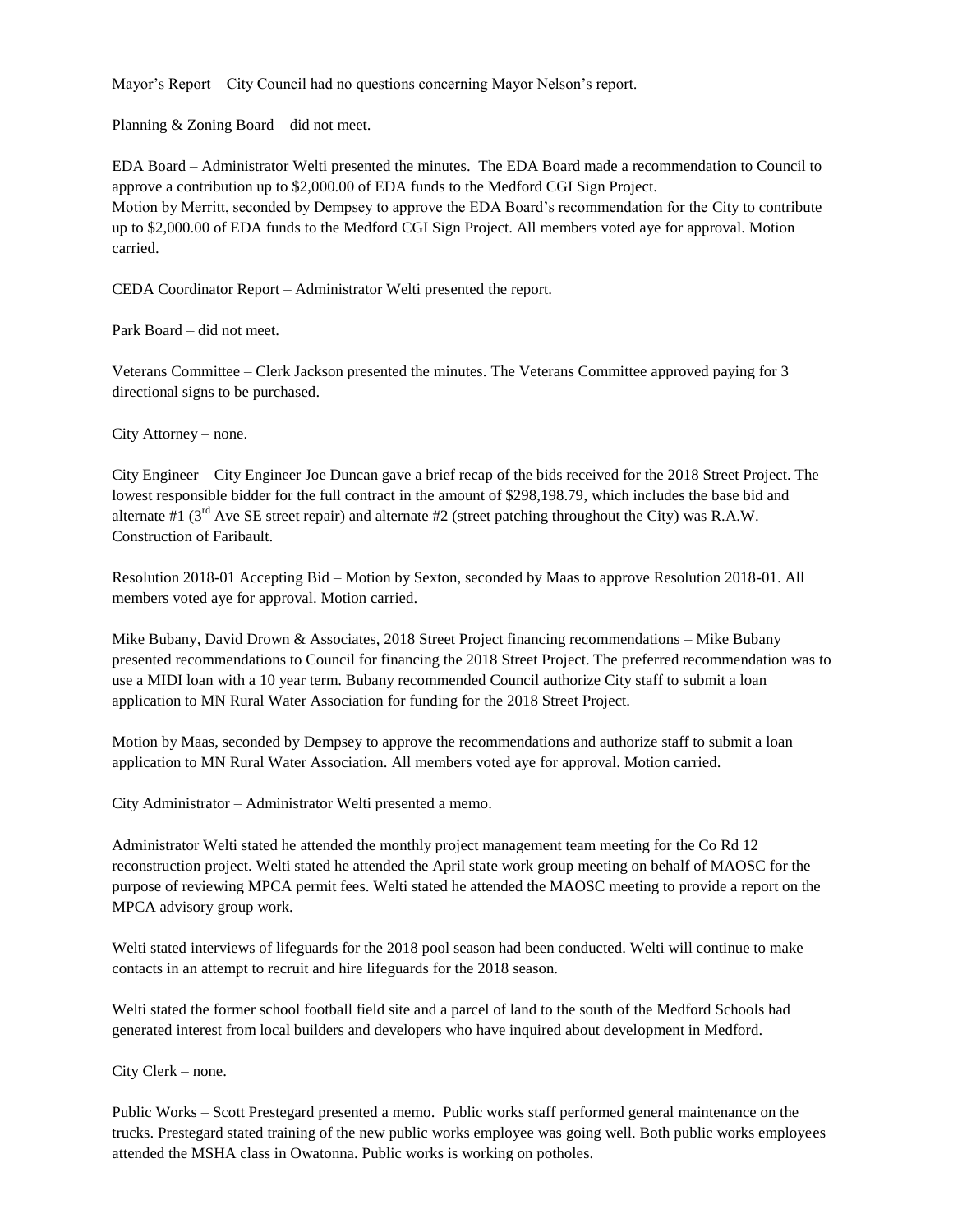Mayor's Report – City Council had no questions concerning Mayor Nelson's report.

Planning & Zoning Board – did not meet.

EDA Board – Administrator Welti presented the minutes. The EDA Board made a recommendation to Council to approve a contribution up to $2,000.00 of EDA funds to the Medford CGI Sign Project.
Motion by Merritt, seconded by Dempsey to approve the EDA Board's recommendation for the City to contribute up to $2,000.00 of EDA funds to the Medford CGI Sign Project. All members voted aye for approval. Motion carried.

CEDA Coordinator Report – Administrator Welti presented the report.

Park Board – did not meet.

Veterans Committee – Clerk Jackson presented the minutes. The Veterans Committee approved paying for 3 directional signs to be purchased.

City Attorney – none.

City Engineer – City Engineer Joe Duncan gave a brief recap of the bids received for the 2018 Street Project. The lowest responsible bidder for the full contract in the amount of $298,198.79, which includes the base bid and alternate #1 (3rd Ave SE street repair) and alternate #2 (street patching throughout the City) was R.A.W. Construction of Faribault.

Resolution 2018-01 Accepting Bid – Motion by Sexton, seconded by Maas to approve Resolution 2018-01. All members voted aye for approval. Motion carried.

Mike Bubany, David Drown & Associates, 2018 Street Project financing recommendations – Mike Bubany presented recommendations to Council for financing the 2018 Street Project. The preferred recommendation was to use a MIDI loan with a 10 year term. Bubany recommended Council authorize City staff to submit a loan application to MN Rural Water Association for funding for the 2018 Street Project.

Motion by Maas, seconded by Dempsey to approve the recommendations and authorize staff to submit a loan application to MN Rural Water Association. All members voted aye for approval. Motion carried.

City Administrator – Administrator Welti presented a memo.

Administrator Welti stated he attended the monthly project management team meeting for the Co Rd 12 reconstruction project. Welti stated he attended the April state work group meeting on behalf of MAOSC for the purpose of reviewing MPCA permit fees. Welti stated he attended the MAOSC meeting to provide a report on the MPCA advisory group work.

Welti stated interviews of lifeguards for the 2018 pool season had been conducted. Welti will continue to make contacts in an attempt to recruit and hire lifeguards for the 2018 season.

Welti stated the former school football field site and a parcel of land to the south of the Medford Schools had generated interest from local builders and developers who have inquired about development in Medford.

City Clerk – none.

Public Works – Scott Prestegard presented a memo. Public works staff performed general maintenance on the trucks. Prestegard stated training of the new public works employee was going well. Both public works employees attended the MSHA class in Owatonna. Public works is working on potholes.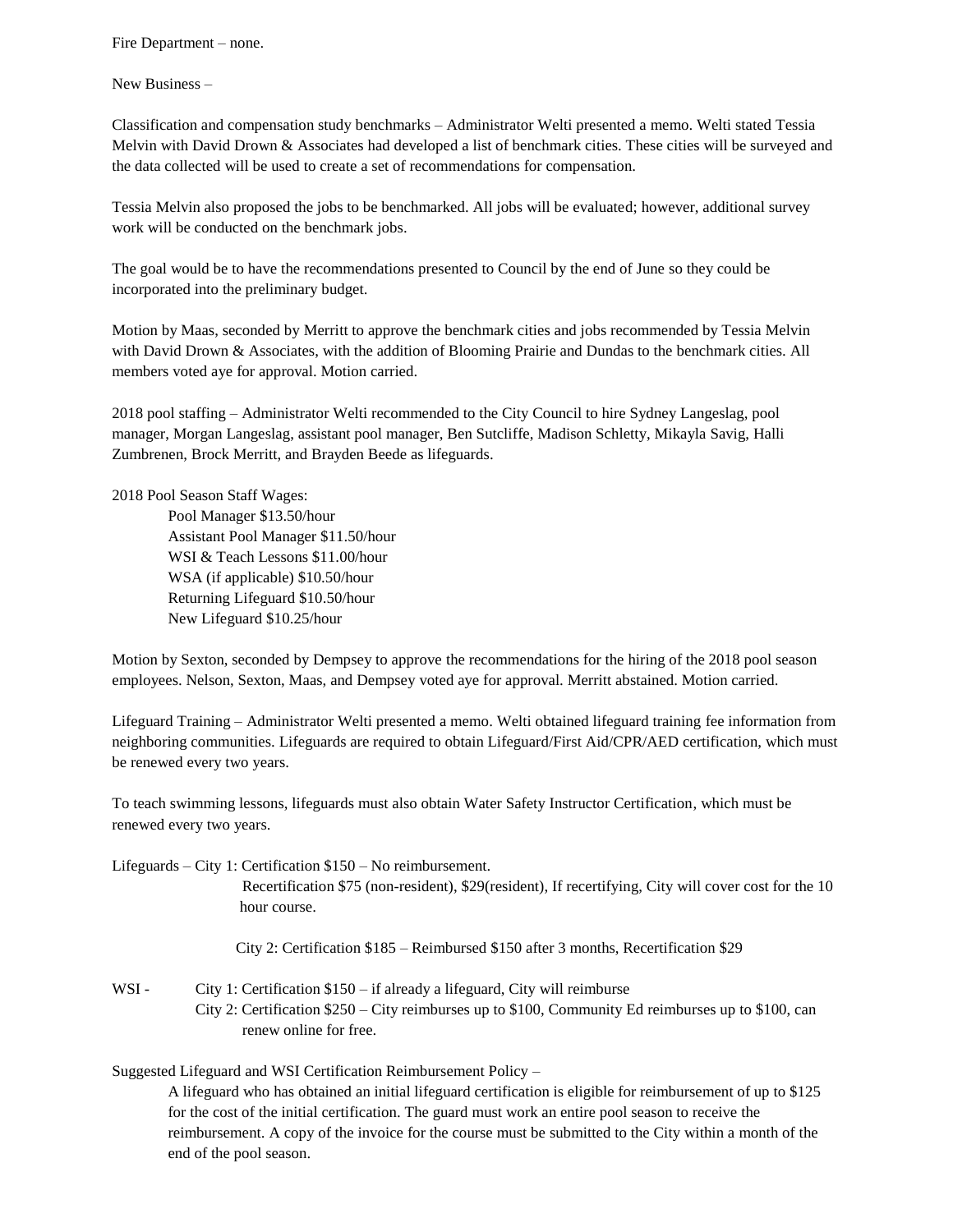Fire Department – none.

New Business –

Classification and compensation study benchmarks – Administrator Welti presented a memo. Welti stated Tessia Melvin with David Drown & Associates had developed a list of benchmark cities. These cities will be surveyed and the data collected will be used to create a set of recommendations for compensation.

Tessia Melvin also proposed the jobs to be benchmarked. All jobs will be evaluated; however, additional survey work will be conducted on the benchmark jobs.

The goal would be to have the recommendations presented to Council by the end of June so they could be incorporated into the preliminary budget.

Motion by Maas, seconded by Merritt to approve the benchmark cities and jobs recommended by Tessia Melvin with David Drown & Associates, with the addition of Blooming Prairie and Dundas to the benchmark cities. All members voted aye for approval. Motion carried.

2018 pool staffing – Administrator Welti recommended to the City Council to hire Sydney Langeslag, pool manager, Morgan Langeslag, assistant pool manager, Ben Sutcliffe, Madison Schletty, Mikayla Savig, Halli Zumbrenen, Brock Merritt, and Brayden Beede as lifeguards.

2018 Pool Season Staff Wages:

Pool Manager $13.50/hour  
Assistant Pool Manager $11.50/hour  
WSI & Teach Lessons $11.00/hour  
WSA (if applicable) $10.50/hour  
Returning Lifeguard $10.50/hour  
New Lifeguard $10.25/hour

Motion by Sexton, seconded by Dempsey to approve the recommendations for the hiring of the 2018 pool season employees. Nelson, Sexton, Maas, and Dempsey voted aye for approval. Merritt abstained. Motion carried.

Lifeguard Training – Administrator Welti presented a memo. Welti obtained lifeguard training fee information from neighboring communities. Lifeguards are required to obtain Lifeguard/First Aid/CPR/AED certification, which must be renewed every two years.

To teach swimming lessons, lifeguards must also obtain Water Safety Instructor Certification, which must be renewed every two years.

Lifeguards – City 1: Certification $150 – No reimbursement.  
Recertification $75 (non-resident), $29(resident), If recertifying, City will cover cost for the 10 hour course.

City 2: Certification $185 – Reimbursed $150 after 3 months, Recertification $29

WSI - City 1: Certification $150 – if already a lifeguard, City will reimburse  
City 2: Certification $250 – City reimburses up to $100, Community Ed reimburses up to $100, can renew online for free.

Suggested Lifeguard and WSI Certification Reimbursement Policy –

A lifeguard who has obtained an initial lifeguard certification is eligible for reimbursement of up to $125 for the cost of the initial certification. The guard must work an entire pool season to receive the reimbursement. A copy of the invoice for the course must be submitted to the City within a month of the end of the pool season.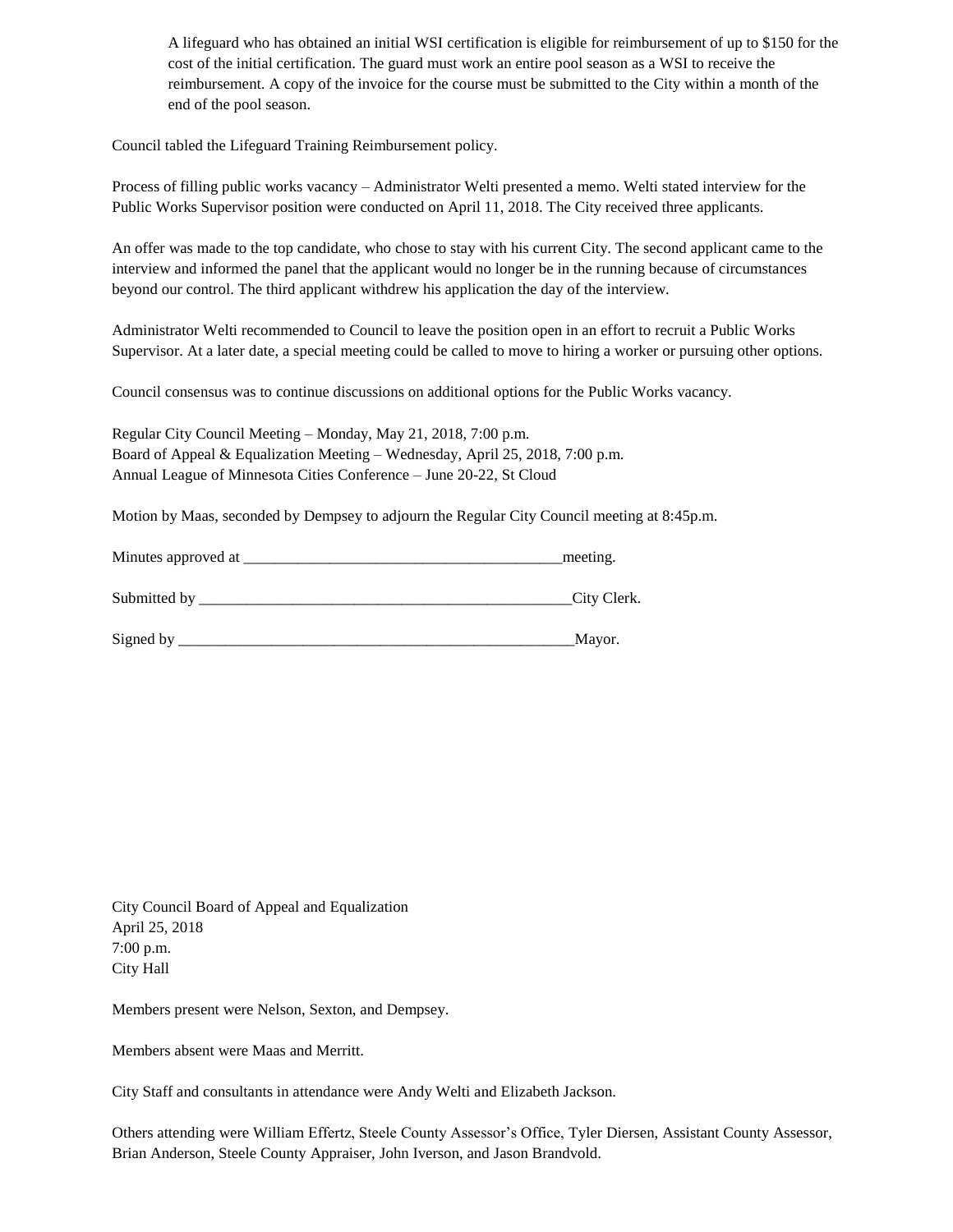A lifeguard who has obtained an initial WSI certification is eligible for reimbursement of up to $150 for the cost of the initial certification. The guard must work an entire pool season as a WSI to receive the reimbursement. A copy of the invoice for the course must be submitted to the City within a month of the end of the pool season.

Council tabled the Lifeguard Training Reimbursement policy.

Process of filling public works vacancy – Administrator Welti presented a memo. Welti stated interview for the Public Works Supervisor position were conducted on April 11, 2018. The City received three applicants.

An offer was made to the top candidate, who chose to stay with his current City. The second applicant came to the interview and informed the panel that the applicant would no longer be in the running because of circumstances beyond our control. The third applicant withdrew his application the day of the interview.

Administrator Welti recommended to Council to leave the position open in an effort to recruit a Public Works Supervisor. At a later date, a special meeting could be called to move to hiring a worker or pursuing other options.

Council consensus was to continue discussions on additional options for the Public Works vacancy.

Regular City Council Meeting – Monday, May 21, 2018, 7:00 p.m.
Board of Appeal & Equalization Meeting – Wednesday, April 25, 2018, 7:00 p.m.
Annual League of Minnesota Cities Conference – June 20-22, St Cloud

Motion by Maas, seconded by Dempsey to adjourn the Regular City Council meeting at 8:45p.m.

Minutes approved at _________________________________________meeting.

Submitted by _________________________________________________City Clerk.

Signed by ____________________________________________________Mayor.

City Council Board of Appeal and Equalization
April 25, 2018
7:00 p.m.
City Hall

Members present were Nelson, Sexton, and Dempsey.

Members absent were Maas and Merritt.

City Staff and consultants in attendance were Andy Welti and Elizabeth Jackson.

Others attending were William Effertz, Steele County Assessor's Office, Tyler Diersen, Assistant County Assessor, Brian Anderson, Steele County Appraiser, John Iverson, and Jason Brandvold.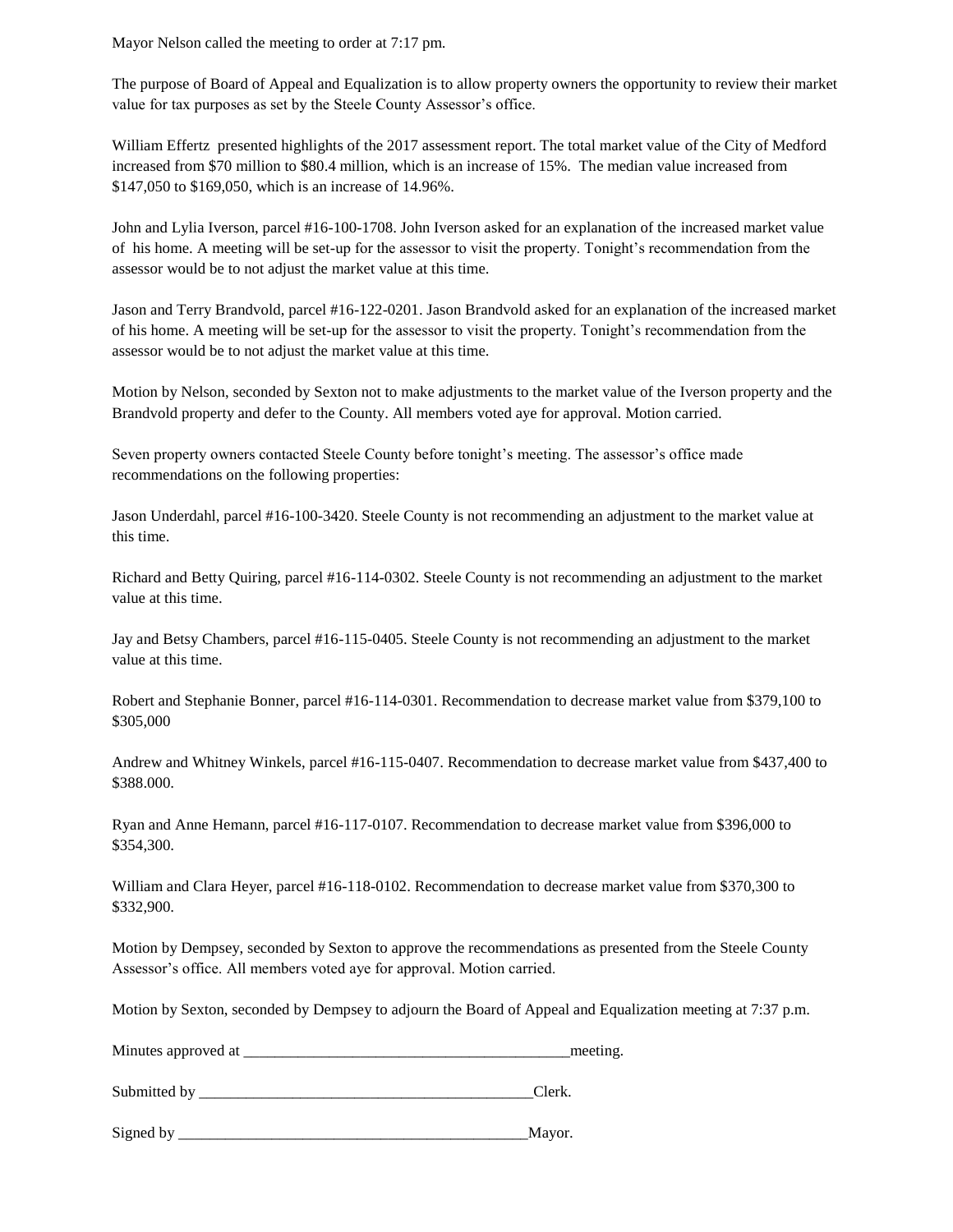Mayor Nelson called the meeting to order at 7:17 pm.

The purpose of Board of Appeal and Equalization is to allow property owners the opportunity to review their market value for tax purposes as set by the Steele County Assessor's office.

William Effertz presented highlights of the 2017 assessment report. The total market value of the City of Medford increased from $70 million to $80.4 million, which is an increase of 15%. The median value increased from $147,050 to $169,050, which is an increase of 14.96%.

John and Lylia Iverson, parcel #16-100-1708. John Iverson asked for an explanation of the increased market value of his home. A meeting will be set-up for the assessor to visit the property. Tonight's recommendation from the assessor would be to not adjust the market value at this time.

Jason and Terry Brandvold, parcel #16-122-0201. Jason Brandvold asked for an explanation of the increased market of his home. A meeting will be set-up for the assessor to visit the property. Tonight's recommendation from the assessor would be to not adjust the market value at this time.

Motion by Nelson, seconded by Sexton not to make adjustments to the market value of the Iverson property and the Brandvold property and defer to the County. All members voted aye for approval. Motion carried.

Seven property owners contacted Steele County before tonight's meeting. The assessor's office made recommendations on the following properties:

Jason Underdahl, parcel #16-100-3420. Steele County is not recommending an adjustment to the market value at this time.

Richard and Betty Quiring, parcel #16-114-0302. Steele County is not recommending an adjustment to the market value at this time.

Jay and Betsy Chambers, parcel #16-115-0405. Steele County is not recommending an adjustment to the market value at this time.

Robert and Stephanie Bonner, parcel #16-114-0301. Recommendation to decrease market value from $379,100 to $305,000

Andrew and Whitney Winkels, parcel #16-115-0407. Recommendation to decrease market value from $437,400 to $388.000.

Ryan and Anne Hemann, parcel #16-117-0107. Recommendation to decrease market value from $396,000 to $354,300.

William and Clara Heyer, parcel #16-118-0102. Recommendation to decrease market value from $370,300 to $332,900.

Motion by Dempsey, seconded by Sexton to approve the recommendations as presented from the Steele County Assessor's office. All members voted aye for approval. Motion carried.

Motion by Sexton, seconded by Dempsey to adjourn the Board of Appeal and Equalization meeting at 7:37 p.m.

Minutes approved at ___________________________________________meeting.

Submitted by ___________________________________________Clerk.

Signed by ______________________________________________Mayor.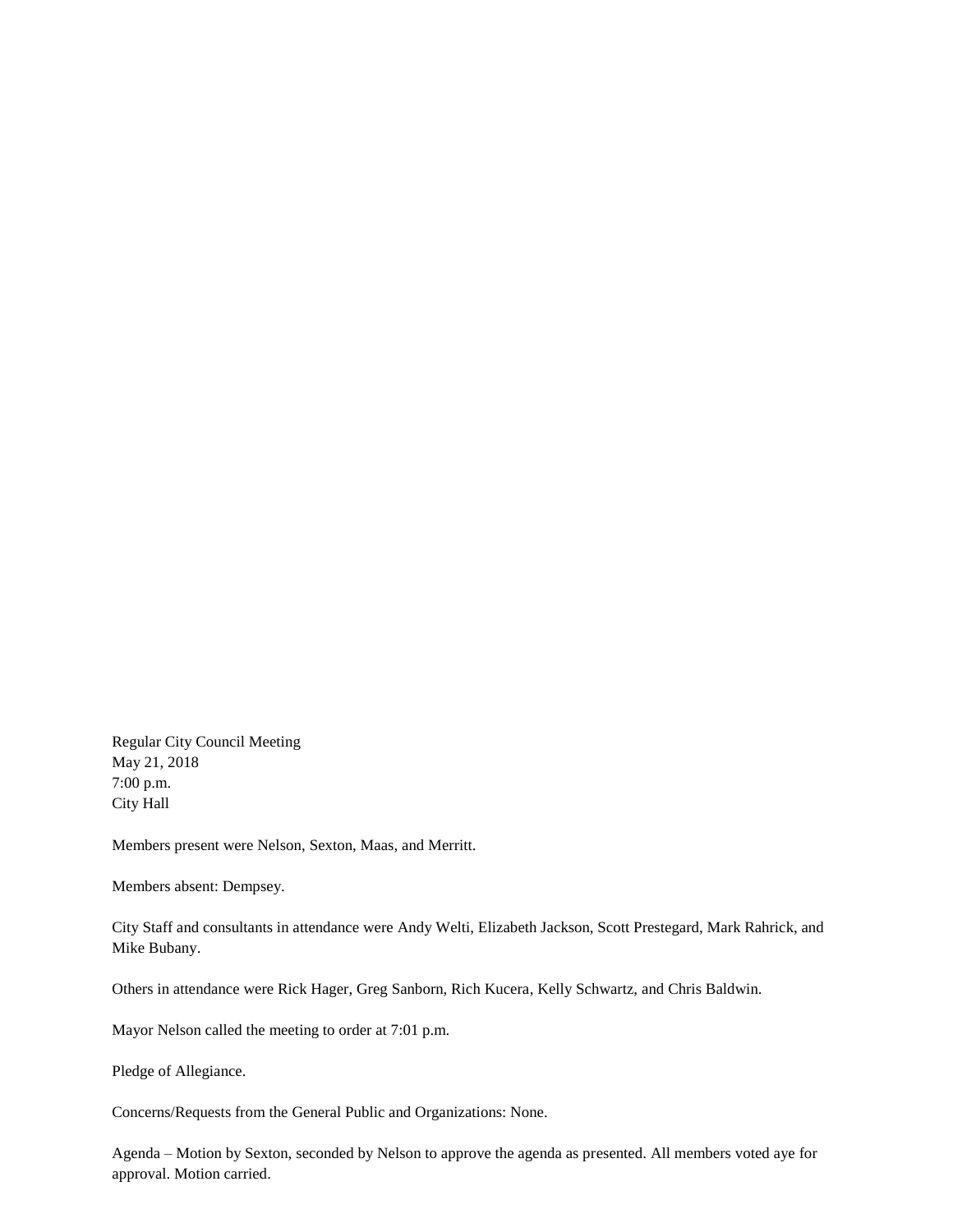Regular City Council Meeting
May 21, 2018
7:00 p.m.
City Hall

Members present were Nelson, Sexton, Maas, and Merritt.

Members absent: Dempsey.

City Staff and consultants in attendance were Andy Welti, Elizabeth Jackson, Scott Prestegard, Mark Rahrick, and Mike Bubany.

Others in attendance were Rick Hager, Greg Sanborn, Rich Kucera, Kelly Schwartz, and Chris Baldwin.

Mayor Nelson called the meeting to order at 7:01 p.m.

Pledge of Allegiance.

Concerns/Requests from the General Public and Organizations: None.

Agenda – Motion by Sexton, seconded by Nelson to approve the agenda as presented. All members voted aye for approval. Motion carried.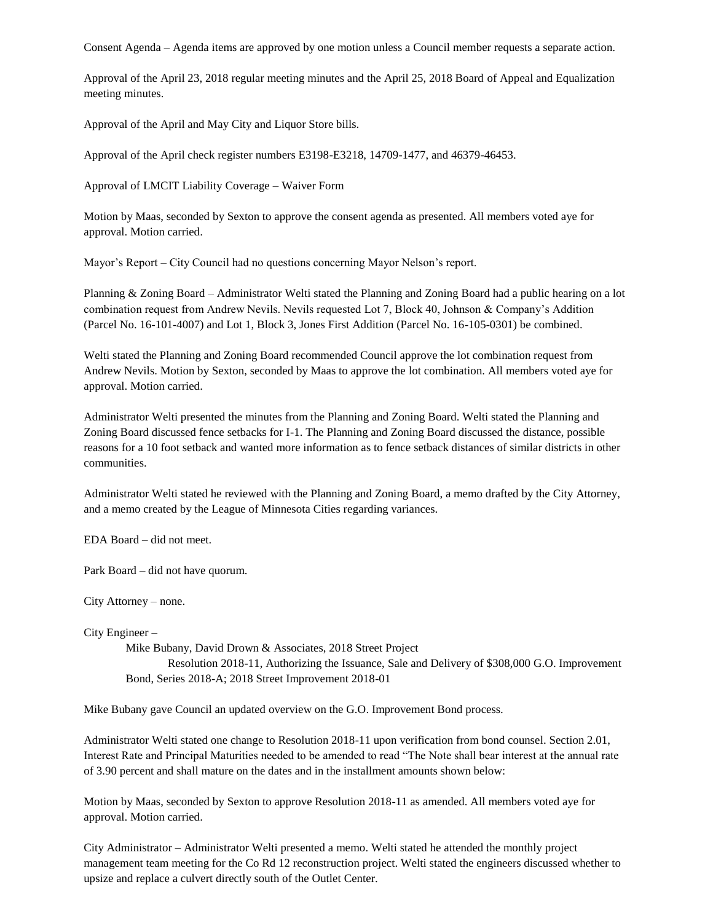Consent Agenda – Agenda items are approved by one motion unless a Council member requests a separate action.

Approval of the April 23, 2018 regular meeting minutes and the April 25, 2018 Board of Appeal and Equalization meeting minutes.

Approval of the April and May City and Liquor Store bills.

Approval of the April check register numbers E3198-E3218, 14709-1477, and 46379-46453.

Approval of LMCIT Liability Coverage – Waiver Form

Motion by Maas, seconded by Sexton to approve the consent agenda as presented. All members voted aye for approval. Motion carried.

Mayor's Report – City Council had no questions concerning Mayor Nelson's report.

Planning & Zoning Board – Administrator Welti stated the Planning and Zoning Board had a public hearing on a lot combination request from Andrew Nevils. Nevils requested Lot 7, Block 40, Johnson & Company's Addition (Parcel No. 16-101-4007) and Lot 1, Block 3, Jones First Addition (Parcel No. 16-105-0301) be combined.

Welti stated the Planning and Zoning Board recommended Council approve the lot combination request from Andrew Nevils. Motion by Sexton, seconded by Maas to approve the lot combination. All members voted aye for approval. Motion carried.

Administrator Welti presented the minutes from the Planning and Zoning Board. Welti stated the Planning and Zoning Board discussed fence setbacks for I-1. The Planning and Zoning Board discussed the distance, possible reasons for a 10 foot setback and wanted more information as to fence setback distances of similar districts in other communities.

Administrator Welti stated he reviewed with the Planning and Zoning Board, a memo drafted by the City Attorney, and a memo created by the League of Minnesota Cities regarding variances.

EDA Board – did not meet.

Park Board – did not have quorum.

City Attorney – none.

City Engineer –

Mike Bubany, David Drown & Associates, 2018 Street Project

Resolution 2018-11, Authorizing the Issuance, Sale and Delivery of $308,000 G.O. Improvement Bond, Series 2018-A; 2018 Street Improvement 2018-01

Mike Bubany gave Council an updated overview on the G.O. Improvement Bond process.

Administrator Welti stated one change to Resolution 2018-11 upon verification from bond counsel. Section 2.01, Interest Rate and Principal Maturities needed to be amended to read "The Note shall bear interest at the annual rate of 3.90 percent and shall mature on the dates and in the installment amounts shown below:

Motion by Maas, seconded by Sexton to approve Resolution 2018-11 as amended. All members voted aye for approval. Motion carried.

City Administrator – Administrator Welti presented a memo. Welti stated he attended the monthly project management team meeting for the Co Rd 12 reconstruction project. Welti stated the engineers discussed whether to upsize and replace a culvert directly south of the Outlet Center.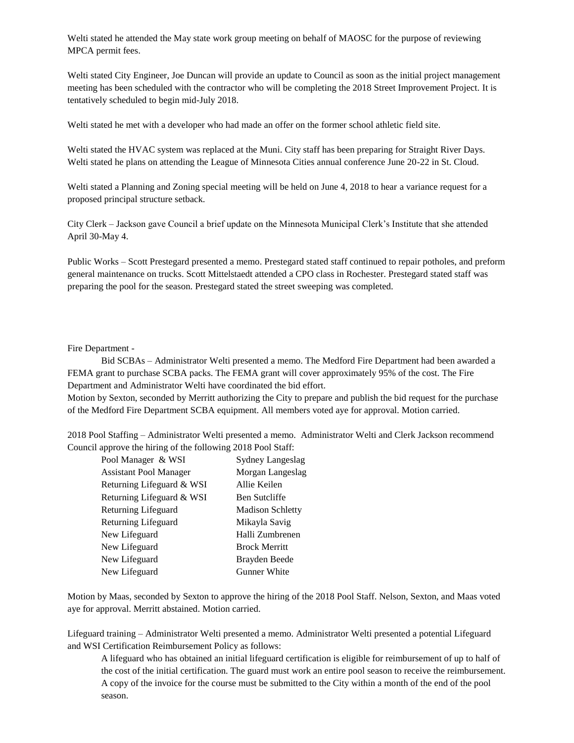Welti stated he attended the May state work group meeting on behalf of MAOSC for the purpose of reviewing MPCA permit fees.

Welti stated City Engineer, Joe Duncan will provide an update to Council as soon as the initial project management meeting has been scheduled with the contractor who will be completing the 2018 Street Improvement Project. It is tentatively scheduled to begin mid-July 2018.

Welti stated he met with a developer who had made an offer on the former school athletic field site.

Welti stated the HVAC system was replaced at the Muni. City staff has been preparing for Straight River Days. Welti stated he plans on attending the League of Minnesota Cities annual conference June 20-22 in St. Cloud.

Welti stated a Planning and Zoning special meeting will be held on June 4, 2018 to hear a variance request for a proposed principal structure setback.

City Clerk – Jackson gave Council a brief update on the Minnesota Municipal Clerk's Institute that she attended April 30-May 4.

Public Works – Scott Prestegard presented a memo. Prestegard stated staff continued to repair potholes, and preform general maintenance on trucks. Scott Mittelstaedt attended a CPO class in Rochester. Prestegard stated staff was preparing the pool for the season. Prestegard stated the street sweeping was completed.

Fire Department -

Bid SCBAs – Administrator Welti presented a memo. The Medford Fire Department had been awarded a FEMA grant to purchase SCBA packs. The FEMA grant will cover approximately 95% of the cost. The Fire Department and Administrator Welti have coordinated the bid effort.

Motion by Sexton, seconded by Merritt authorizing the City to prepare and publish the bid request for the purchase of the Medford Fire Department SCBA equipment. All members voted aye for approval. Motion carried.

2018 Pool Staffing – Administrator Welti presented a memo. Administrator Welti and Clerk Jackson recommend Council approve the hiring of the following 2018 Pool Staff:

| | |
|---|---|
| Pool Manager & WSI | Sydney Langeslag |
| Assistant Pool Manager | Morgan Langeslag |
| Returning Lifeguard & WSI | Allie Keilen |
| Returning Lifeguard & WSI | Ben Sutcliffe |
| Returning Lifeguard | Madison Schletty |
| Returning Lifeguard | Mikayla Savig |
| New Lifeguard | Halli Zumbrenen |
| New Lifeguard | Brock Merritt |
| New Lifeguard | Brayden Beede |
| New Lifeguard | Gunner White |

Motion by Maas, seconded by Sexton to approve the hiring of the 2018 Pool Staff. Nelson, Sexton, and Maas voted aye for approval. Merritt abstained. Motion carried.

Lifeguard training – Administrator Welti presented a memo. Administrator Welti presented a potential Lifeguard and WSI Certification Reimbursement Policy as follows:

> A lifeguard who has obtained an initial lifeguard certification is eligible for reimbursement of up to half of the cost of the initial certification. The guard must work an entire pool season to receive the reimbursement. A copy of the invoice for the course must be submitted to the City within a month of the end of the pool season.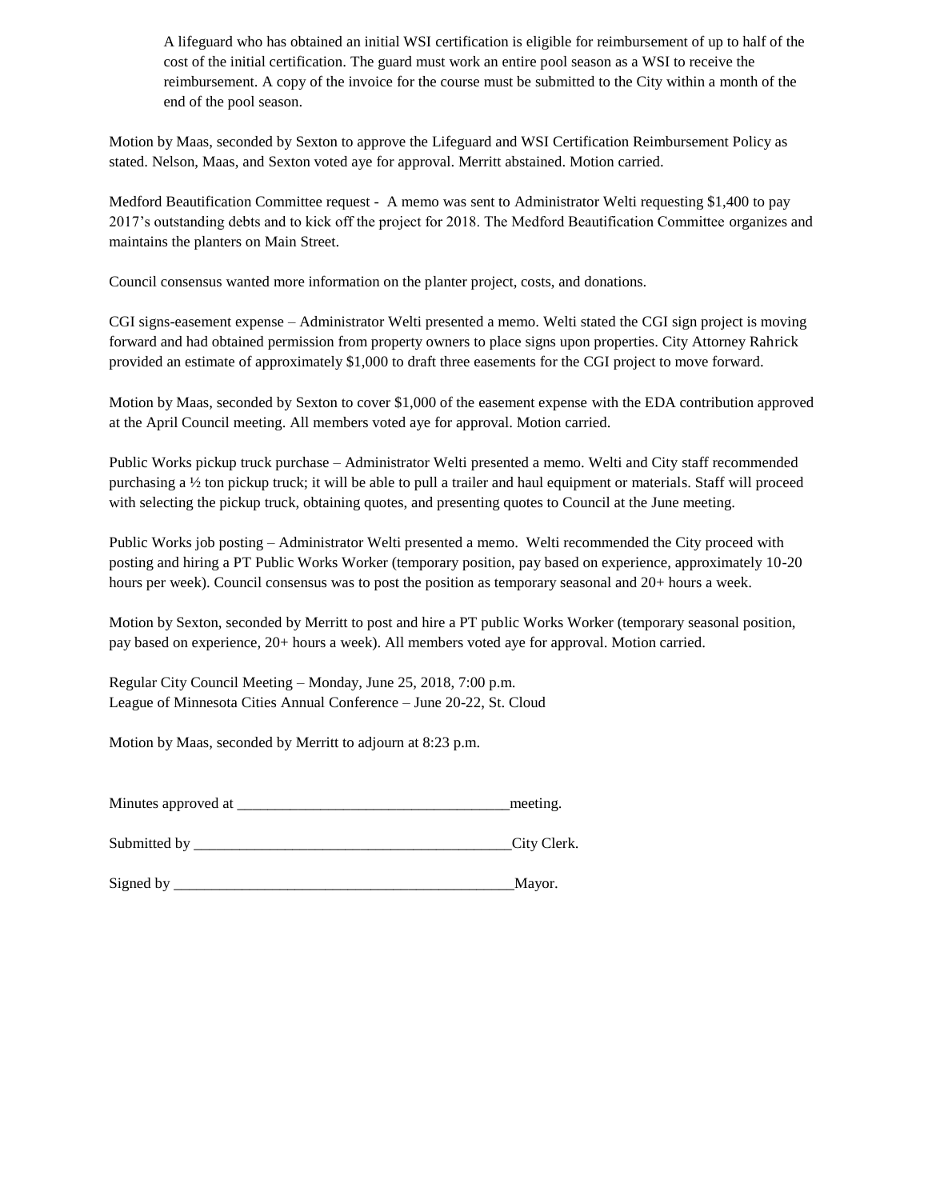A lifeguard who has obtained an initial WSI certification is eligible for reimbursement of up to half of the cost of the initial certification. The guard must work an entire pool season as a WSI to receive the reimbursement. A copy of the invoice for the course must be submitted to the City within a month of the end of the pool season.

Motion by Maas, seconded by Sexton to approve the Lifeguard and WSI Certification Reimbursement Policy as stated. Nelson, Maas, and Sexton voted aye for approval. Merritt abstained. Motion carried.

Medford Beautification Committee request - A memo was sent to Administrator Welti requesting $1,400 to pay 2017's outstanding debts and to kick off the project for 2018. The Medford Beautification Committee organizes and maintains the planters on Main Street.

Council consensus wanted more information on the planter project, costs, and donations.

CGI signs-easement expense – Administrator Welti presented a memo. Welti stated the CGI sign project is moving forward and had obtained permission from property owners to place signs upon properties. City Attorney Rahrick provided an estimate of approximately $1,000 to draft three easements for the CGI project to move forward.

Motion by Maas, seconded by Sexton to cover $1,000 of the easement expense with the EDA contribution approved at the April Council meeting. All members voted aye for approval. Motion carried.

Public Works pickup truck purchase – Administrator Welti presented a memo. Welti and City staff recommended purchasing a ½ ton pickup truck; it will be able to pull a trailer and haul equipment or materials. Staff will proceed with selecting the pickup truck, obtaining quotes, and presenting quotes to Council at the June meeting.

Public Works job posting – Administrator Welti presented a memo. Welti recommended the City proceed with posting and hiring a PT Public Works Worker (temporary position, pay based on experience, approximately 10-20 hours per week). Council consensus was to post the position as temporary seasonal and 20+ hours a week.

Motion by Sexton, seconded by Merritt to post and hire a PT public Works Worker (temporary seasonal position, pay based on experience, 20+ hours a week). All members voted aye for approval. Motion carried.

Regular City Council Meeting – Monday, June 25, 2018, 7:00 p.m.
League of Minnesota Cities Annual Conference – June 20-22, St. Cloud

Motion by Maas, seconded by Merritt to adjourn at 8:23 p.m.

Minutes approved at ___________________________________meeting.

Submitted by __________________________________________City Clerk.

Signed by ______________________________________________Mayor.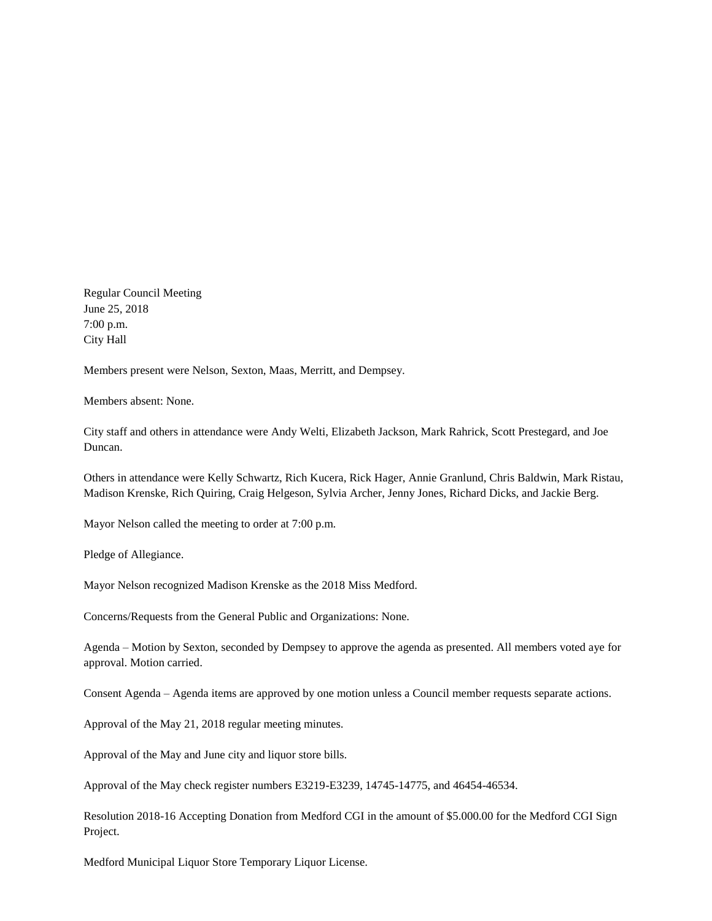Regular Council Meeting
June 25, 2018
7:00 p.m.
City Hall

Members present were Nelson, Sexton, Maas, Merritt, and Dempsey.

Members absent: None.

City staff and others in attendance were Andy Welti, Elizabeth Jackson, Mark Rahrick, Scott Prestegard, and Joe Duncan.

Others in attendance were Kelly Schwartz, Rich Kucera, Rick Hager, Annie Granlund, Chris Baldwin, Mark Ristau, Madison Krenske, Rich Quiring, Craig Helgeson, Sylvia Archer, Jenny Jones, Richard Dicks, and Jackie Berg.

Mayor Nelson called the meeting to order at 7:00 p.m.

Pledge of Allegiance.

Mayor Nelson recognized Madison Krenske as the 2018 Miss Medford.

Concerns/Requests from the General Public and Organizations: None.

Agenda – Motion by Sexton, seconded by Dempsey to approve the agenda as presented. All members voted aye for approval. Motion carried.

Consent Agenda – Agenda items are approved by one motion unless a Council member requests separate actions.

Approval of the May 21, 2018 regular meeting minutes.

Approval of the May and June city and liquor store bills.

Approval of the May check register numbers E3219-E3239, 14745-14775, and 46454-46534.

Resolution 2018-16 Accepting Donation from Medford CGI in the amount of $5.000.00 for the Medford CGI Sign Project.

Medford Municipal Liquor Store Temporary Liquor License.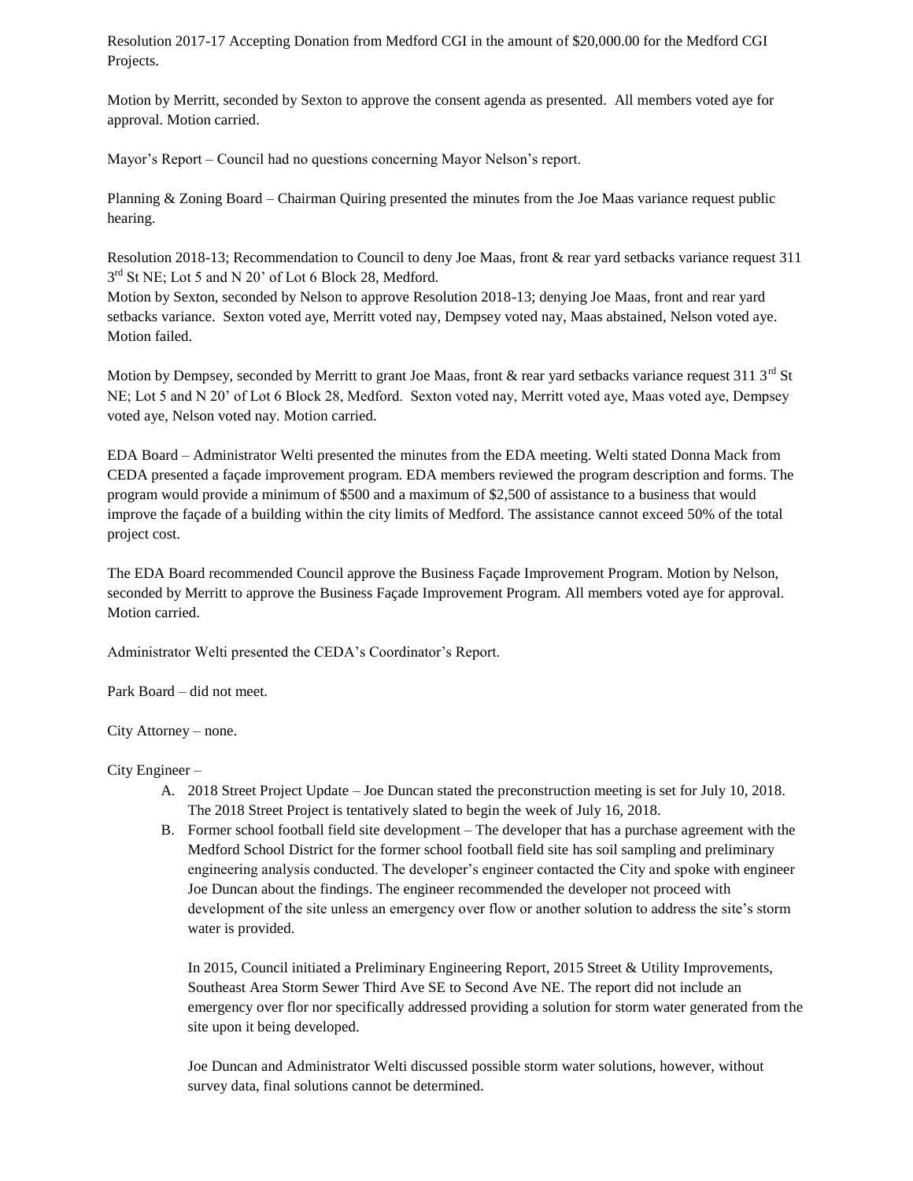Resolution 2017-17 Accepting Donation from Medford CGI in the amount of $20,000.00 for the Medford CGI Projects.

Motion by Merritt, seconded by Sexton to approve the consent agenda as presented. All members voted aye for approval. Motion carried.

Mayor's Report – Council had no questions concerning Mayor Nelson's report.

Planning & Zoning Board – Chairman Quiring presented the minutes from the Joe Maas variance request public hearing.

Resolution 2018-13; Recommendation to Council to deny Joe Maas, front & rear yard setbacks variance request 311 3rd St NE; Lot 5 and N 20' of Lot 6 Block 28, Medford.
Motion by Sexton, seconded by Nelson to approve Resolution 2018-13; denying Joe Maas, front and rear yard setbacks variance. Sexton voted aye, Merritt voted nay, Dempsey voted nay, Maas abstained, Nelson voted aye. Motion failed.

Motion by Dempsey, seconded by Merritt to grant Joe Maas, front & rear yard setbacks variance request 311 3rd St NE; Lot 5 and N 20' of Lot 6 Block 28, Medford. Sexton voted nay, Merritt voted aye, Maas voted aye, Dempsey voted aye, Nelson voted nay. Motion carried.

EDA Board – Administrator Welti presented the minutes from the EDA meeting. Welti stated Donna Mack from CEDA presented a façade improvement program. EDA members reviewed the program description and forms. The program would provide a minimum of $500 and a maximum of $2,500 of assistance to a business that would improve the façade of a building within the city limits of Medford. The assistance cannot exceed 50% of the total project cost.

The EDA Board recommended Council approve the Business Façade Improvement Program. Motion by Nelson, seconded by Merritt to approve the Business Façade Improvement Program. All members voted aye for approval. Motion carried.

Administrator Welti presented the CEDA's Coordinator's Report.

Park Board – did not meet.

City Attorney – none.

City Engineer –

A. 2018 Street Project Update – Joe Duncan stated the preconstruction meeting is set for July 10, 2018. The 2018 Street Project is tentatively slated to begin the week of July 16, 2018.
B. Former school football field site development – The developer that has a purchase agreement with the Medford School District for the former school football field site has soil sampling and preliminary engineering analysis conducted. The developer's engineer contacted the City and spoke with engineer Joe Duncan about the findings. The engineer recommended the developer not proceed with development of the site unless an emergency over flow or another solution to address the site's storm water is provided.

   In 2015, Council initiated a Preliminary Engineering Report, 2015 Street & Utility Improvements, Southeast Area Storm Sewer Third Ave SE to Second Ave NE. The report did not include an emergency over flor nor specifically addressed providing a solution for storm water generated from the site upon it being developed.

   Joe Duncan and Administrator Welti discussed possible storm water solutions, however, without survey data, final solutions cannot be determined.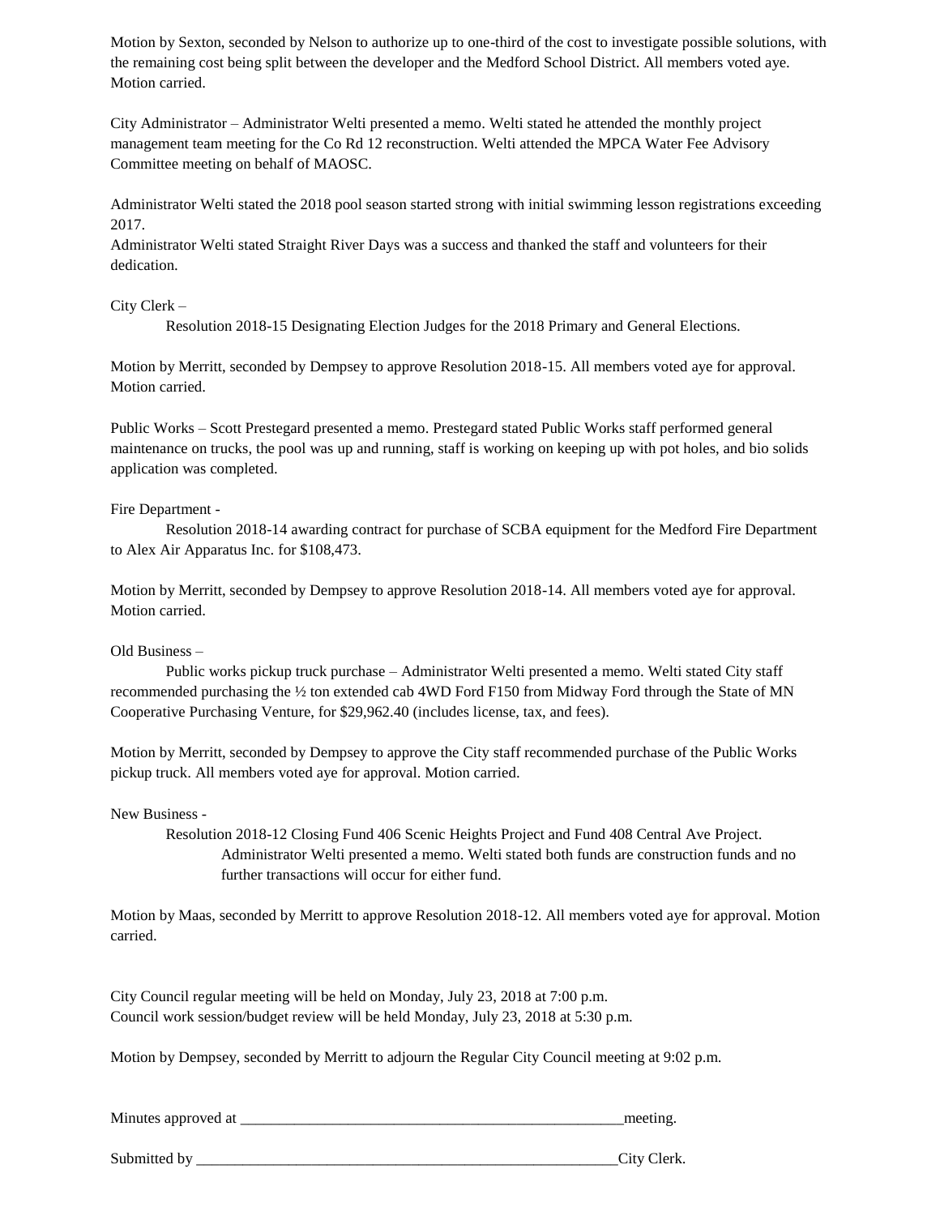Motion by Sexton, seconded by Nelson to authorize up to one-third of the cost to investigate possible solutions, with the remaining cost being split between the developer and the Medford School District. All members voted aye. Motion carried.

City Administrator – Administrator Welti presented a memo. Welti stated he attended the monthly project management team meeting for the Co Rd 12 reconstruction. Welti attended the MPCA Water Fee Advisory Committee meeting on behalf of MAOSC.

Administrator Welti stated the 2018 pool season started strong with initial swimming lesson registrations exceeding 2017.
Administrator Welti stated Straight River Days was a success and thanked the staff and volunteers for their dedication.

City Clerk –

Resolution 2018-15 Designating Election Judges for the 2018 Primary and General Elections.

Motion by Merritt, seconded by Dempsey to approve Resolution 2018-15. All members voted aye for approval. Motion carried.

Public Works – Scott Prestegard presented a memo. Prestegard stated Public Works staff performed general maintenance on trucks, the pool was up and running, staff is working on keeping up with pot holes, and bio solids application was completed.

Fire Department -

Resolution 2018-14 awarding contract for purchase of SCBA equipment for the Medford Fire Department to Alex Air Apparatus Inc. for $108,473.

Motion by Merritt, seconded by Dempsey to approve Resolution 2018-14. All members voted aye for approval. Motion carried.

Old Business –

Public works pickup truck purchase – Administrator Welti presented a memo. Welti stated City staff recommended purchasing the ½ ton extended cab 4WD Ford F150 from Midway Ford through the State of MN Cooperative Purchasing Venture, for $29,962.40 (includes license, tax, and fees).

Motion by Merritt, seconded by Dempsey to approve the City staff recommended purchase of the Public Works pickup truck. All members voted aye for approval. Motion carried.

New Business -

Resolution 2018-12 Closing Fund 406 Scenic Heights Project and Fund 408 Central Ave Project.
Administrator Welti presented a memo. Welti stated both funds are construction funds and no further transactions will occur for either fund.

Motion by Maas, seconded by Merritt to approve Resolution 2018-12. All members voted aye for approval. Motion carried.

City Council regular meeting will be held on Monday, July 23, 2018 at 7:00 p.m.
Council work session/budget review will be held Monday, July 23, 2018 at 5:30 p.m.

Motion by Dempsey, seconded by Merritt to adjourn the Regular City Council meeting at 9:02 p.m.

Minutes approved at \_\_\_\_\_\_\_\_\_\_\_\_\_\_\_\_\_\_\_\_\_\_\_\_\_\_\_\_\_\_\_\_\_\_\_\_\_\_\_\_\_\_\_\_\_\_\_\_\_\_meeting.

Submitted by \_\_\_\_\_\_\_\_\_\_\_\_\_\_\_\_\_\_\_\_\_\_\_\_\_\_\_\_\_\_\_\_\_\_\_\_\_\_\_\_\_\_\_\_\_\_\_\_\_\_\_\_\_\_\_City Clerk.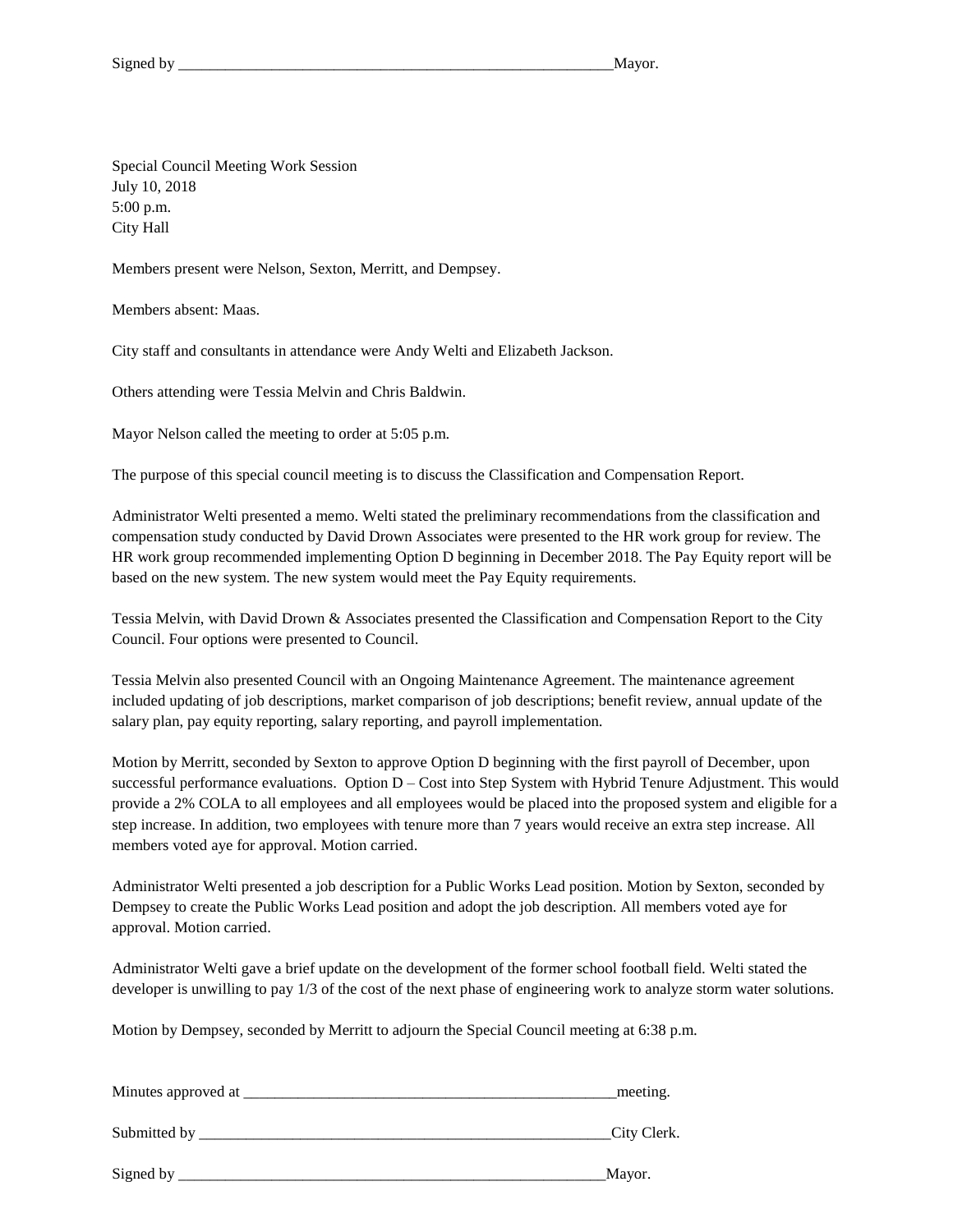Signed by \_\_\_\_\_\_\_\_\_\_\_\_\_\_\_\_\_\_\_\_\_\_\_\_\_\_\_\_\_\_\_\_\_\_\_\_\_\_\_\_\_\_\_\_\_\_\_\_\_\_\_\_\_\_\_\_\_\_\_\_Mayor.

Special Council Meeting Work Session
July 10, 2018
5:00 p.m.
City Hall

Members present were Nelson, Sexton, Merritt, and Dempsey.

Members absent: Maas.

City staff and consultants in attendance were Andy Welti and Elizabeth Jackson.

Others attending were Tessia Melvin and Chris Baldwin.

Mayor Nelson called the meeting to order at 5:05 p.m.

The purpose of this special council meeting is to discuss the Classification and Compensation Report.

Administrator Welti presented a memo. Welti stated the preliminary recommendations from the classification and compensation study conducted by David Drown Associates were presented to the HR work group for review. The HR work group recommended implementing Option D beginning in December 2018. The Pay Equity report will be based on the new system. The new system would meet the Pay Equity requirements.

Tessia Melvin, with David Drown & Associates presented the Classification and Compensation Report to the City Council. Four options were presented to Council.

Tessia Melvin also presented Council with an Ongoing Maintenance Agreement. The maintenance agreement included updating of job descriptions, market comparison of job descriptions; benefit review, annual update of the salary plan, pay equity reporting, salary reporting, and payroll implementation.

Motion by Merritt, seconded by Sexton to approve Option D beginning with the first payroll of December, upon successful performance evaluations. Option D – Cost into Step System with Hybrid Tenure Adjustment. This would provide a 2% COLA to all employees and all employees would be placed into the proposed system and eligible for a step increase. In addition, two employees with tenure more than 7 years would receive an extra step increase. All members voted aye for approval. Motion carried.

Administrator Welti presented a job description for a Public Works Lead position. Motion by Sexton, seconded by Dempsey to create the Public Works Lead position and adopt the job description. All members voted aye for approval. Motion carried.

Administrator Welti gave a brief update on the development of the former school football field. Welti stated the developer is unwilling to pay 1/3 of the cost of the next phase of engineering work to analyze storm water solutions.

Motion by Dempsey, seconded by Merritt to adjourn the Special Council meeting at 6:38 p.m.

Minutes approved at \_\_\_\_\_\_\_\_\_\_\_\_\_\_\_\_\_\_\_\_\_\_\_\_\_\_\_\_\_\_\_\_\_\_\_\_\_\_\_\_\_\_\_\_\_\_\_\_\_\_meeting.

Submitted by \_\_\_\_\_\_\_\_\_\_\_\_\_\_\_\_\_\_\_\_\_\_\_\_\_\_\_\_\_\_\_\_\_\_\_\_\_\_\_\_\_\_\_\_\_\_\_\_\_\_\_\_\_\_\_City Clerk.

Signed by \_\_\_\_\_\_\_\_\_\_\_\_\_\_\_\_\_\_\_\_\_\_\_\_\_\_\_\_\_\_\_\_\_\_\_\_\_\_\_\_\_\_\_\_\_\_\_\_\_\_\_\_\_\_\_\_\_\_\_Mayor.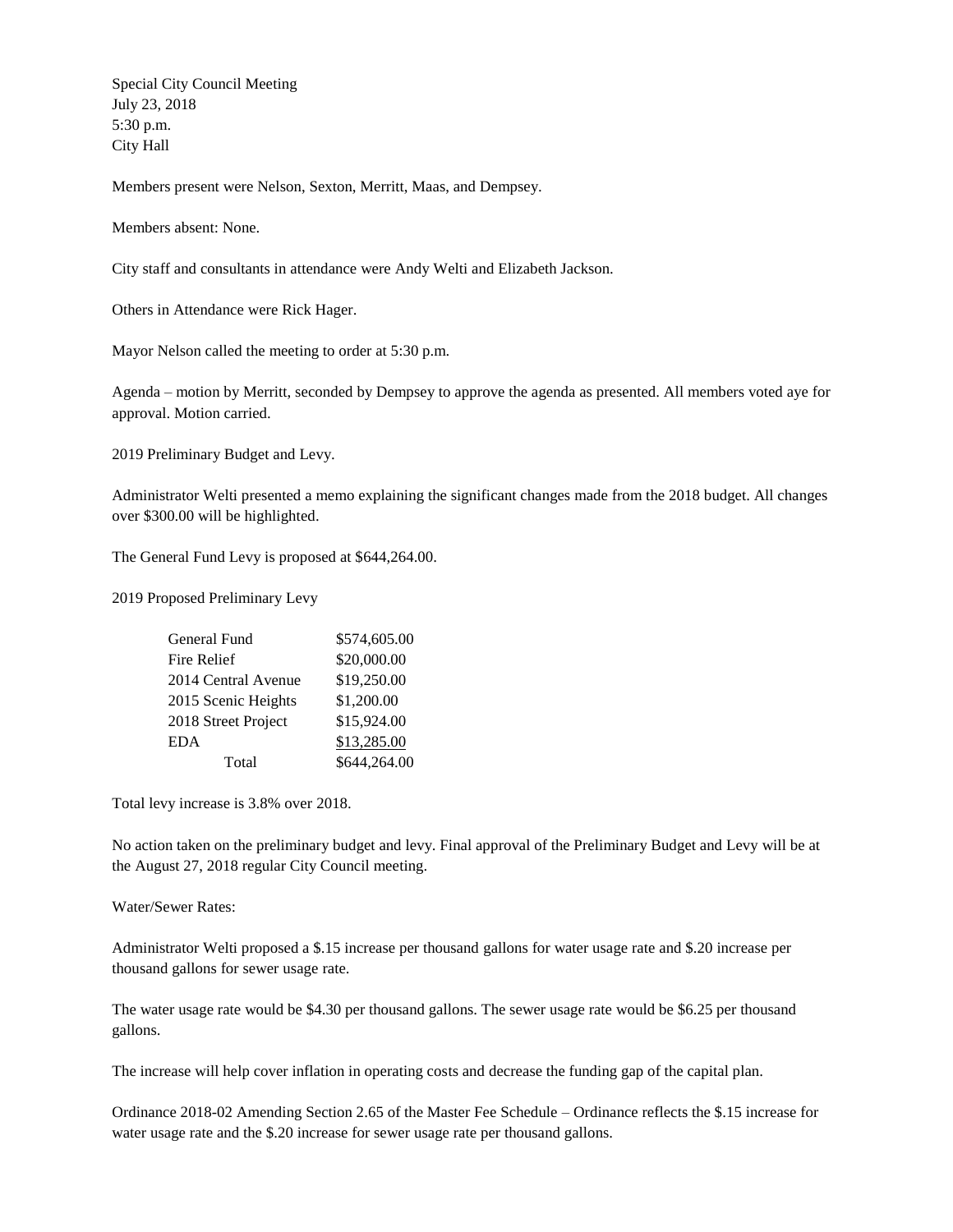Special City Council Meeting
July 23, 2018
5:30 p.m.
City Hall

Members present were Nelson, Sexton, Merritt, Maas, and Dempsey.

Members absent: None.

City staff and consultants in attendance were Andy Welti and Elizabeth Jackson.

Others in Attendance were Rick Hager.

Mayor Nelson called the meeting to order at 5:30 p.m.

Agenda – motion by Merritt, seconded by Dempsey to approve the agenda as presented. All members voted aye for approval. Motion carried.

2019 Preliminary Budget and Levy.

Administrator Welti presented a memo explaining the significant changes made from the 2018 budget. All changes over $300.00 will be highlighted.

The General Fund Levy is proposed at $644,264.00.

2019 Proposed Preliminary Levy

| | |
|---|---|
| General Fund | $574,605.00 |
| Fire Relief | $20,000.00 |
| 2014 Central Avenue | $19,250.00 |
| 2015 Scenic Heights | $1,200.00 |
| 2018 Street Project | $15,924.00 |
| EDA | $13,285.00 |
| Total | $644,264.00 |

Total levy increase is 3.8% over 2018.

No action taken on the preliminary budget and levy. Final approval of the Preliminary Budget and Levy will be at the August 27, 2018 regular City Council meeting.

Water/Sewer Rates:

Administrator Welti proposed a $.15 increase per thousand gallons for water usage rate and $.20 increase per thousand gallons for sewer usage rate.

The water usage rate would be $4.30 per thousand gallons. The sewer usage rate would be $6.25 per thousand gallons.

The increase will help cover inflation in operating costs and decrease the funding gap of the capital plan.

Ordinance 2018-02 Amending Section 2.65 of the Master Fee Schedule – Ordinance reflects the $.15 increase for water usage rate and the $.20 increase for sewer usage rate per thousand gallons.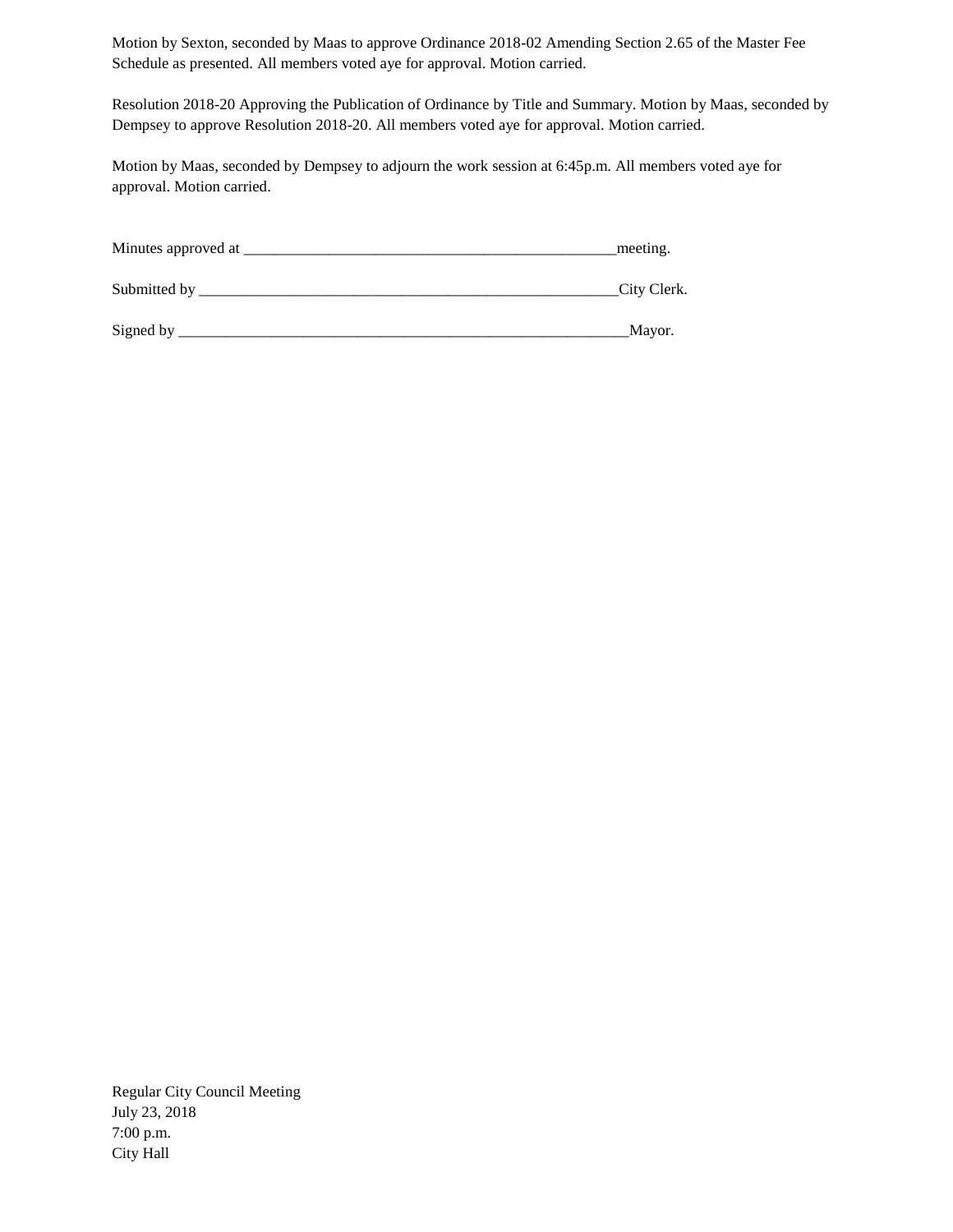Motion by Sexton, seconded by Maas to approve Ordinance 2018-02 Amending Section 2.65 of the Master Fee Schedule as presented. All members voted aye for approval. Motion carried.

Resolution 2018-20 Approving the Publication of Ordinance by Title and Summary. Motion by Maas, seconded by Dempsey to approve Resolution 2018-20. All members voted aye for approval. Motion carried.

Motion by Maas, seconded by Dempsey to adjourn the work session at 6:45p.m. All members voted aye for approval. Motion carried.

Minutes approved at __________________________________________________meeting.

Submitted by ________________________________________________________City Clerk.

Signed by ____________________________________________________________Mayor.

Regular City Council Meeting
July 23, 2018
7:00 p.m.
City Hall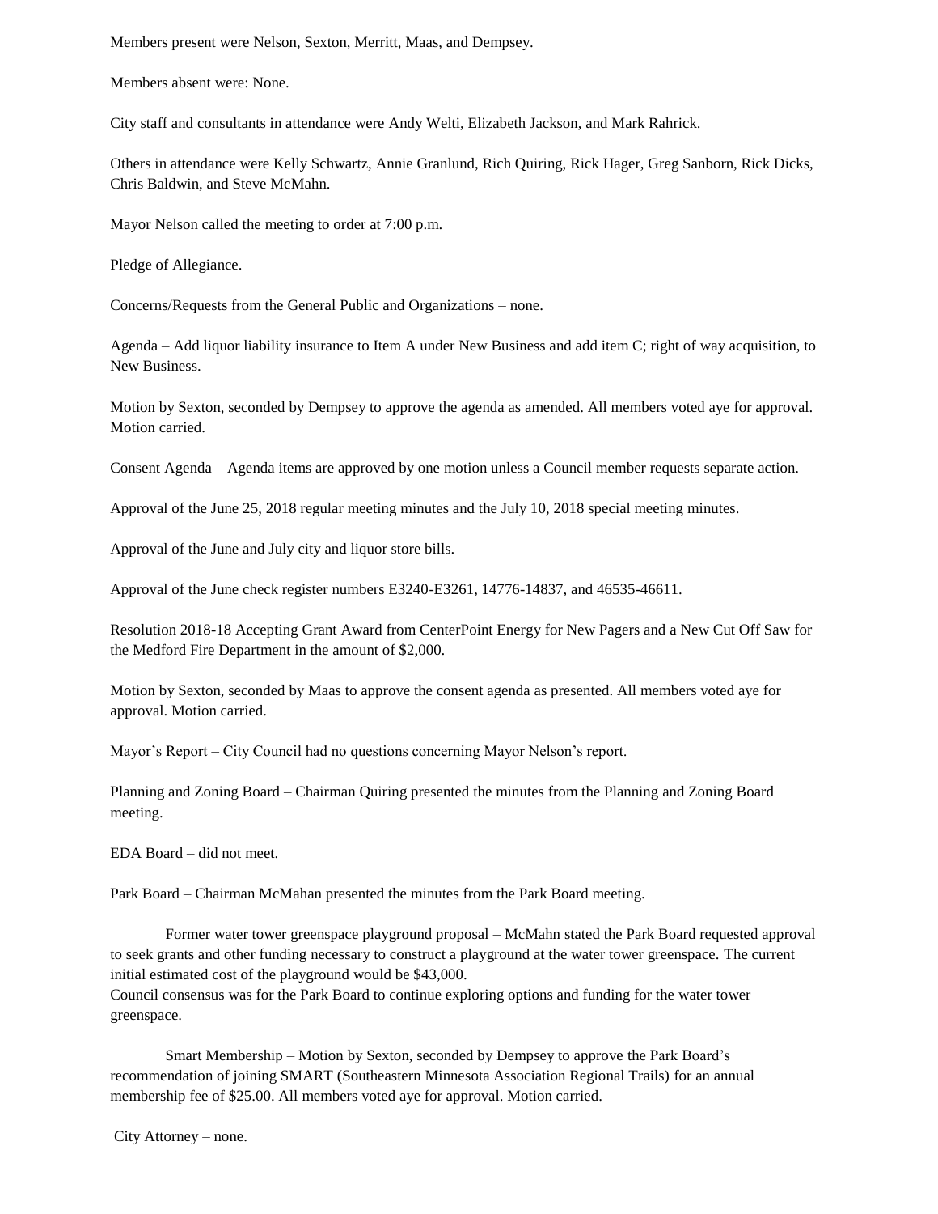Members present were Nelson, Sexton, Merritt, Maas, and Dempsey.

Members absent were: None.

City staff and consultants in attendance were Andy Welti, Elizabeth Jackson, and Mark Rahrick.

Others in attendance were Kelly Schwartz, Annie Granlund, Rich Quiring, Rick Hager, Greg Sanborn, Rick Dicks, Chris Baldwin, and Steve McMahn.

Mayor Nelson called the meeting to order at 7:00 p.m.

Pledge of Allegiance.

Concerns/Requests from the General Public and Organizations – none.

Agenda – Add liquor liability insurance to Item A under New Business and add item C; right of way acquisition, to New Business.

Motion by Sexton, seconded by Dempsey to approve the agenda as amended. All members voted aye for approval. Motion carried.

Consent Agenda – Agenda items are approved by one motion unless a Council member requests separate action.

Approval of the June 25, 2018 regular meeting minutes and the July 10, 2018 special meeting minutes.

Approval of the June and July city and liquor store bills.

Approval of the June check register numbers E3240-E3261, 14776-14837, and 46535-46611.

Resolution 2018-18 Accepting Grant Award from CenterPoint Energy for New Pagers and a New Cut Off Saw for the Medford Fire Department in the amount of $2,000.

Motion by Sexton, seconded by Maas to approve the consent agenda as presented. All members voted aye for approval. Motion carried.

Mayor's Report – City Council had no questions concerning Mayor Nelson's report.

Planning and Zoning Board – Chairman Quiring presented the minutes from the Planning and Zoning Board meeting.

EDA Board – did not meet.

Park Board – Chairman McMahan presented the minutes from the Park Board meeting.

Former water tower greenspace playground proposal – McMahn stated the Park Board requested approval to seek grants and other funding necessary to construct a playground at the water tower greenspace. The current initial estimated cost of the playground would be $43,000.
Council consensus was for the Park Board to continue exploring options and funding for the water tower greenspace.

Smart Membership – Motion by Sexton, seconded by Dempsey to approve the Park Board's recommendation of joining SMART (Southeastern Minnesota Association Regional Trails) for an annual membership fee of $25.00. All members voted aye for approval. Motion carried.

City Attorney – none.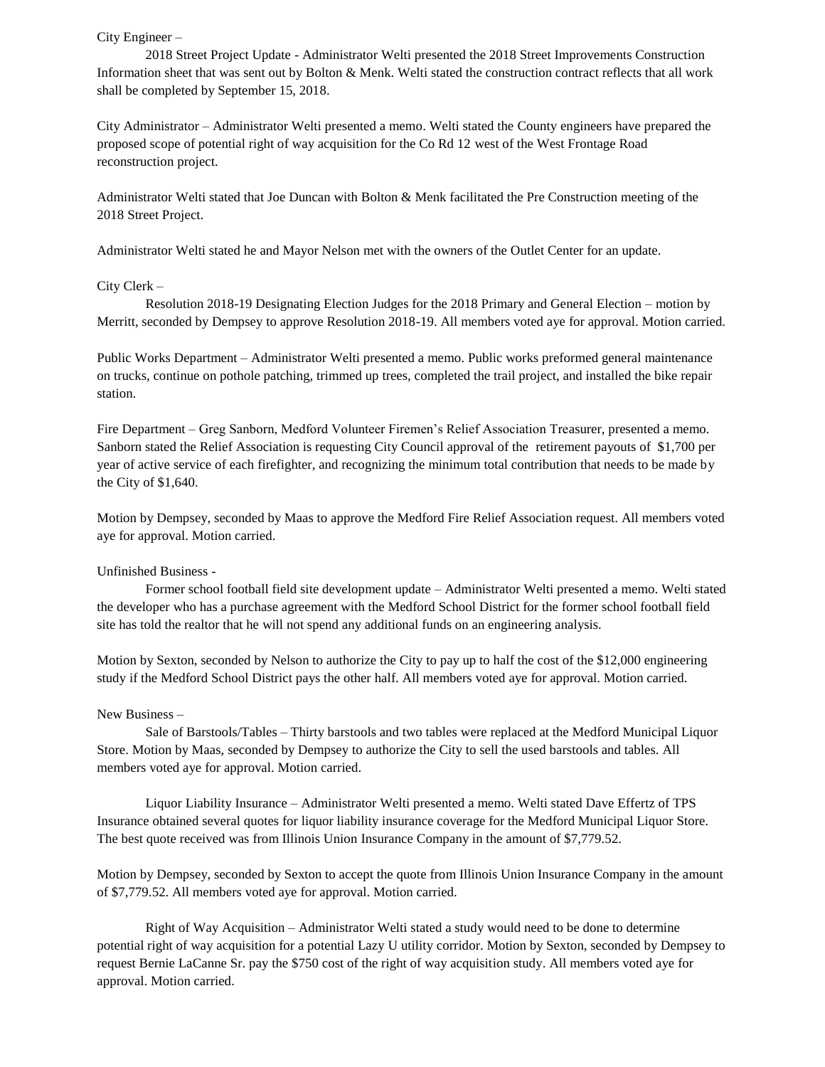City Engineer –

2018 Street Project Update - Administrator Welti presented the 2018 Street Improvements Construction Information sheet that was sent out by Bolton & Menk. Welti stated the construction contract reflects that all work shall be completed by September 15, 2018.

City Administrator – Administrator Welti presented a memo. Welti stated the County engineers have prepared the proposed scope of potential right of way acquisition for the Co Rd 12 west of the West Frontage Road reconstruction project.

Administrator Welti stated that Joe Duncan with Bolton & Menk facilitated the Pre Construction meeting of the 2018 Street Project.

Administrator Welti stated he and Mayor Nelson met with the owners of the Outlet Center for an update.

City Clerk –

Resolution 2018-19 Designating Election Judges for the 2018 Primary and General Election – motion by Merritt, seconded by Dempsey to approve Resolution 2018-19. All members voted aye for approval. Motion carried.

Public Works Department – Administrator Welti presented a memo. Public works preformed general maintenance on trucks, continue on pothole patching, trimmed up trees, completed the trail project, and installed the bike repair station.

Fire Department – Greg Sanborn, Medford Volunteer Firemen's Relief Association Treasurer, presented a memo. Sanborn stated the Relief Association is requesting City Council approval of the retirement payouts of $1,700 per year of active service of each firefighter, and recognizing the minimum total contribution that needs to be made by the City of $1,640.

Motion by Dempsey, seconded by Maas to approve the Medford Fire Relief Association request. All members voted aye for approval. Motion carried.

Unfinished Business -

Former school football field site development update – Administrator Welti presented a memo. Welti stated the developer who has a purchase agreement with the Medford School District for the former school football field site has told the realtor that he will not spend any additional funds on an engineering analysis.

Motion by Sexton, seconded by Nelson to authorize the City to pay up to half the cost of the $12,000 engineering study if the Medford School District pays the other half. All members voted aye for approval. Motion carried.

New Business –

Sale of Barstools/Tables – Thirty barstools and two tables were replaced at the Medford Municipal Liquor Store. Motion by Maas, seconded by Dempsey to authorize the City to sell the used barstools and tables. All members voted aye for approval. Motion carried.

Liquor Liability Insurance – Administrator Welti presented a memo. Welti stated Dave Effertz of TPS Insurance obtained several quotes for liquor liability insurance coverage for the Medford Municipal Liquor Store. The best quote received was from Illinois Union Insurance Company in the amount of $7,779.52.

Motion by Dempsey, seconded by Sexton to accept the quote from Illinois Union Insurance Company in the amount of $7,779.52. All members voted aye for approval. Motion carried.

Right of Way Acquisition – Administrator Welti stated a study would need to be done to determine potential right of way acquisition for a potential Lazy U utility corridor. Motion by Sexton, seconded by Dempsey to request Bernie LaCanne Sr. pay the $750 cost of the right of way acquisition study. All members voted aye for approval. Motion carried.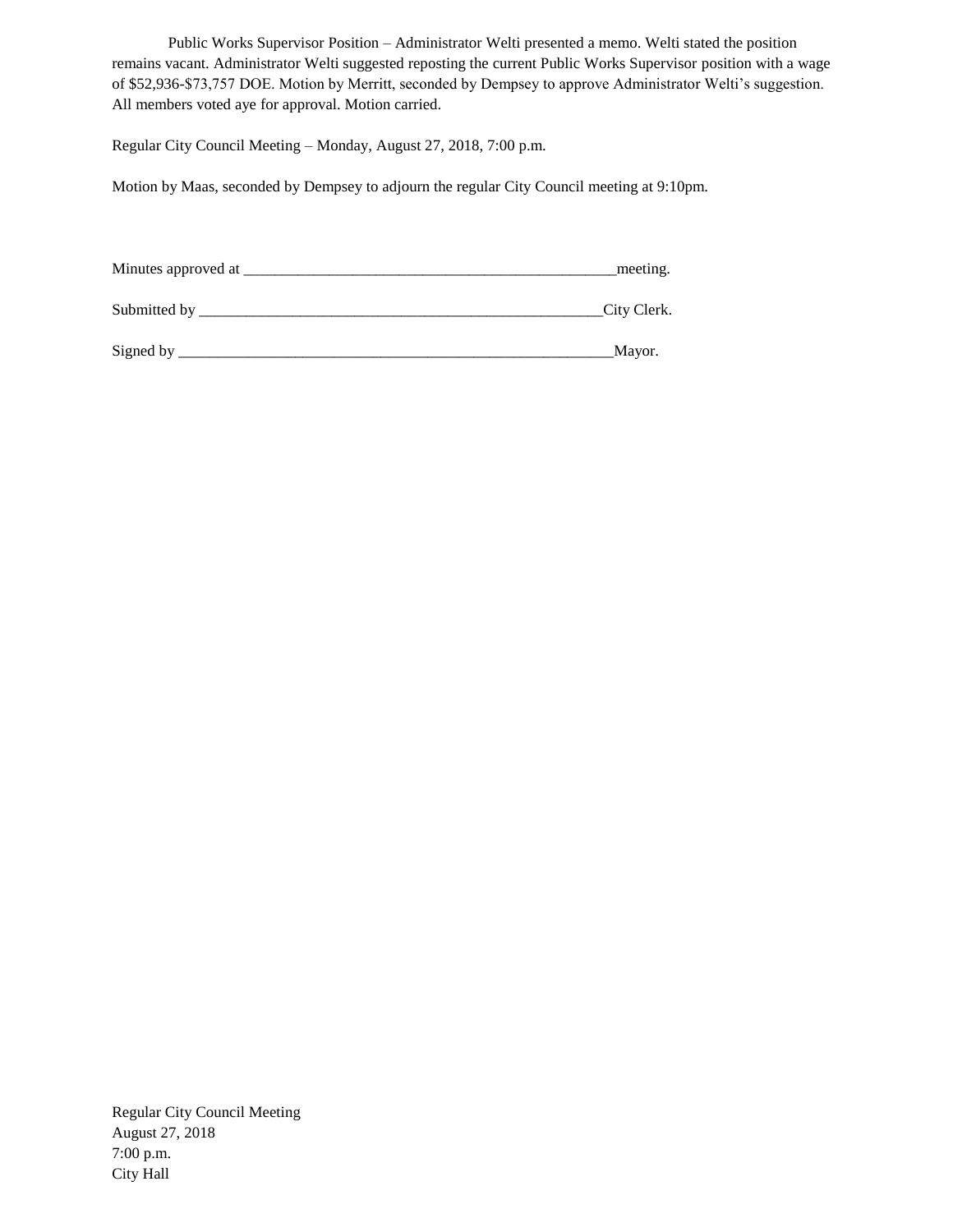Public Works Supervisor Position – Administrator Welti presented a memo. Welti stated the position remains vacant. Administrator Welti suggested reposting the current Public Works Supervisor position with a wage of $52,936-$73,757 DOE. Motion by Merritt, seconded by Dempsey to approve Administrator Welti's suggestion. All members voted aye for approval. Motion carried.

Regular City Council Meeting – Monday, August 27, 2018, 7:00 p.m.

Motion by Maas, seconded by Dempsey to adjourn the regular City Council meeting at 9:10pm.

Minutes approved at ___________________________________________________meeting.

Submitted by _____________________________________________________City Clerk.

Signed by ________________________________________________________Mayor.

Regular City Council Meeting
August 27, 2018
7:00 p.m.
City Hall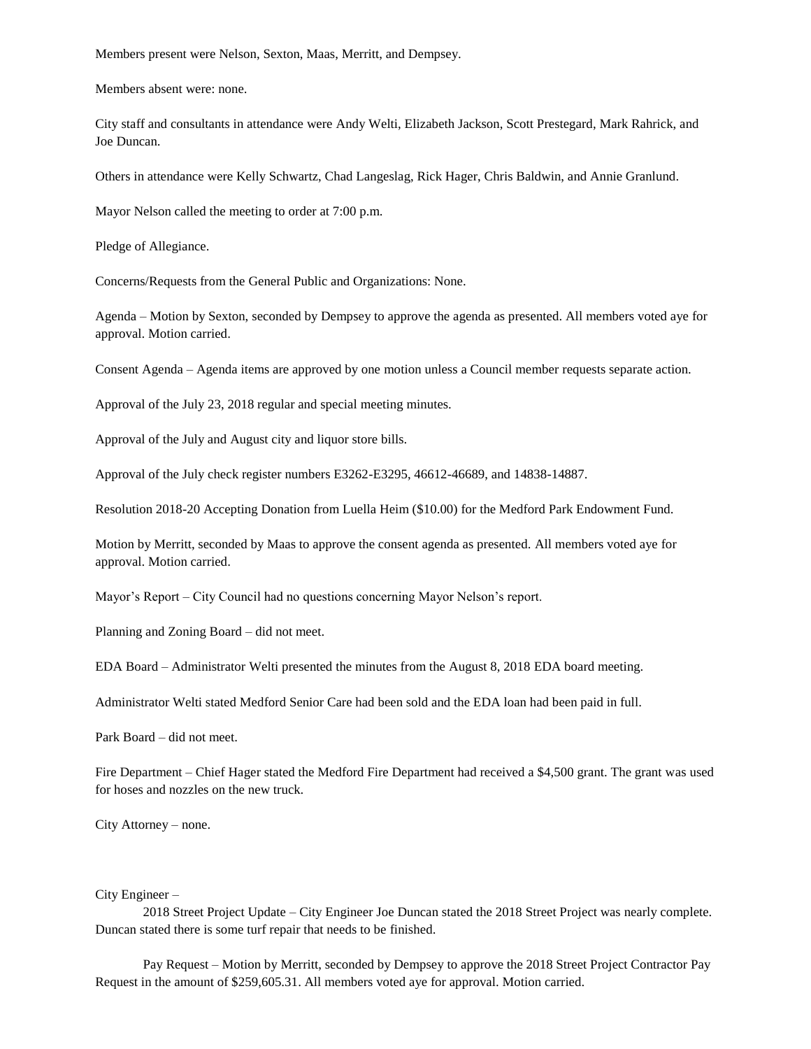Members present were Nelson, Sexton, Maas, Merritt, and Dempsey.

Members absent were: none.

City staff and consultants in attendance were Andy Welti, Elizabeth Jackson, Scott Prestegard, Mark Rahrick, and Joe Duncan.

Others in attendance were Kelly Schwartz, Chad Langeslag, Rick Hager, Chris Baldwin, and Annie Granlund.

Mayor Nelson called the meeting to order at 7:00 p.m.

Pledge of Allegiance.

Concerns/Requests from the General Public and Organizations: None.

Agenda – Motion by Sexton, seconded by Dempsey to approve the agenda as presented. All members voted aye for approval. Motion carried.

Consent Agenda – Agenda items are approved by one motion unless a Council member requests separate action.

Approval of the July 23, 2018 regular and special meeting minutes.

Approval of the July and August city and liquor store bills.

Approval of the July check register numbers E3262-E3295, 46612-46689, and 14838-14887.

Resolution 2018-20 Accepting Donation from Luella Heim ($10.00) for the Medford Park Endowment Fund.

Motion by Merritt, seconded by Maas to approve the consent agenda as presented. All members voted aye for approval. Motion carried.

Mayor's Report – City Council had no questions concerning Mayor Nelson's report.

Planning and Zoning Board – did not meet.

EDA Board – Administrator Welti presented the minutes from the August 8, 2018 EDA board meeting.

Administrator Welti stated Medford Senior Care had been sold and the EDA loan had been paid in full.

Park Board – did not meet.

Fire Department – Chief Hager stated the Medford Fire Department had received a $4,500 grant. The grant was used for hoses and nozzles on the new truck.

City Attorney – none.

City Engineer –

2018 Street Project Update – City Engineer Joe Duncan stated the 2018 Street Project was nearly complete. Duncan stated there is some turf repair that needs to be finished.

Pay Request – Motion by Merritt, seconded by Dempsey to approve the 2018 Street Project Contractor Pay Request in the amount of $259,605.31. All members voted aye for approval. Motion carried.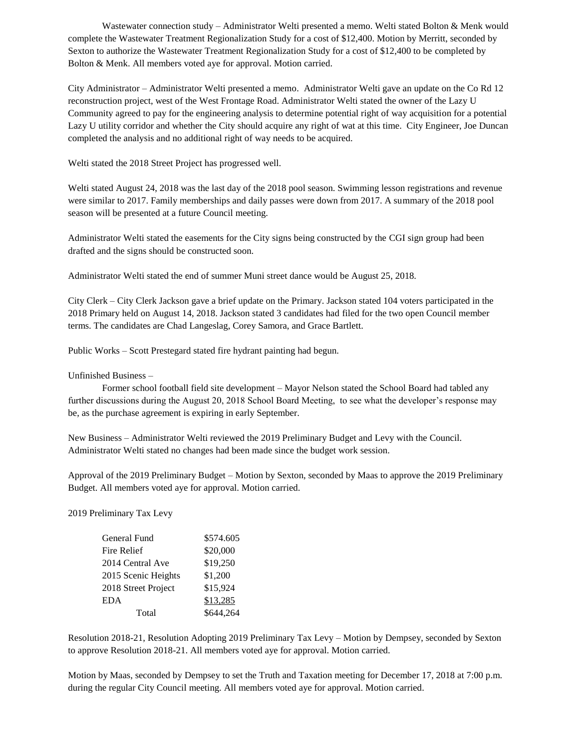Wastewater connection study – Administrator Welti presented a memo. Welti stated Bolton & Menk would complete the Wastewater Treatment Regionalization Study for a cost of $12,400. Motion by Merritt, seconded by Sexton to authorize the Wastewater Treatment Regionalization Study for a cost of $12,400 to be completed by Bolton & Menk. All members voted aye for approval. Motion carried.

City Administrator – Administrator Welti presented a memo. Administrator Welti gave an update on the Co Rd 12 reconstruction project, west of the West Frontage Road. Administrator Welti stated the owner of the Lazy U Community agreed to pay for the engineering analysis to determine potential right of way acquisition for a potential Lazy U utility corridor and whether the City should acquire any right of wat at this time. City Engineer, Joe Duncan completed the analysis and no additional right of way needs to be acquired.

Welti stated the 2018 Street Project has progressed well.

Welti stated August 24, 2018 was the last day of the 2018 pool season. Swimming lesson registrations and revenue were similar to 2017. Family memberships and daily passes were down from 2017. A summary of the 2018 pool season will be presented at a future Council meeting.

Administrator Welti stated the easements for the City signs being constructed by the CGI sign group had been drafted and the signs should be constructed soon.

Administrator Welti stated the end of summer Muni street dance would be August 25, 2018.

City Clerk – City Clerk Jackson gave a brief update on the Primary. Jackson stated 104 voters participated in the 2018 Primary held on August 14, 2018. Jackson stated 3 candidates had filed for the two open Council member terms. The candidates are Chad Langeslag, Corey Samora, and Grace Bartlett.

Public Works – Scott Prestegard stated fire hydrant painting had begun.

Unfinished Business –

Former school football field site development – Mayor Nelson stated the School Board had tabled any further discussions during the August 20, 2018 School Board Meeting, to see what the developer's response may be, as the purchase agreement is expiring in early September.

New Business – Administrator Welti reviewed the 2019 Preliminary Budget and Levy with the Council. Administrator Welti stated no changes had been made since the budget work session.

Approval of the 2019 Preliminary Budget – Motion by Sexton, seconded by Maas to approve the 2019 Preliminary Budget. All members voted aye for approval. Motion carried.

2019 Preliminary Tax Levy

| | |
|---|---|
| General Fund | $574.605 |
| Fire Relief | $20,000 |
| 2014 Central Ave | $19,250 |
| 2015 Scenic Heights | $1,200 |
| 2018 Street Project | $15,924 |
| EDA | $13,285 |
| Total | $644,264 |

Resolution 2018-21, Resolution Adopting 2019 Preliminary Tax Levy – Motion by Dempsey, seconded by Sexton to approve Resolution 2018-21. All members voted aye for approval. Motion carried.

Motion by Maas, seconded by Dempsey to set the Truth and Taxation meeting for December 17, 2018 at 7:00 p.m. during the regular City Council meeting. All members voted aye for approval. Motion carried.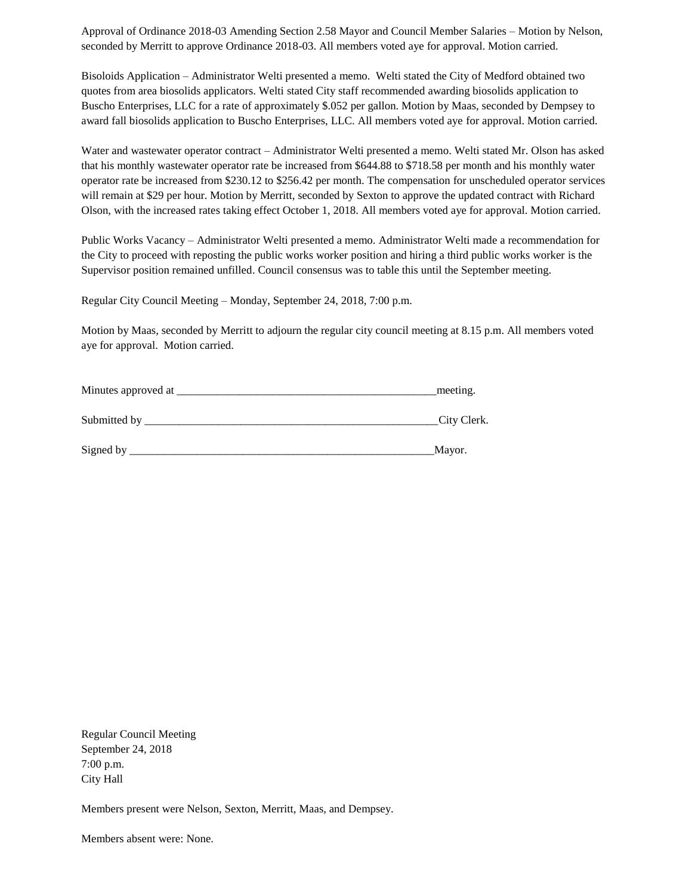Approval of Ordinance 2018-03 Amending Section 2.58 Mayor and Council Member Salaries – Motion by Nelson, seconded by Merritt to approve Ordinance 2018-03. All members voted aye for approval. Motion carried.

Bisoloids Application – Administrator Welti presented a memo. Welti stated the City of Medford obtained two quotes from area biosolids applicators. Welti stated City staff recommended awarding biosolids application to Buscho Enterprises, LLC for a rate of approximately $.052 per gallon. Motion by Maas, seconded by Dempsey to award fall biosolids application to Buscho Enterprises, LLC. All members voted aye for approval. Motion carried.

Water and wastewater operator contract – Administrator Welti presented a memo. Welti stated Mr. Olson has asked that his monthly wastewater operator rate be increased from $644.88 to $718.58 per month and his monthly water operator rate be increased from $230.12 to $256.42 per month. The compensation for unscheduled operator services will remain at $29 per hour. Motion by Merritt, seconded by Sexton to approve the updated contract with Richard Olson, with the increased rates taking effect October 1, 2018. All members voted aye for approval. Motion carried.

Public Works Vacancy – Administrator Welti presented a memo. Administrator Welti made a recommendation for the City to proceed with reposting the public works worker position and hiring a third public works worker is the Supervisor position remained unfilled. Council consensus was to table this until the September meeting.

Regular City Council Meeting – Monday, September 24, 2018, 7:00 p.m.

Motion by Maas, seconded by Merritt to adjourn the regular city council meeting at 8.15 p.m. All members voted aye for approval. Motion carried.

Minutes approved at ______________________________________________meeting.

Submitted by ____________________________________________________City Clerk.

Signed by _______________________________________________________Mayor.

Regular Council Meeting
September 24, 2018
7:00 p.m.
City Hall

Members present were Nelson, Sexton, Merritt, Maas, and Dempsey.

Members absent were: None.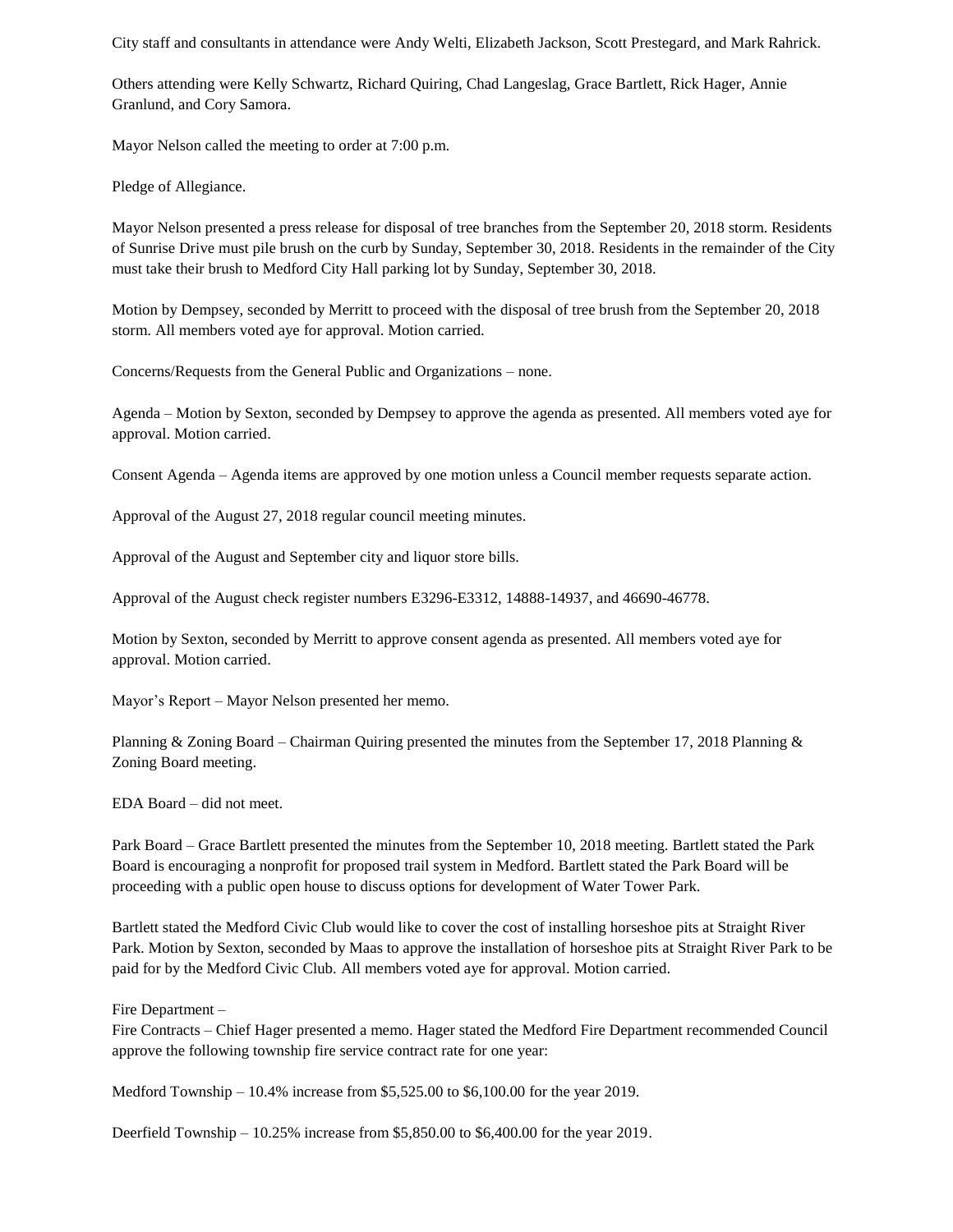City staff and consultants in attendance were Andy Welti, Elizabeth Jackson, Scott Prestegard, and Mark Rahrick.

Others attending were Kelly Schwartz, Richard Quiring, Chad Langeslag, Grace Bartlett, Rick Hager, Annie Granlund, and Cory Samora.

Mayor Nelson called the meeting to order at 7:00 p.m.

Pledge of Allegiance.

Mayor Nelson presented a press release for disposal of tree branches from the September 20, 2018 storm. Residents of Sunrise Drive must pile brush on the curb by Sunday, September 30, 2018. Residents in the remainder of the City must take their brush to Medford City Hall parking lot by Sunday, September 30, 2018.

Motion by Dempsey, seconded by Merritt to proceed with the disposal of tree brush from the September 20, 2018 storm. All members voted aye for approval. Motion carried.

Concerns/Requests from the General Public and Organizations – none.

Agenda – Motion by Sexton, seconded by Dempsey to approve the agenda as presented. All members voted aye for approval. Motion carried.

Consent Agenda – Agenda items are approved by one motion unless a Council member requests separate action.

Approval of the August 27, 2018 regular council meeting minutes.

Approval of the August and September city and liquor store bills.

Approval of the August check register numbers E3296-E3312, 14888-14937, and 46690-46778.

Motion by Sexton, seconded by Merritt to approve consent agenda as presented. All members voted aye for approval. Motion carried.

Mayor's Report – Mayor Nelson presented her memo.

Planning & Zoning Board – Chairman Quiring presented the minutes from the September 17, 2018 Planning & Zoning Board meeting.

EDA Board – did not meet.

Park Board – Grace Bartlett presented the minutes from the September 10, 2018 meeting. Bartlett stated the Park Board is encouraging a nonprofit for proposed trail system in Medford. Bartlett stated the Park Board will be proceeding with a public open house to discuss options for development of Water Tower Park.

Bartlett stated the Medford Civic Club would like to cover the cost of installing horseshoe pits at Straight River Park. Motion by Sexton, seconded by Maas to approve the installation of horseshoe pits at Straight River Park to be paid for by the Medford Civic Club. All members voted aye for approval. Motion carried.

Fire Department –

Fire Contracts – Chief Hager presented a memo. Hager stated the Medford Fire Department recommended Council approve the following township fire service contract rate for one year:

Medford Township – 10.4% increase from $5,525.00 to $6,100.00 for the year 2019.

Deerfield Township – 10.25% increase from $5,850.00 to $6,400.00 for the year 2019.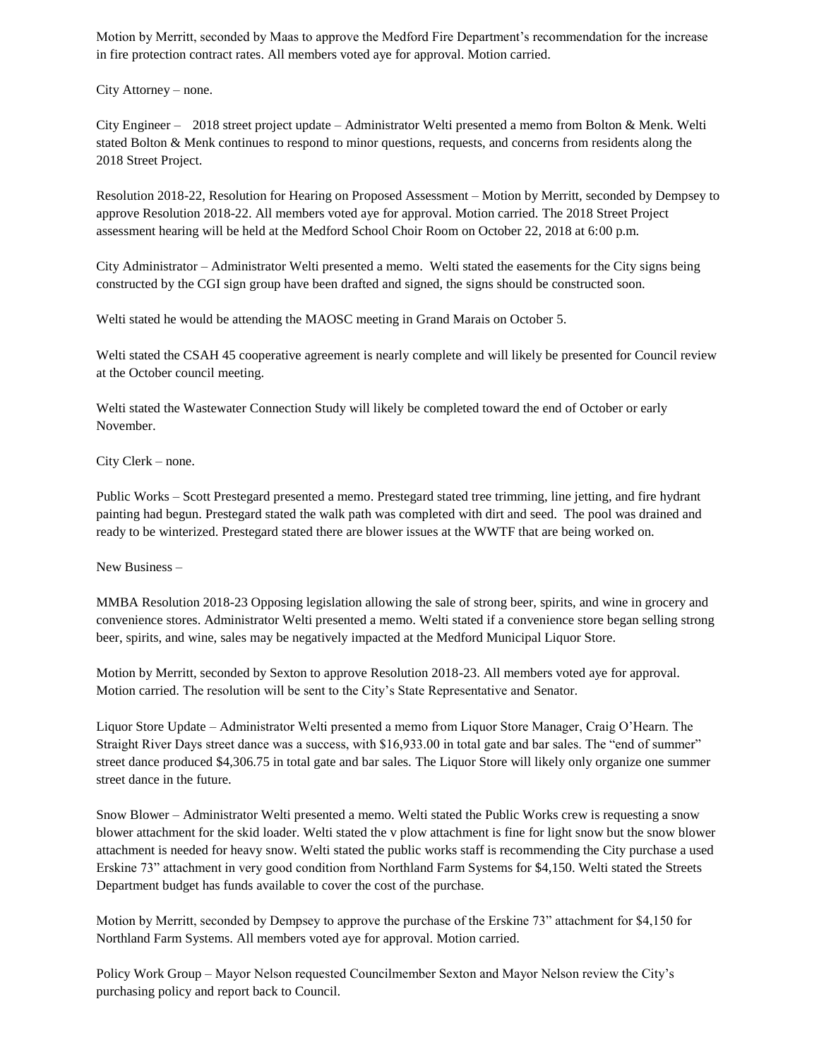Motion by Merritt, seconded by Maas to approve the Medford Fire Department's recommendation for the increase in fire protection contract rates. All members voted aye for approval. Motion carried.

City Attorney – none.

City Engineer – 2018 street project update – Administrator Welti presented a memo from Bolton & Menk. Welti stated Bolton & Menk continues to respond to minor questions, requests, and concerns from residents along the 2018 Street Project.

Resolution 2018-22, Resolution for Hearing on Proposed Assessment – Motion by Merritt, seconded by Dempsey to approve Resolution 2018-22. All members voted aye for approval. Motion carried. The 2018 Street Project assessment hearing will be held at the Medford School Choir Room on October 22, 2018 at 6:00 p.m.

City Administrator – Administrator Welti presented a memo. Welti stated the easements for the City signs being constructed by the CGI sign group have been drafted and signed, the signs should be constructed soon.

Welti stated he would be attending the MAOSC meeting in Grand Marais on October 5.

Welti stated the CSAH 45 cooperative agreement is nearly complete and will likely be presented for Council review at the October council meeting.

Welti stated the Wastewater Connection Study will likely be completed toward the end of October or early November.

City Clerk – none.

Public Works – Scott Prestegard presented a memo. Prestegard stated tree trimming, line jetting, and fire hydrant painting had begun. Prestegard stated the walk path was completed with dirt and seed. The pool was drained and ready to be winterized. Prestegard stated there are blower issues at the WWTF that are being worked on.

New Business –

MMBA Resolution 2018-23 Opposing legislation allowing the sale of strong beer, spirits, and wine in grocery and convenience stores. Administrator Welti presented a memo. Welti stated if a convenience store began selling strong beer, spirits, and wine, sales may be negatively impacted at the Medford Municipal Liquor Store.

Motion by Merritt, seconded by Sexton to approve Resolution 2018-23. All members voted aye for approval. Motion carried. The resolution will be sent to the City's State Representative and Senator.

Liquor Store Update – Administrator Welti presented a memo from Liquor Store Manager, Craig O'Hearn. The Straight River Days street dance was a success, with $16,933.00 in total gate and bar sales. The "end of summer" street dance produced $4,306.75 in total gate and bar sales. The Liquor Store will likely only organize one summer street dance in the future.

Snow Blower – Administrator Welti presented a memo. Welti stated the Public Works crew is requesting a snow blower attachment for the skid loader. Welti stated the v plow attachment is fine for light snow but the snow blower attachment is needed for heavy snow. Welti stated the public works staff is recommending the City purchase a used Erskine 73" attachment in very good condition from Northland Farm Systems for $4,150. Welti stated the Streets Department budget has funds available to cover the cost of the purchase.

Motion by Merritt, seconded by Dempsey to approve the purchase of the Erskine 73" attachment for $4,150 for Northland Farm Systems. All members voted aye for approval. Motion carried.

Policy Work Group – Mayor Nelson requested Councilmember Sexton and Mayor Nelson review the City's purchasing policy and report back to Council.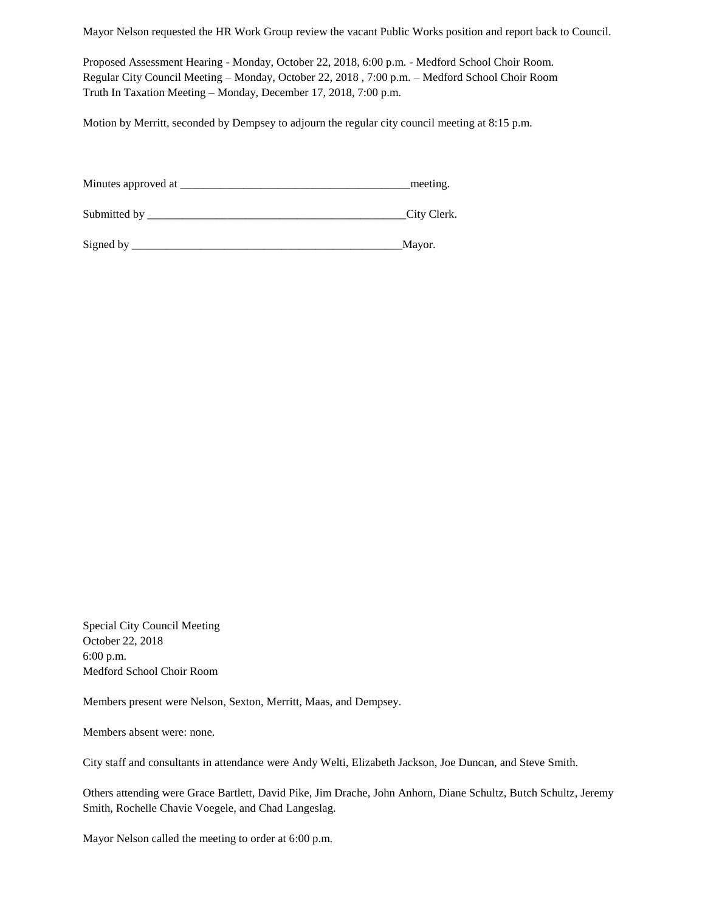Mayor Nelson requested the HR Work Group review the vacant Public Works position and report back to Council.

Proposed Assessment Hearing - Monday, October 22, 2018, 6:00 p.m. - Medford School Choir Room.
Regular City Council Meeting – Monday, October 22, 2018 , 7:00 p.m. – Medford School Choir Room
Truth In Taxation Meeting – Monday, December 17, 2018, 7:00 p.m.

Motion by Merritt, seconded by Dempsey to adjourn the regular city council meeting at 8:15 p.m.

Minutes approved at ________________________________________meeting.

Submitted by _____________________________________________City Clerk.

Signed by _______________________________________________Mayor.

Special City Council Meeting
October 22, 2018
6:00 p.m.
Medford School Choir Room

Members present were Nelson, Sexton, Merritt, Maas, and Dempsey.

Members absent were: none.

City staff and consultants in attendance were Andy Welti, Elizabeth Jackson, Joe Duncan, and Steve Smith.

Others attending were Grace Bartlett, David Pike, Jim Drache, John Anhorn, Diane Schultz, Butch Schultz, Jeremy Smith, Rochelle Chavie Voegele, and Chad Langeslag.

Mayor Nelson called the meeting to order at 6:00 p.m.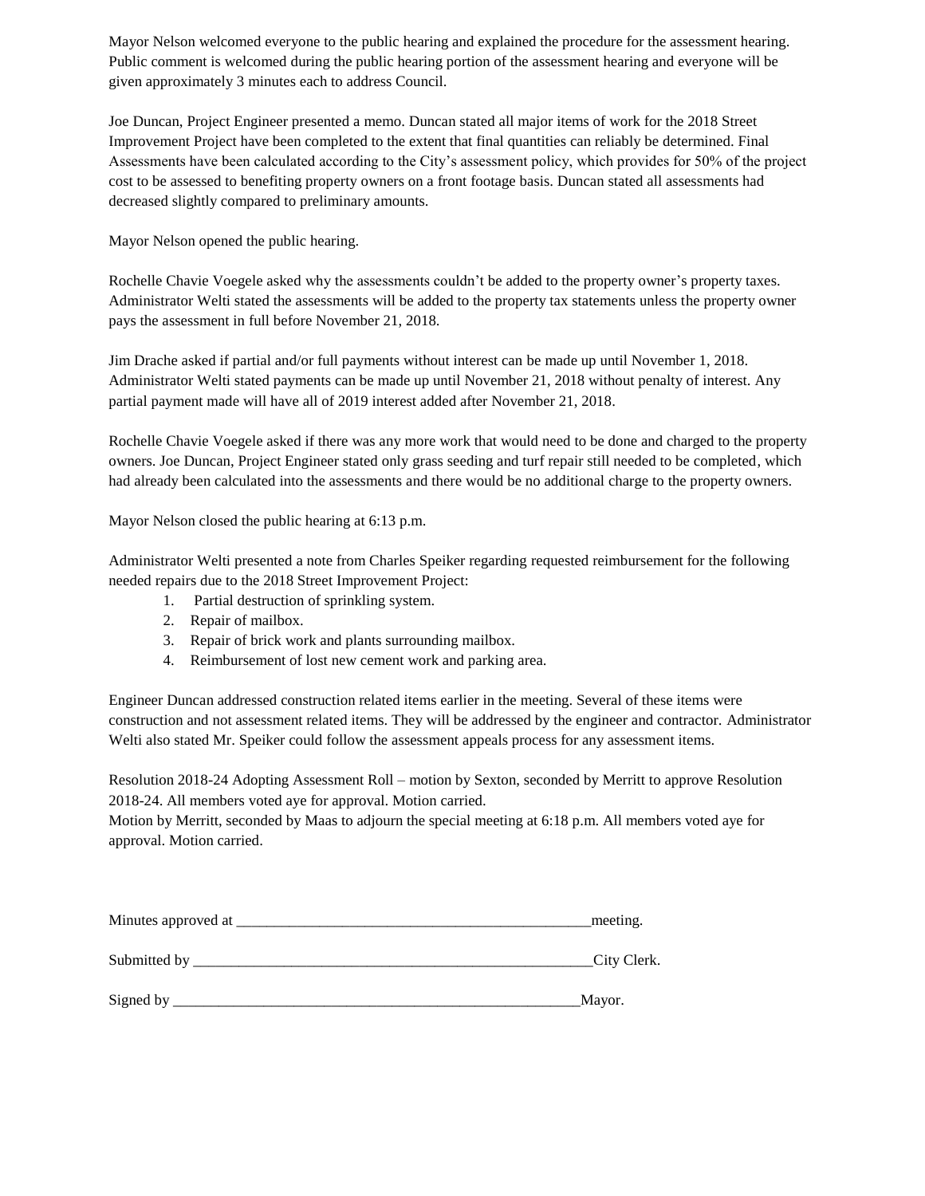Mayor Nelson welcomed everyone to the public hearing and explained the procedure for the assessment hearing. Public comment is welcomed during the public hearing portion of the assessment hearing and everyone will be given approximately 3 minutes each to address Council.

Joe Duncan, Project Engineer presented a memo. Duncan stated all major items of work for the 2018 Street Improvement Project have been completed to the extent that final quantities can reliably be determined. Final Assessments have been calculated according to the City's assessment policy, which provides for 50% of the project cost to be assessed to benefiting property owners on a front footage basis. Duncan stated all assessments had decreased slightly compared to preliminary amounts.

Mayor Nelson opened the public hearing.

Rochelle Chavie Voegele asked why the assessments couldn't be added to the property owner's property taxes. Administrator Welti stated the assessments will be added to the property tax statements unless the property owner pays the assessment in full before November 21, 2018.

Jim Drache asked if partial and/or full payments without interest can be made up until November 1, 2018. Administrator Welti stated payments can be made up until November 21, 2018 without penalty of interest. Any partial payment made will have all of 2019 interest added after November 21, 2018.

Rochelle Chavie Voegele asked if there was any more work that would need to be done and charged to the property owners. Joe Duncan, Project Engineer stated only grass seeding and turf repair still needed to be completed, which had already been calculated into the assessments and there would be no additional charge to the property owners.

Mayor Nelson closed the public hearing at 6:13 p.m.

Administrator Welti presented a note from Charles Speiker regarding requested reimbursement for the following needed repairs due to the 2018 Street Improvement Project:

1. Partial destruction of sprinkling system.
2. Repair of mailbox.
3. Repair of brick work and plants surrounding mailbox.
4. Reimbursement of lost new cement work and parking area.

Engineer Duncan addressed construction related items earlier in the meeting. Several of these items were construction and not assessment related items. They will be addressed by the engineer and contractor. Administrator Welti also stated Mr. Speiker could follow the assessment appeals process for any assessment items.

Resolution 2018-24 Adopting Assessment Roll – motion by Sexton, seconded by Merritt to approve Resolution 2018-24. All members voted aye for approval. Motion carried.
Motion by Merritt, seconded by Maas to adjourn the special meeting at 6:18 p.m. All members voted aye for approval. Motion carried.

Minutes approved at ______________________________________________meeting.

Submitted by ____________________________________________________City Clerk.

Signed by _______________________________________________________Mayor.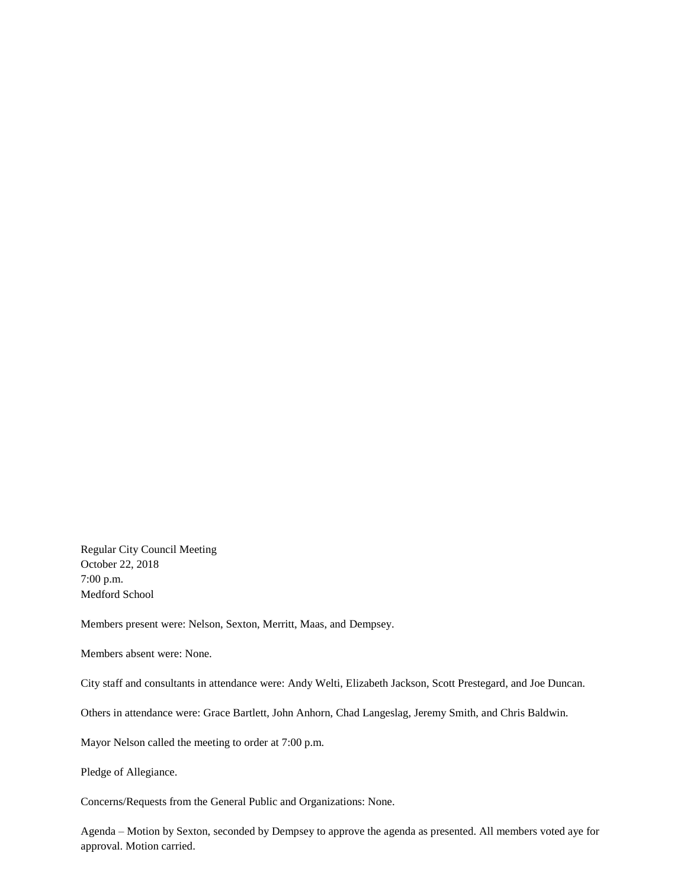Regular City Council Meeting
October 22, 2018
7:00 p.m.
Medford School

Members present were: Nelson, Sexton, Merritt, Maas, and Dempsey.

Members absent were: None.

City staff and consultants in attendance were: Andy Welti, Elizabeth Jackson, Scott Prestegard, and Joe Duncan.

Others in attendance were: Grace Bartlett, John Anhorn, Chad Langeslag, Jeremy Smith, and Chris Baldwin.

Mayor Nelson called the meeting to order at 7:00 p.m.

Pledge of Allegiance.

Concerns/Requests from the General Public and Organizations: None.

Agenda – Motion by Sexton, seconded by Dempsey to approve the agenda as presented. All members voted aye for approval. Motion carried.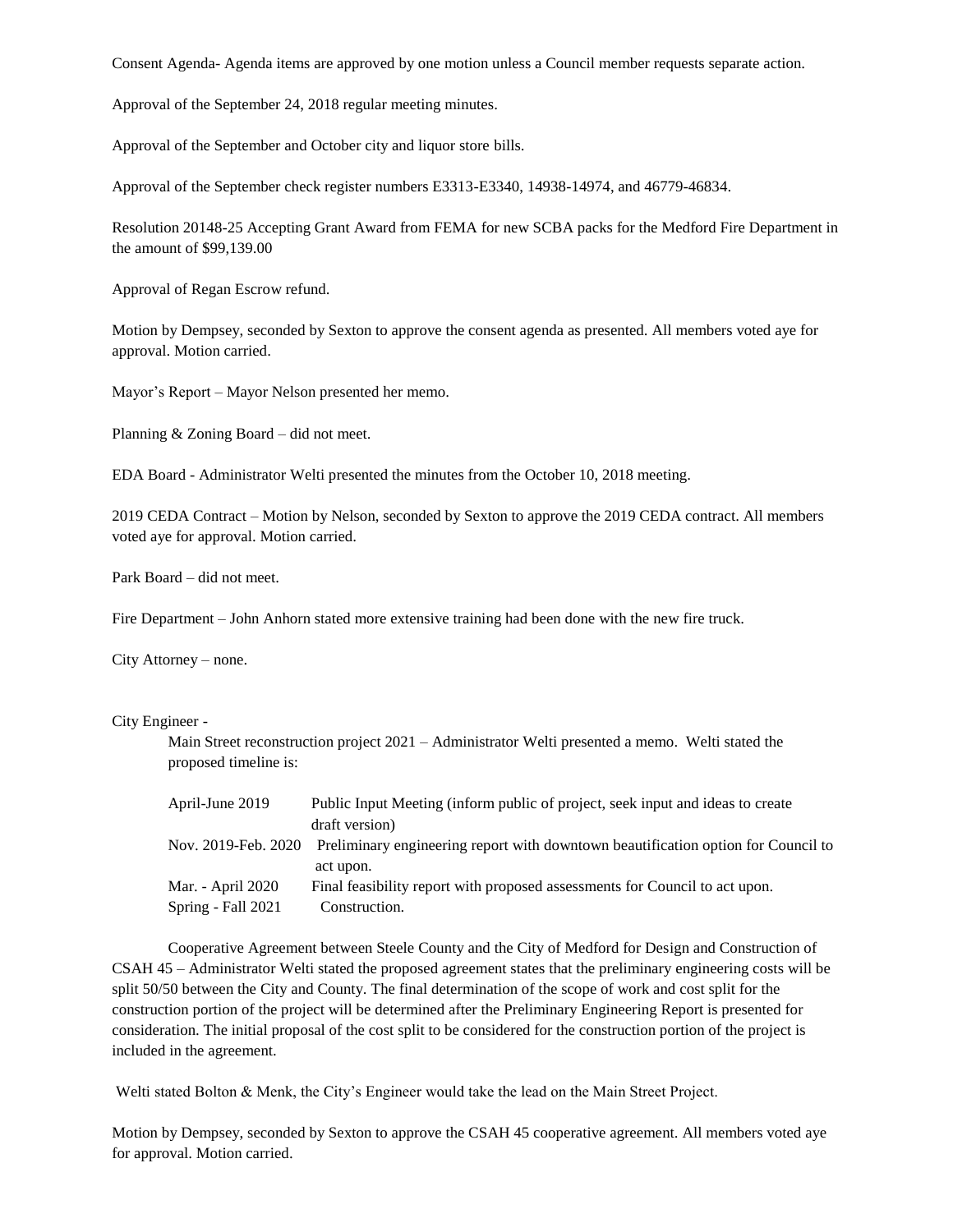Consent Agenda- Agenda items are approved by one motion unless a Council member requests separate action.

Approval of the September 24, 2018 regular meeting minutes.

Approval of the September and October city and liquor store bills.

Approval of the September check register numbers E3313-E3340, 14938-14974, and 46779-46834.

Resolution 20148-25 Accepting Grant Award from FEMA for new SCBA packs for the Medford Fire Department in the amount of $99,139.00

Approval of Regan Escrow refund.

Motion by Dempsey, seconded by Sexton to approve the consent agenda as presented. All members voted aye for approval. Motion carried.

Mayor's Report – Mayor Nelson presented her memo.

Planning & Zoning Board – did not meet.

EDA Board - Administrator Welti presented the minutes from the October 10, 2018 meeting.

2019 CEDA Contract – Motion by Nelson, seconded by Sexton to approve the 2019 CEDA contract. All members voted aye for approval. Motion carried.

Park Board – did not meet.

Fire Department – John Anhorn stated more extensive training had been done with the new fire truck.

City Attorney – none.

City Engineer -

Main Street reconstruction project 2021 – Administrator Welti presented a memo. Welti stated the proposed timeline is:

| | |
|---|---|
| April-June 2019 | Public Input Meeting (inform public of project, seek input and ideas to create draft version) |
| Nov. 2019-Feb. 2020 | Preliminary engineering report with downtown beautification option for Council to act upon. |
| Mar. - April 2020 | Final feasibility report with proposed assessments for Council to act upon. |
| Spring - Fall 2021 | Construction. |

Cooperative Agreement between Steele County and the City of Medford for Design and Construction of CSAH 45 – Administrator Welti stated the proposed agreement states that the preliminary engineering costs will be split 50/50 between the City and County. The final determination of the scope of work and cost split for the construction portion of the project will be determined after the Preliminary Engineering Report is presented for consideration. The initial proposal of the cost split to be considered for the construction portion of the project is included in the agreement.

Welti stated Bolton & Menk, the City's Engineer would take the lead on the Main Street Project.

Motion by Dempsey, seconded by Sexton to approve the CSAH 45 cooperative agreement. All members voted aye for approval. Motion carried.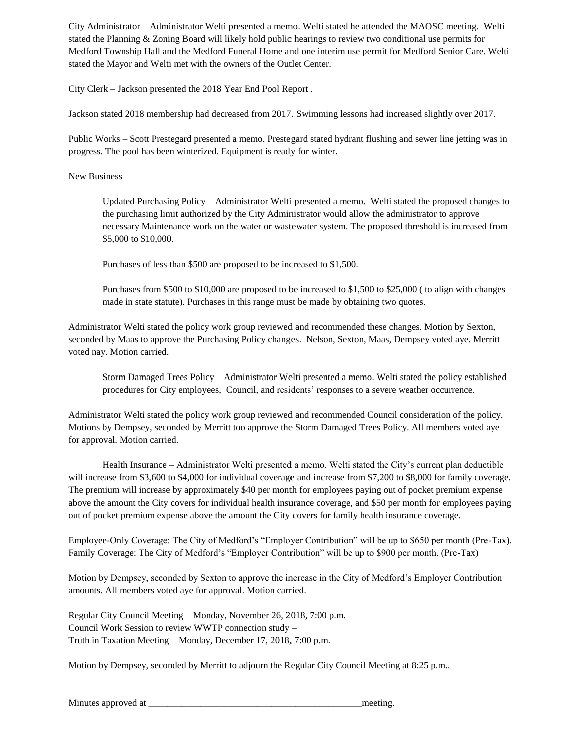City Administrator – Administrator Welti presented a memo. Welti stated he attended the MAOSC meeting. Welti stated the Planning & Zoning Board will likely hold public hearings to review two conditional use permits for Medford Township Hall and the Medford Funeral Home and one interim use permit for Medford Senior Care. Welti stated the Mayor and Welti met with the owners of the Outlet Center.

City Clerk – Jackson presented the 2018 Year End Pool Report .

Jackson stated 2018 membership had decreased from 2017. Swimming lessons had increased slightly over 2017.

Public Works – Scott Prestegard presented a memo. Prestegard stated hydrant flushing and sewer line jetting was in progress. The pool has been winterized. Equipment is ready for winter.

New Business –

Updated Purchasing Policy – Administrator Welti presented a memo. Welti stated the proposed changes to the purchasing limit authorized by the City Administrator would allow the administrator to approve necessary Maintenance work on the water or wastewater system. The proposed threshold is increased from $5,000 to $10,000.

Purchases of less than $500 are proposed to be increased to $1,500.

Purchases from $500 to $10,000 are proposed to be increased to $1,500 to $25,000 ( to align with changes made in state statute). Purchases in this range must be made by obtaining two quotes.

Administrator Welti stated the policy work group reviewed and recommended these changes. Motion by Sexton, seconded by Maas to approve the Purchasing Policy changes. Nelson, Sexton, Maas, Dempsey voted aye. Merritt voted nay. Motion carried.

Storm Damaged Trees Policy – Administrator Welti presented a memo. Welti stated the policy established procedures for City employees, Council, and residents' responses to a severe weather occurrence.

Administrator Welti stated the policy work group reviewed and recommended Council consideration of the policy. Motions by Dempsey, seconded by Merritt too approve the Storm Damaged Trees Policy. All members voted aye for approval. Motion carried.

Health Insurance – Administrator Welti presented a memo. Welti stated the City's current plan deductible will increase from $3,600 to $4,000 for individual coverage and increase from $7,200 to $8,000 for family coverage. The premium will increase by approximately $40 per month for employees paying out of pocket premium expense above the amount the City covers for individual health insurance coverage, and $50 per month for employees paying out of pocket premium expense above the amount the City covers for family health insurance coverage.

Employee-Only Coverage: The City of Medford's "Employer Contribution" will be up to $650 per month (Pre-Tax).
Family Coverage: The City of Medford's "Employer Contribution" will be up to $900 per month. (Pre-Tax)

Motion by Dempsey, seconded by Sexton to approve the increase in the City of Medford's Employer Contribution amounts. All members voted aye for approval. Motion carried.

Regular City Council Meeting – Monday, November 26, 2018, 7:00 p.m.
Council Work Session to review WWTP connection study –
Truth in Taxation Meeting – Monday, December 17, 2018, 7:00 p.m.

Motion by Dempsey, seconded by Merritt to adjourn the Regular City Council Meeting at 8:25 p.m..

Minutes approved at _____________________________________________meeting.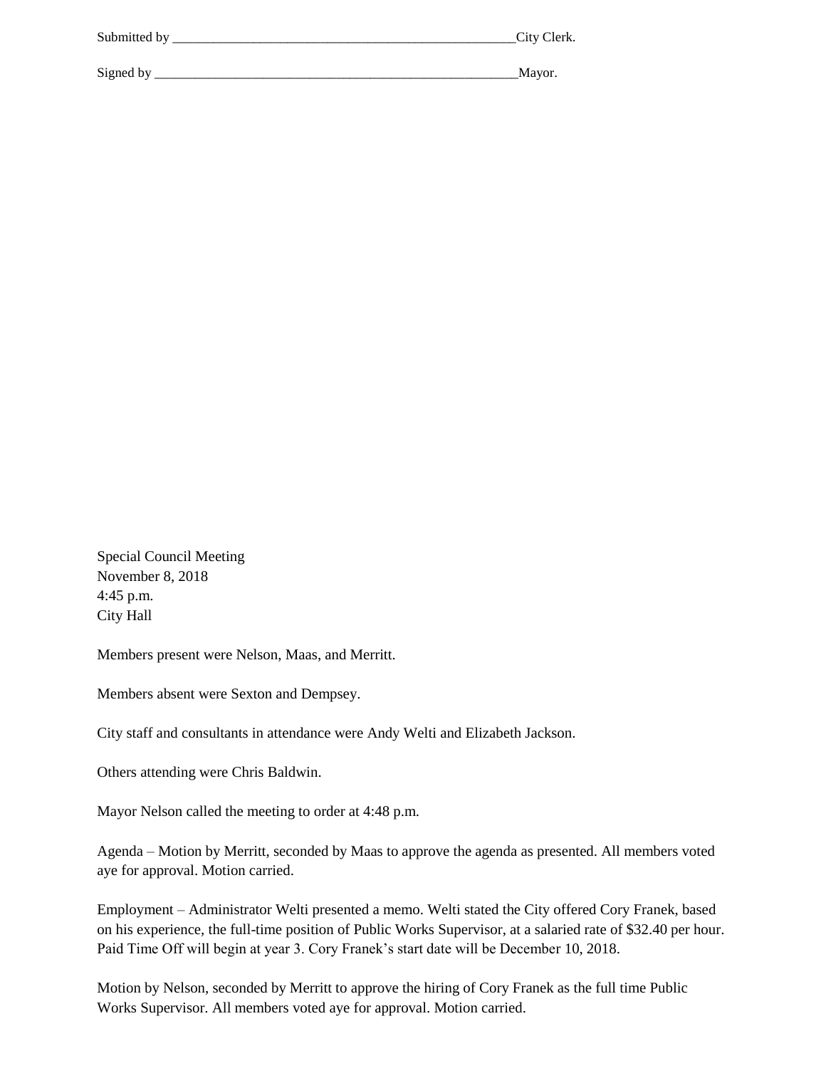Submitted by \_\_\_\_\_\_\_\_\_\_\_\_\_\_\_\_\_\_\_\_\_\_\_\_\_\_\_\_\_\_\_\_\_\_\_\_\_\_\_\_\_\_\_\_\_\_\_\_\_\_\_City Clerk.

Signed by \_\_\_\_\_\_\_\_\_\_\_\_\_\_\_\_\_\_\_\_\_\_\_\_\_\_\_\_\_\_\_\_\_\_\_\_\_\_\_\_\_\_\_\_\_\_\_\_\_\_\_\_\_\_\_Mayor.

Special Council Meeting
November 8, 2018
4:45 p.m.
City Hall

Members present were Nelson, Maas, and Merritt.

Members absent were Sexton and Dempsey.

City staff and consultants in attendance were Andy Welti and Elizabeth Jackson.

Others attending were Chris Baldwin.

Mayor Nelson called the meeting to order at 4:48 p.m.

Agenda – Motion by Merritt, seconded by Maas to approve the agenda as presented. All members voted aye for approval. Motion carried.

Employment – Administrator Welti presented a memo. Welti stated the City offered Cory Franek, based on his experience, the full-time position of Public Works Supervisor, at a salaried rate of $32.40 per hour. Paid Time Off will begin at year 3. Cory Franek's start date will be December 10, 2018.

Motion by Nelson, seconded by Merritt to approve the hiring of Cory Franek as the full time Public Works Supervisor. All members voted aye for approval. Motion carried.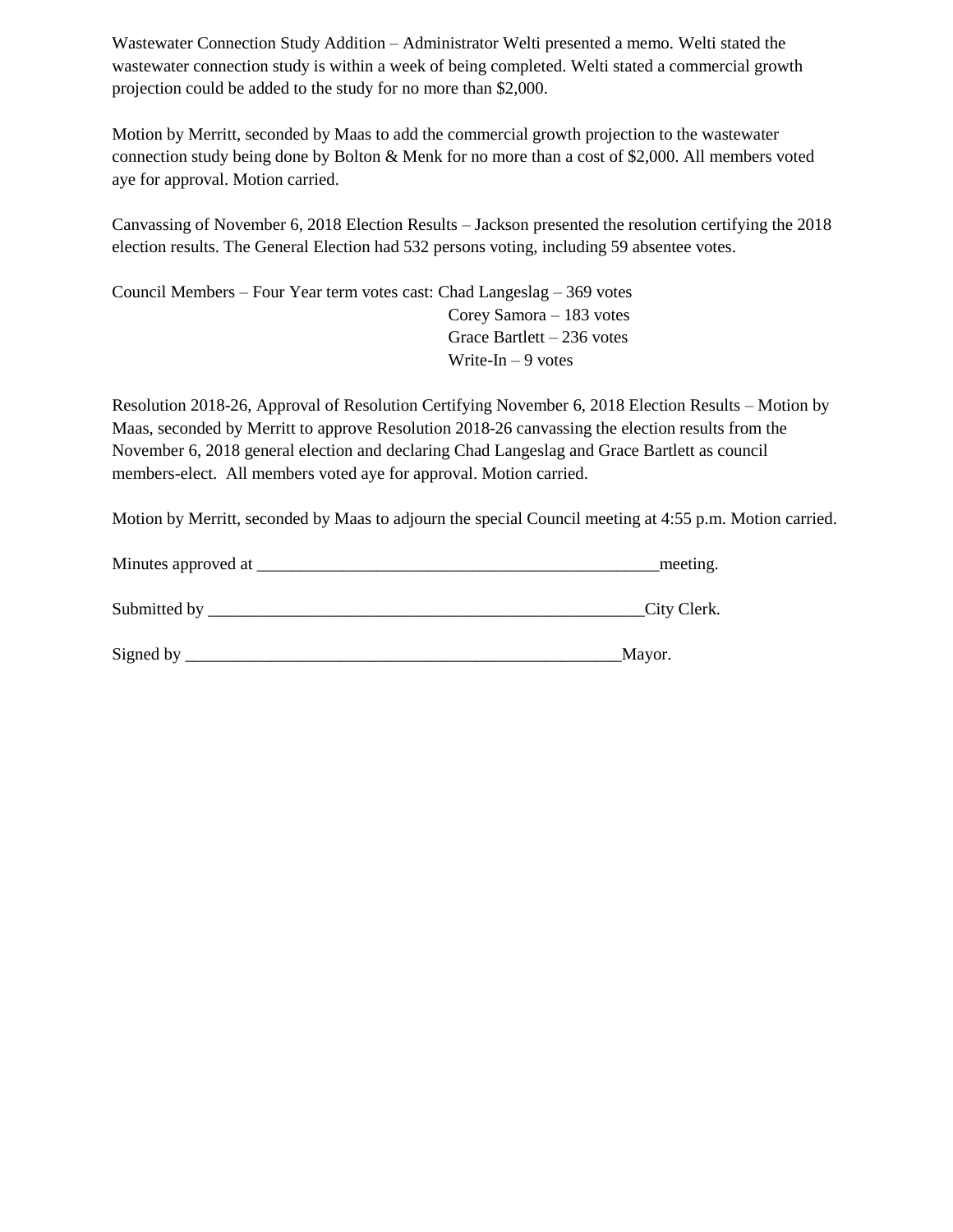Wastewater Connection Study Addition – Administrator Welti presented a memo. Welti stated the wastewater connection study is within a week of being completed. Welti stated a commercial growth projection could be added to the study for no more than $2,000.

Motion by Merritt, seconded by Maas to add the commercial growth projection to the wastewater connection study being done by Bolton & Menk for no more than a cost of $2,000. All members voted aye for approval. Motion carried.

Canvassing of November 6, 2018 Election Results – Jackson presented the resolution certifying the 2018 election results. The General Election had 532 persons voting, including 59 absentee votes.

Council Members – Four Year term votes cast: Chad Langeslag – 369 votes
Corey Samora – 183 votes
Grace Bartlett – 236 votes
Write-In – 9 votes

Resolution 2018-26, Approval of Resolution Certifying November 6, 2018 Election Results – Motion by Maas, seconded by Merritt to approve Resolution 2018-26 canvassing the election results from the November 6, 2018 general election and declaring Chad Langeslag and Grace Bartlett as council members-elect. All members voted aye for approval. Motion carried.

Motion by Merritt, seconded by Maas to adjourn the special Council meeting at 4:55 p.m. Motion carried.

Minutes approved at _________________________________________________meeting.

Submitted by _____________________________________________________City Clerk.

Signed by _____________________________________________________Mayor.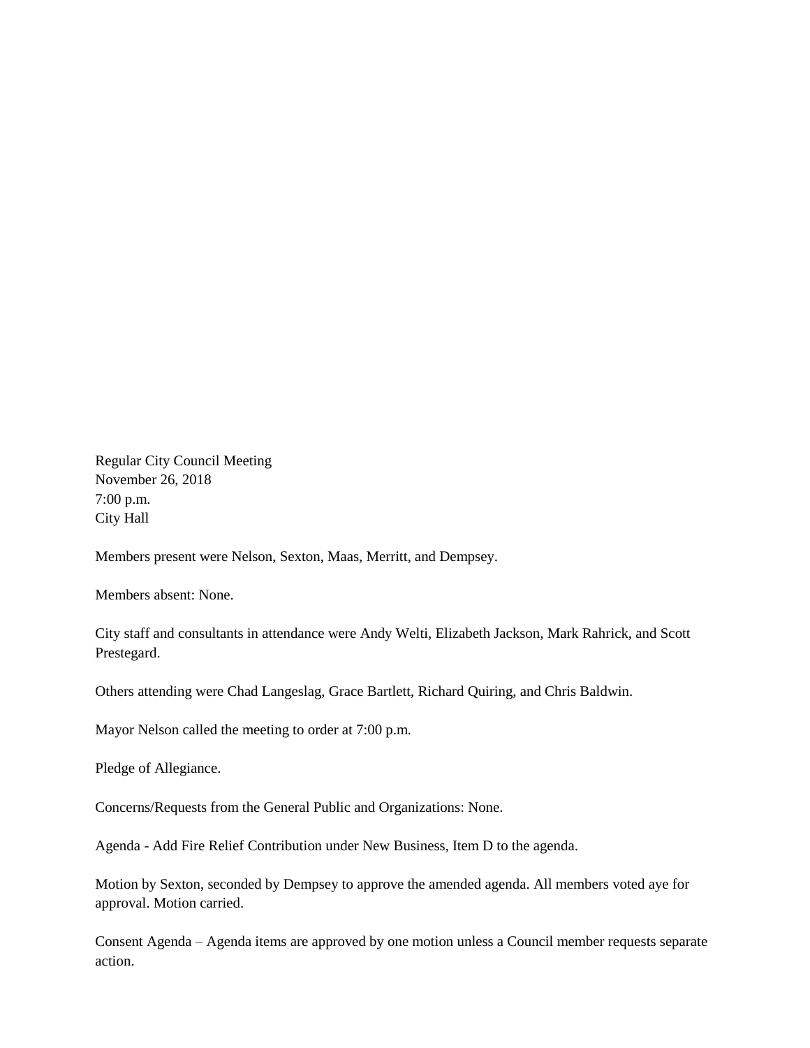Regular City Council Meeting
November 26, 2018
7:00 p.m.
City Hall

Members present were Nelson, Sexton, Maas, Merritt, and Dempsey.

Members absent: None.

City staff and consultants in attendance were Andy Welti, Elizabeth Jackson, Mark Rahrick, and Scott Prestegard.

Others attending were Chad Langeslag, Grace Bartlett, Richard Quiring, and Chris Baldwin.

Mayor Nelson called the meeting to order at 7:00 p.m.

Pledge of Allegiance.

Concerns/Requests from the General Public and Organizations: None.

Agenda - Add Fire Relief Contribution under New Business, Item D to the agenda.

Motion by Sexton, seconded by Dempsey to approve the amended agenda. All members voted aye for approval. Motion carried.

Consent Agenda – Agenda items are approved by one motion unless a Council member requests separate action.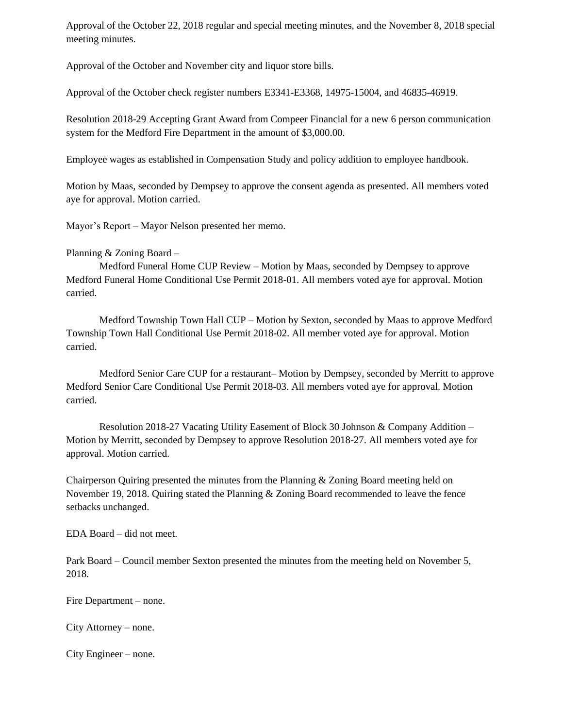Approval of the October 22, 2018 regular and special meeting minutes, and the November 8, 2018 special meeting minutes.

Approval of the October and November city and liquor store bills.

Approval of the October check register numbers E3341-E3368, 14975-15004, and 46835-46919.

Resolution 2018-29 Accepting Grant Award from Compeer Financial for a new 6 person communication system for the Medford Fire Department in the amount of $3,000.00.

Employee wages as established in Compensation Study and policy addition to employee handbook.

Motion by Maas, seconded by Dempsey to approve the consent agenda as presented. All members voted aye for approval. Motion carried.

Mayor's Report – Mayor Nelson presented her memo.

Planning & Zoning Board –

Medford Funeral Home CUP Review – Motion by Maas, seconded by Dempsey to approve Medford Funeral Home Conditional Use Permit 2018-01. All members voted aye for approval. Motion carried.

Medford Township Town Hall CUP – Motion by Sexton, seconded by Maas to approve Medford Township Town Hall Conditional Use Permit 2018-02. All member voted aye for approval. Motion carried.

Medford Senior Care CUP for a restaurant– Motion by Dempsey, seconded by Merritt to approve Medford Senior Care Conditional Use Permit 2018-03. All members voted aye for approval. Motion carried.

Resolution 2018-27 Vacating Utility Easement of Block 30 Johnson & Company Addition – Motion by Merritt, seconded by Dempsey to approve Resolution 2018-27. All members voted aye for approval. Motion carried.

Chairperson Quiring presented the minutes from the Planning & Zoning Board meeting held on November 19, 2018. Quiring stated the Planning & Zoning Board recommended to leave the fence setbacks unchanged.

EDA Board – did not meet.

Park Board – Council member Sexton presented the minutes from the meeting held on November 5, 2018.

Fire Department – none.

City Attorney – none.

City Engineer – none.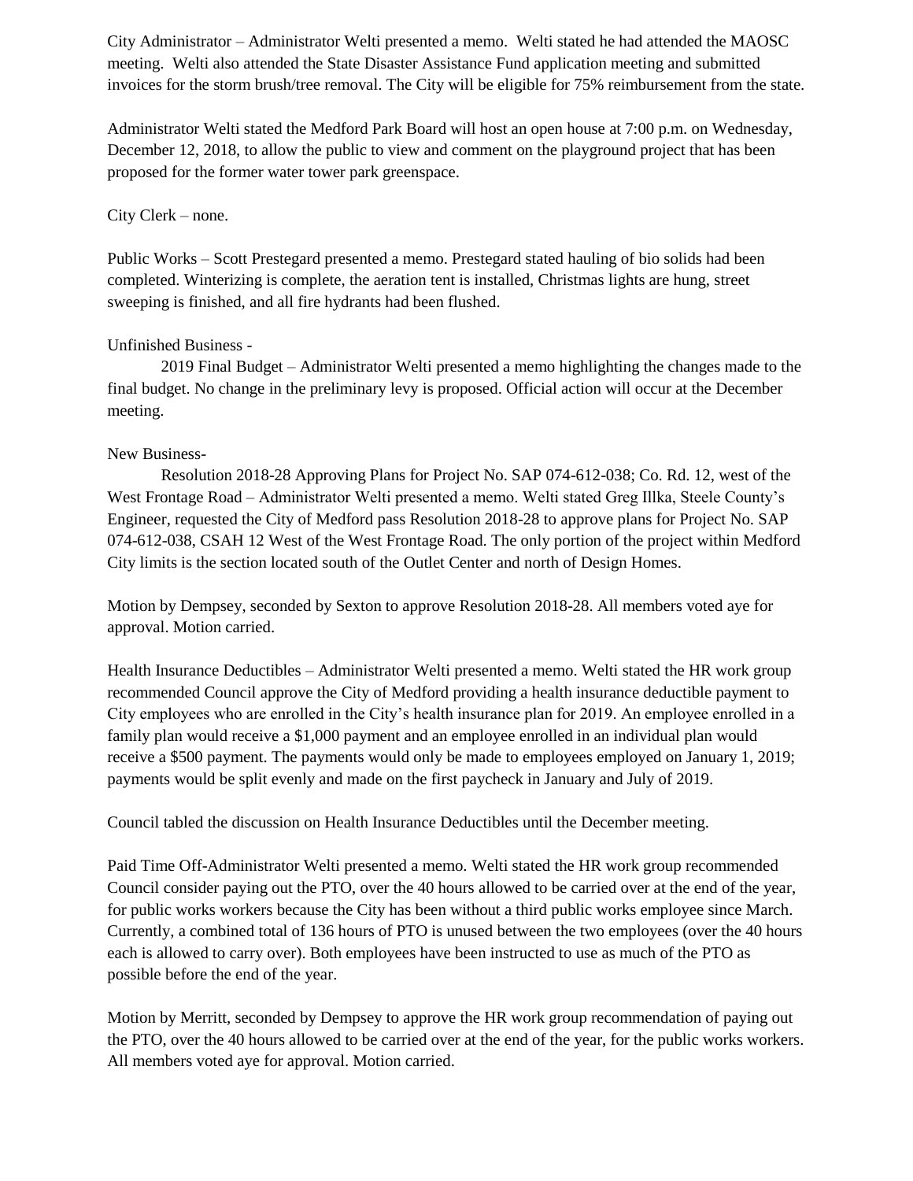City Administrator – Administrator Welti presented a memo. Welti stated he had attended the MAOSC meeting. Welti also attended the State Disaster Assistance Fund application meeting and submitted invoices for the storm brush/tree removal. The City will be eligible for 75% reimbursement from the state.

Administrator Welti stated the Medford Park Board will host an open house at 7:00 p.m. on Wednesday, December 12, 2018, to allow the public to view and comment on the playground project that has been proposed for the former water tower park greenspace.

City Clerk – none.

Public Works – Scott Prestegard presented a memo. Prestegard stated hauling of bio solids had been completed. Winterizing is complete, the aeration tent is installed, Christmas lights are hung, street sweeping is finished, and all fire hydrants had been flushed.

Unfinished Business -

2019 Final Budget – Administrator Welti presented a memo highlighting the changes made to the final budget. No change in the preliminary levy is proposed. Official action will occur at the December meeting.

New Business-

Resolution 2018-28 Approving Plans for Project No. SAP 074-612-038; Co. Rd. 12, west of the West Frontage Road – Administrator Welti presented a memo. Welti stated Greg Illka, Steele County's Engineer, requested the City of Medford pass Resolution 2018-28 to approve plans for Project No. SAP 074-612-038, CSAH 12 West of the West Frontage Road. The only portion of the project within Medford City limits is the section located south of the Outlet Center and north of Design Homes.

Motion by Dempsey, seconded by Sexton to approve Resolution 2018-28. All members voted aye for approval. Motion carried.

Health Insurance Deductibles – Administrator Welti presented a memo. Welti stated the HR work group recommended Council approve the City of Medford providing a health insurance deductible payment to City employees who are enrolled in the City's health insurance plan for 2019. An employee enrolled in a family plan would receive a $1,000 payment and an employee enrolled in an individual plan would receive a $500 payment. The payments would only be made to employees employed on January 1, 2019; payments would be split evenly and made on the first paycheck in January and July of 2019.

Council tabled the discussion on Health Insurance Deductibles until the December meeting.

Paid Time Off-Administrator Welti presented a memo. Welti stated the HR work group recommended Council consider paying out the PTO, over the 40 hours allowed to be carried over at the end of the year, for public works workers because the City has been without a third public works employee since March. Currently, a combined total of 136 hours of PTO is unused between the two employees (over the 40 hours each is allowed to carry over). Both employees have been instructed to use as much of the PTO as possible before the end of the year.

Motion by Merritt, seconded by Dempsey to approve the HR work group recommendation of paying out the PTO, over the 40 hours allowed to be carried over at the end of the year, for the public works workers. All members voted aye for approval. Motion carried.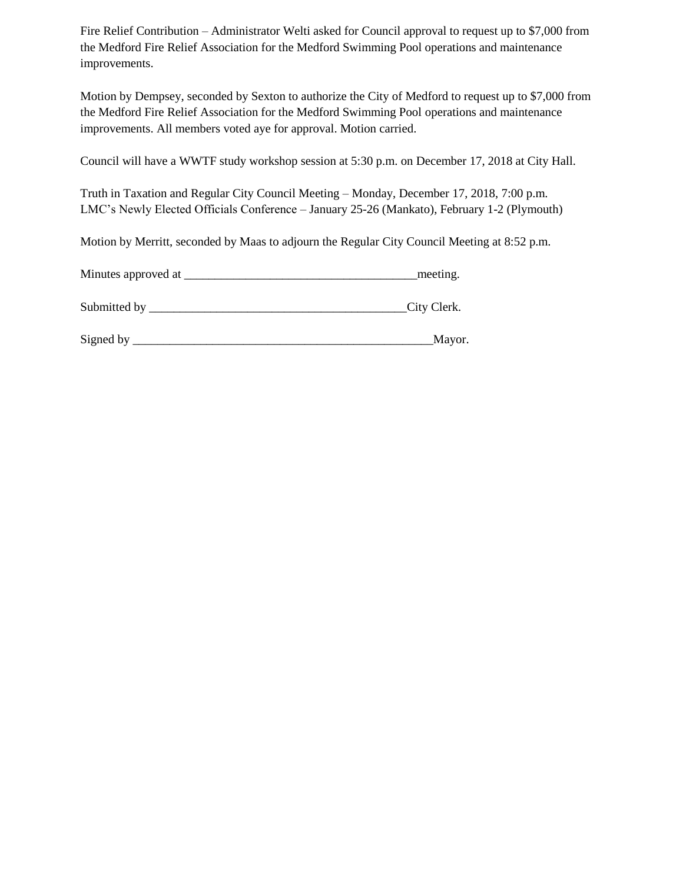Fire Relief Contribution – Administrator Welti asked for Council approval to request up to $7,000 from the Medford Fire Relief Association for the Medford Swimming Pool operations and maintenance improvements.

Motion by Dempsey, seconded by Sexton to authorize the City of Medford to request up to $7,000 from the Medford Fire Relief Association for the Medford Swimming Pool operations and maintenance improvements. All members voted aye for approval. Motion carried.

Council will have a WWTF study workshop session at 5:30 p.m. on December 17, 2018 at City Hall.

Truth in Taxation and Regular City Council Meeting – Monday, December 17, 2018, 7:00 p.m.
LMC's Newly Elected Officials Conference – January 25-26 (Mankato), February 1-2 (Plymouth)

Motion by Merritt, seconded by Maas to adjourn the Regular City Council Meeting at 8:52 p.m.

Minutes approved at ______________________________________meeting.

Submitted by __________________________________________City Clerk.

Signed by ___________________________________________________Mayor.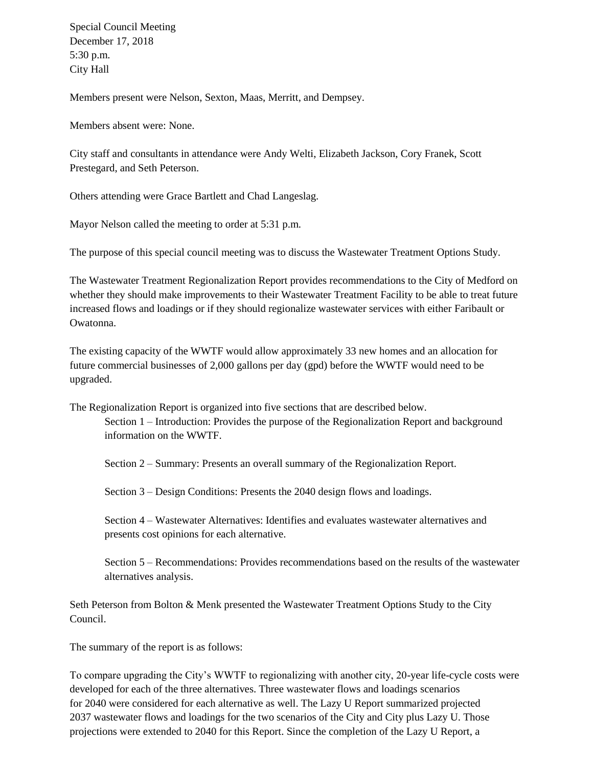Special Council Meeting
December 17, 2018
5:30 p.m.
City Hall

Members present were Nelson, Sexton, Maas, Merritt, and Dempsey.

Members absent were: None.

City staff and consultants in attendance were Andy Welti, Elizabeth Jackson, Cory Franek, Scott Prestegard, and Seth Peterson.

Others attending were Grace Bartlett and Chad Langeslag.

Mayor Nelson called the meeting to order at 5:31 p.m.

The purpose of this special council meeting was to discuss the Wastewater Treatment Options Study.

The Wastewater Treatment Regionalization Report provides recommendations to the City of Medford on whether they should make improvements to their Wastewater Treatment Facility to be able to treat future increased flows and loadings or if they should regionalize wastewater services with either Faribault or Owatonna.

The existing capacity of the WWTF would allow approximately 33 new homes and an allocation for future commercial businesses of 2,000 gallons per day (gpd) before the WWTF would need to be upgraded.

The Regionalization Report is organized into five sections that are described below.

Section 1 – Introduction: Provides the purpose of the Regionalization Report and background information on the WWTF.

Section 2 – Summary: Presents an overall summary of the Regionalization Report.

Section 3 – Design Conditions: Presents the 2040 design flows and loadings.

Section 4 – Wastewater Alternatives: Identifies and evaluates wastewater alternatives and presents cost opinions for each alternative.

Section 5 – Recommendations: Provides recommendations based on the results of the wastewater alternatives analysis.

Seth Peterson from Bolton & Menk presented the Wastewater Treatment Options Study to the City Council.

The summary of the report is as follows:

To compare upgrading the City's WWTF to regionalizing with another city, 20-year life-cycle costs were developed for each of the three alternatives. Three wastewater flows and loadings scenarios for 2040 were considered for each alternative as well. The Lazy U Report summarized projected 2037 wastewater flows and loadings for the two scenarios of the City and City plus Lazy U. Those projections were extended to 2040 for this Report. Since the completion of the Lazy U Report, a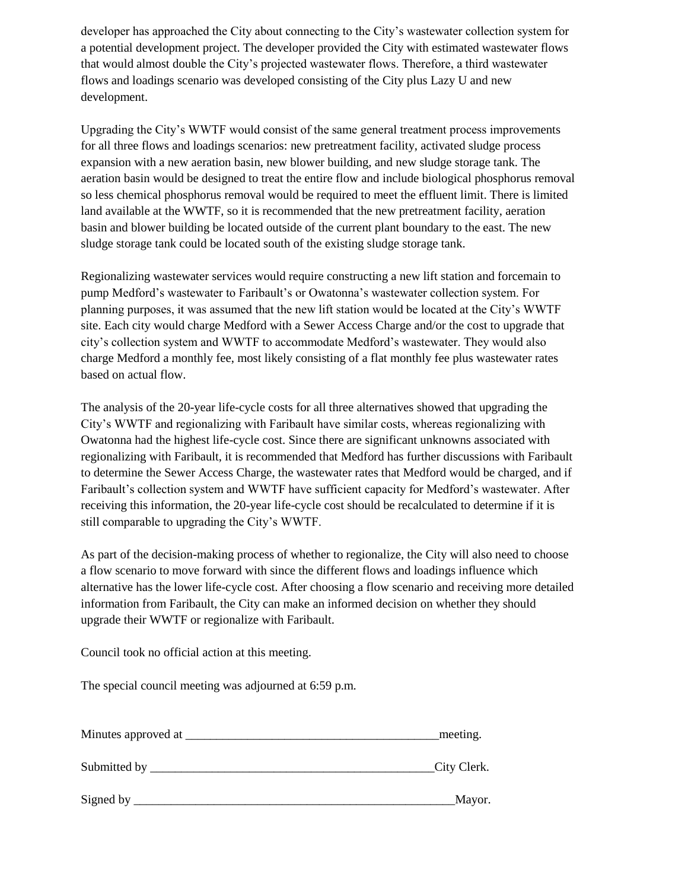developer has approached the City about connecting to the City's wastewater collection system for a potential development project. The developer provided the City with estimated wastewater flows that would almost double the City's projected wastewater flows. Therefore, a third wastewater flows and loadings scenario was developed consisting of the City plus Lazy U and new development.

Upgrading the City's WWTF would consist of the same general treatment process improvements for all three flows and loadings scenarios: new pretreatment facility, activated sludge process expansion with a new aeration basin, new blower building, and new sludge storage tank. The aeration basin would be designed to treat the entire flow and include biological phosphorus removal so less chemical phosphorus removal would be required to meet the effluent limit. There is limited land available at the WWTF, so it is recommended that the new pretreatment facility, aeration basin and blower building be located outside of the current plant boundary to the east. The new sludge storage tank could be located south of the existing sludge storage tank.

Regionalizing wastewater services would require constructing a new lift station and forcemain to pump Medford's wastewater to Faribault's or Owatonna's wastewater collection system. For planning purposes, it was assumed that the new lift station would be located at the City's WWTF site. Each city would charge Medford with a Sewer Access Charge and/or the cost to upgrade that city's collection system and WWTF to accommodate Medford's wastewater. They would also charge Medford a monthly fee, most likely consisting of a flat monthly fee plus wastewater rates based on actual flow.

The analysis of the 20-year life-cycle costs for all three alternatives showed that upgrading the City's WWTF and regionalizing with Faribault have similar costs, whereas regionalizing with Owatonna had the highest life-cycle cost. Since there are significant unknowns associated with regionalizing with Faribault, it is recommended that Medford has further discussions with Faribault to determine the Sewer Access Charge, the wastewater rates that Medford would be charged, and if Faribault's collection system and WWTF have sufficient capacity for Medford's wastewater. After receiving this information, the 20-year life-cycle cost should be recalculated to determine if it is still comparable to upgrading the City's WWTF.

As part of the decision-making process of whether to regionalize, the City will also need to choose a flow scenario to move forward with since the different flows and loadings influence which alternative has the lower life-cycle cost. After choosing a flow scenario and receiving more detailed information from Faribault, the City can make an informed decision on whether they should upgrade their WWTF or regionalize with Faribault.

Council took no official action at this meeting.

The special council meeting was adjourned at 6:59 p.m.

Minutes approved at __________________________________________meeting.

Submitted by _________________________________________________City Clerk.

Signed by _____________________________________________________Mayor.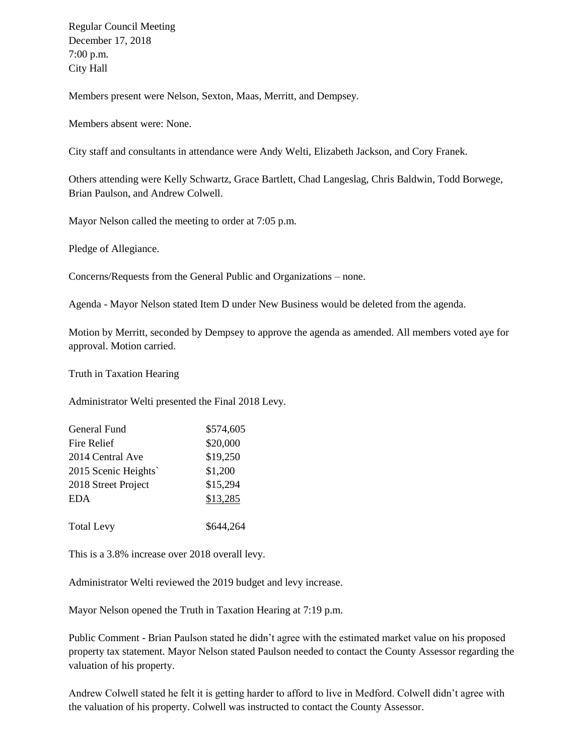Regular Council Meeting
December 17, 2018
7:00 p.m.
City Hall

Members present were Nelson, Sexton, Maas, Merritt, and Dempsey.

Members absent were: None.

City staff and consultants in attendance were Andy Welti, Elizabeth Jackson, and Cory Franek.

Others attending were Kelly Schwartz, Grace Bartlett, Chad Langeslag, Chris Baldwin, Todd Borwege, Brian Paulson, and Andrew Colwell.

Mayor Nelson called the meeting to order at 7:05 p.m.

Pledge of Allegiance.

Concerns/Requests from the General Public and Organizations – none.

Agenda - Mayor Nelson stated Item D under New Business would be deleted from the agenda.

Motion by Merritt, seconded by Dempsey to approve the agenda as amended. All members voted aye for approval. Motion carried.

Truth in Taxation Hearing

Administrator Welti presented the Final 2018 Levy.

| | |
|---|---|
| General Fund | \$574,605 |
| Fire Relief | \$20,000 |
| 2014 Central Ave | \$19,250 |
| 2015 Scenic Heights` | \$1,200 |
| 2018 Street Project | \$15,294 |
| EDA | \$13,285 |
| | |
| Total Levy | \$644,264 |

This is a 3.8% increase over 2018 overall levy.

Administrator Welti reviewed the 2019 budget and levy increase.

Mayor Nelson opened the Truth in Taxation Hearing at 7:19 p.m.

Public Comment - Brian Paulson stated he didn't agree with the estimated market value on his proposed property tax statement. Mayor Nelson stated Paulson needed to contact the County Assessor regarding the valuation of his property.

Andrew Colwell stated he felt it is getting harder to afford to live in Medford. Colwell didn't agree with the valuation of his property. Colwell was instructed to contact the County Assessor.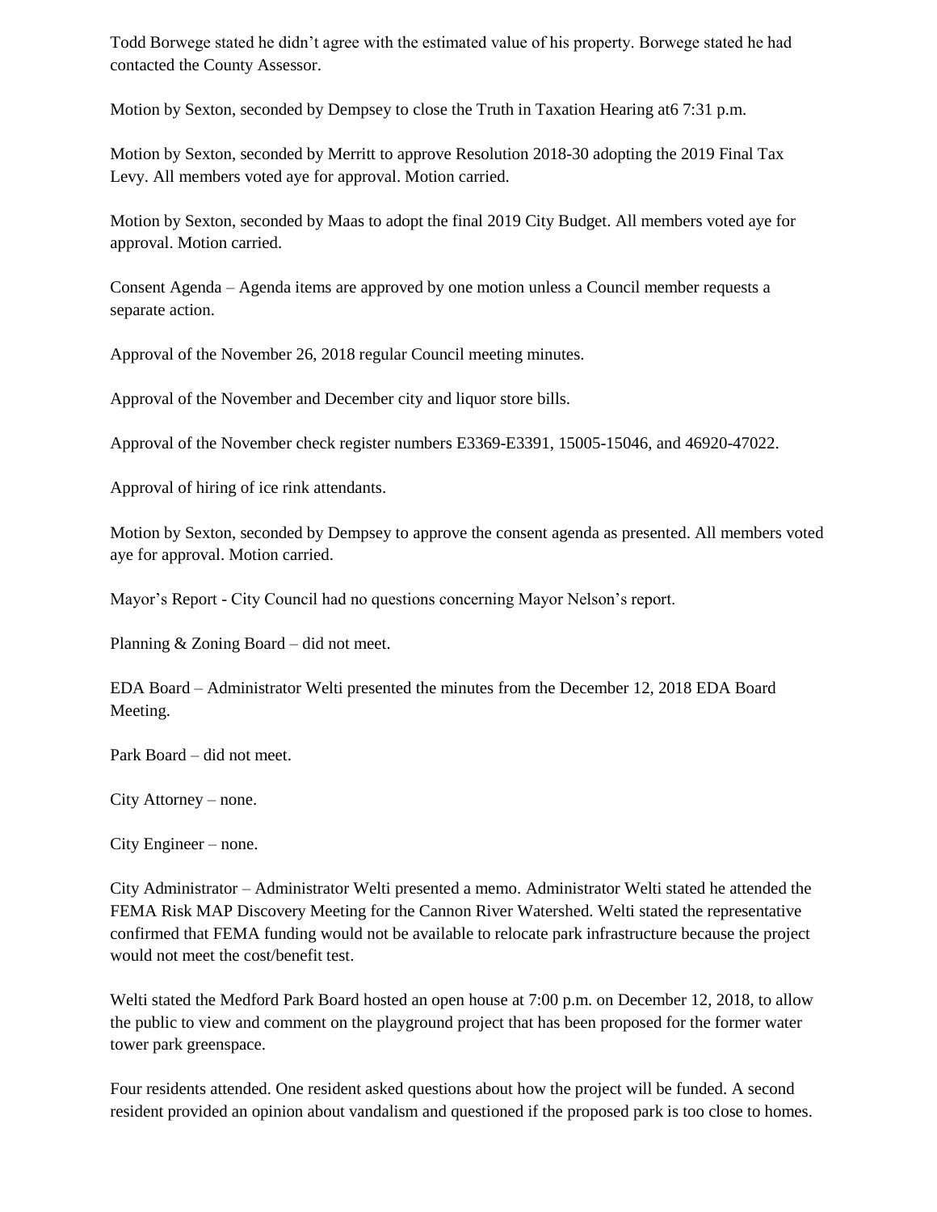Todd Borwege stated he didn't agree with the estimated value of his property. Borwege stated he had contacted the County Assessor.

Motion by Sexton, seconded by Dempsey to close the Truth in Taxation Hearing at6 7:31 p.m.

Motion by Sexton, seconded by Merritt to approve Resolution 2018-30 adopting the 2019 Final Tax Levy. All members voted aye for approval. Motion carried.

Motion by Sexton, seconded by Maas to adopt the final 2019 City Budget. All members voted aye for approval. Motion carried.

Consent Agenda – Agenda items are approved by one motion unless a Council member requests a separate action.

Approval of the November 26, 2018 regular Council meeting minutes.

Approval of the November and December city and liquor store bills.

Approval of the November check register numbers E3369-E3391, 15005-15046, and 46920-47022.

Approval of hiring of ice rink attendants.

Motion by Sexton, seconded by Dempsey to approve the consent agenda as presented. All members voted aye for approval. Motion carried.

Mayor's Report - City Council had no questions concerning Mayor Nelson's report.

Planning & Zoning Board – did not meet.

EDA Board – Administrator Welti presented the minutes from the December 12, 2018 EDA Board Meeting.

Park Board – did not meet.

City Attorney – none.

City Engineer – none.

City Administrator – Administrator Welti presented a memo. Administrator Welti stated he attended the FEMA Risk MAP Discovery Meeting for the Cannon River Watershed. Welti stated the representative confirmed that FEMA funding would not be available to relocate park infrastructure because the project would not meet the cost/benefit test.

Welti stated the Medford Park Board hosted an open house at 7:00 p.m. on December 12, 2018, to allow the public to view and comment on the playground project that has been proposed for the former water tower park greenspace.

Four residents attended. One resident asked questions about how the project will be funded. A second resident provided an opinion about vandalism and questioned if the proposed park is too close to homes.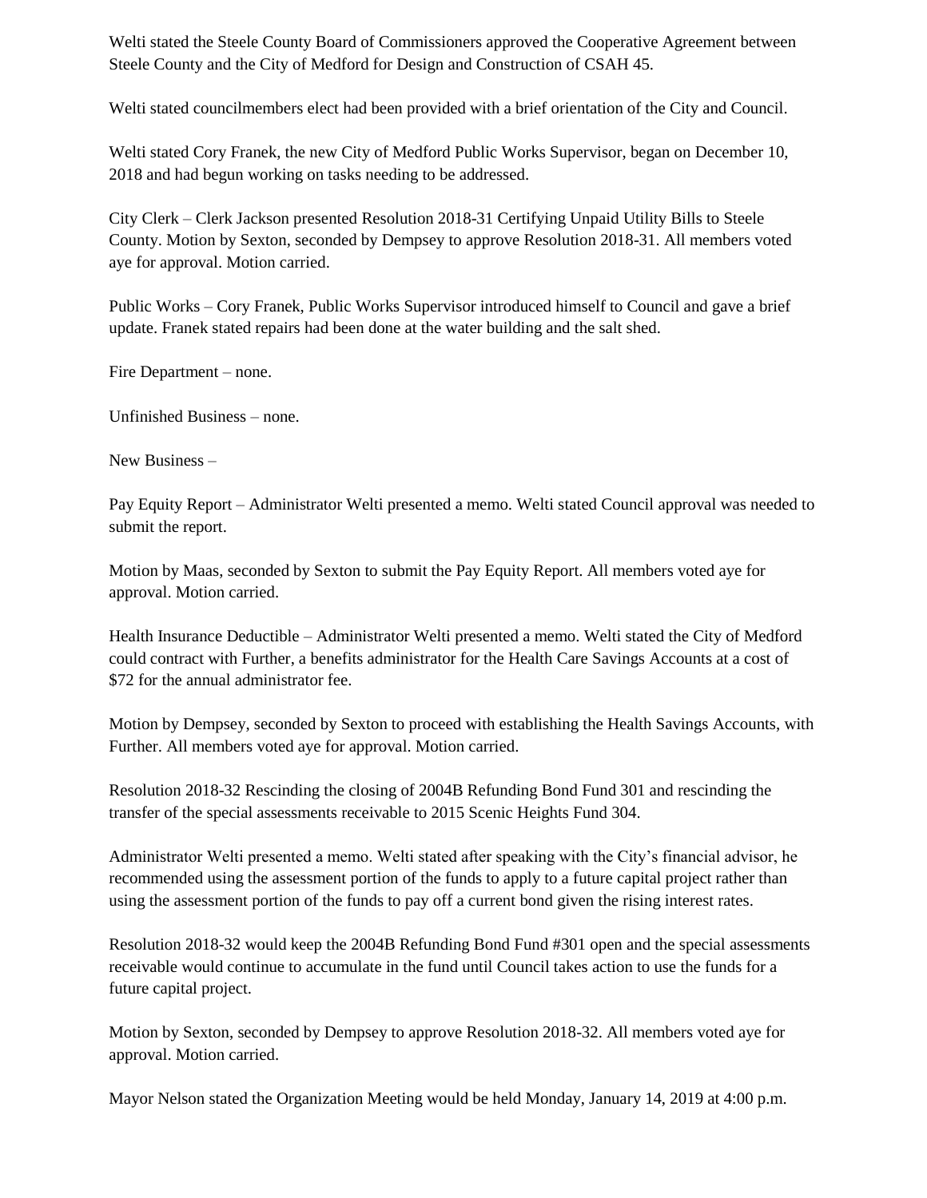Welti stated the Steele County Board of Commissioners approved the Cooperative Agreement between Steele County and the City of Medford for Design and Construction of CSAH 45.

Welti stated councilmembers elect had been provided with a brief orientation of the City and Council.

Welti stated Cory Franek, the new City of Medford Public Works Supervisor, began on December 10, 2018 and had begun working on tasks needing to be addressed.

City Clerk – Clerk Jackson presented Resolution 2018-31 Certifying Unpaid Utility Bills to Steele County. Motion by Sexton, seconded by Dempsey to approve Resolution 2018-31. All members voted aye for approval. Motion carried.

Public Works – Cory Franek, Public Works Supervisor introduced himself to Council and gave a brief update. Franek stated repairs had been done at the water building and the salt shed.

Fire Department – none.

Unfinished Business – none.

New Business –

Pay Equity Report – Administrator Welti presented a memo. Welti stated Council approval was needed to submit the report.

Motion by Maas, seconded by Sexton to submit the Pay Equity Report. All members voted aye for approval. Motion carried.

Health Insurance Deductible – Administrator Welti presented a memo. Welti stated the City of Medford could contract with Further, a benefits administrator for the Health Care Savings Accounts at a cost of $72 for the annual administrator fee.

Motion by Dempsey, seconded by Sexton to proceed with establishing the Health Savings Accounts, with Further. All members voted aye for approval. Motion carried.

Resolution 2018-32 Rescinding the closing of 2004B Refunding Bond Fund 301 and rescinding the transfer of the special assessments receivable to 2015 Scenic Heights Fund 304.

Administrator Welti presented a memo. Welti stated after speaking with the City's financial advisor, he recommended using the assessment portion of the funds to apply to a future capital project rather than using the assessment portion of the funds to pay off a current bond given the rising interest rates.

Resolution 2018-32 would keep the 2004B Refunding Bond Fund #301 open and the special assessments receivable would continue to accumulate in the fund until Council takes action to use the funds for a future capital project.

Motion by Sexton, seconded by Dempsey to approve Resolution 2018-32. All members voted aye for approval. Motion carried.

Mayor Nelson stated the Organization Meeting would be held Monday, January 14, 2019 at 4:00 p.m.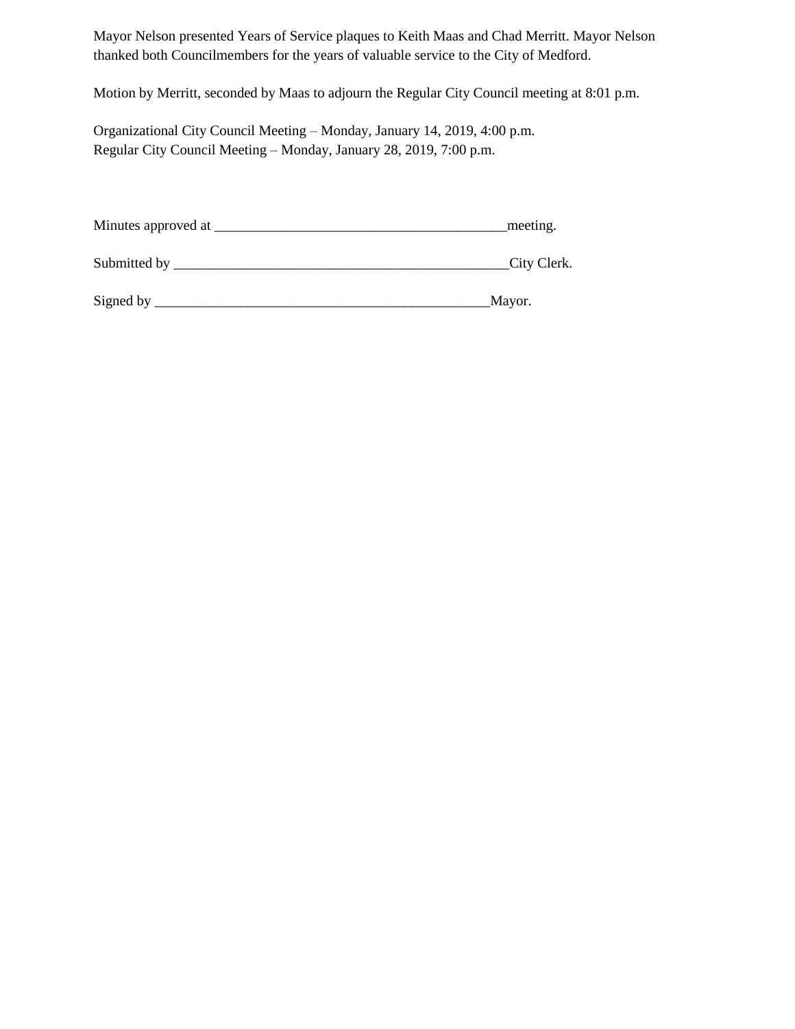Mayor Nelson presented Years of Service plaques to Keith Maas and Chad Merritt. Mayor Nelson thanked both Councilmembers for the years of valuable service to the City of Medford.

Motion by Merritt, seconded by Maas to adjourn the Regular City Council meeting at 8:01 p.m.

Organizational City Council Meeting – Monday, January 14, 2019, 4:00 p.m.  
Regular City Council Meeting – Monday, January 28, 2019, 7:00 p.m.

Minutes approved at __________________________________________meeting.

Submitted by _________________________________________________City Clerk.

Signed by _________________________________________________Mayor.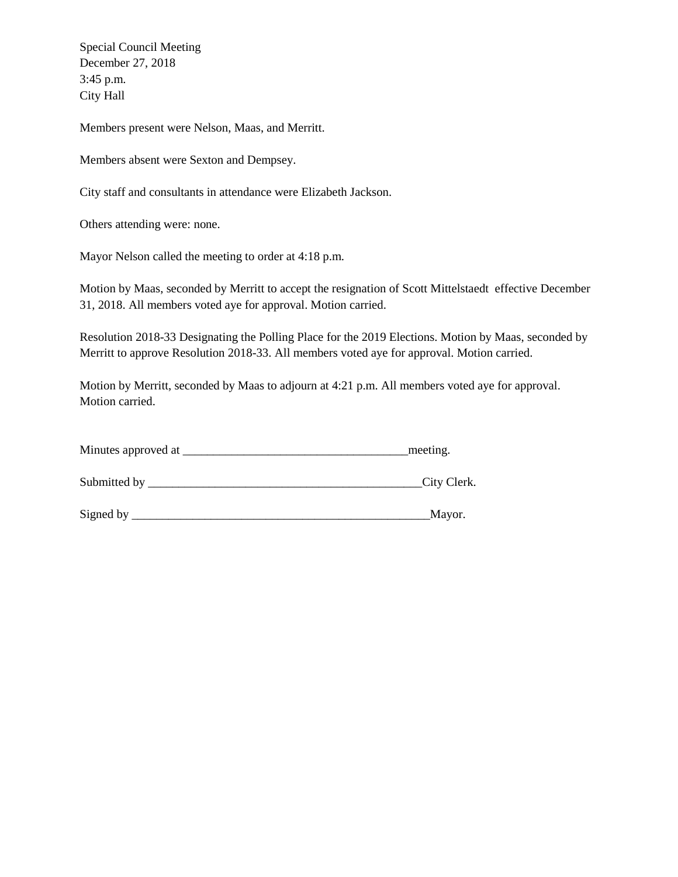Special Council Meeting
December 27, 2018
3:45 p.m.
City Hall

Members present were Nelson, Maas, and Merritt.

Members absent were Sexton and Dempsey.

City staff and consultants in attendance were Elizabeth Jackson.

Others attending were: none.

Mayor Nelson called the meeting to order at 4:18 p.m.

Motion by Maas, seconded by Merritt to accept the resignation of Scott Mittelstaedt effective December 31, 2018. All members voted aye for approval. Motion carried.

Resolution 2018-33 Designating the Polling Place for the 2019 Elections. Motion by Maas, seconded by Merritt to approve Resolution 2018-33. All members voted aye for approval. Motion carried.

Motion by Merritt, seconded by Maas to adjourn at 4:21 p.m. All members voted aye for approval. Motion carried.

Minutes approved at ____________________________________meeting.

Submitted by ______________________________________________City Clerk.

Signed by __________________________________________________Mayor.